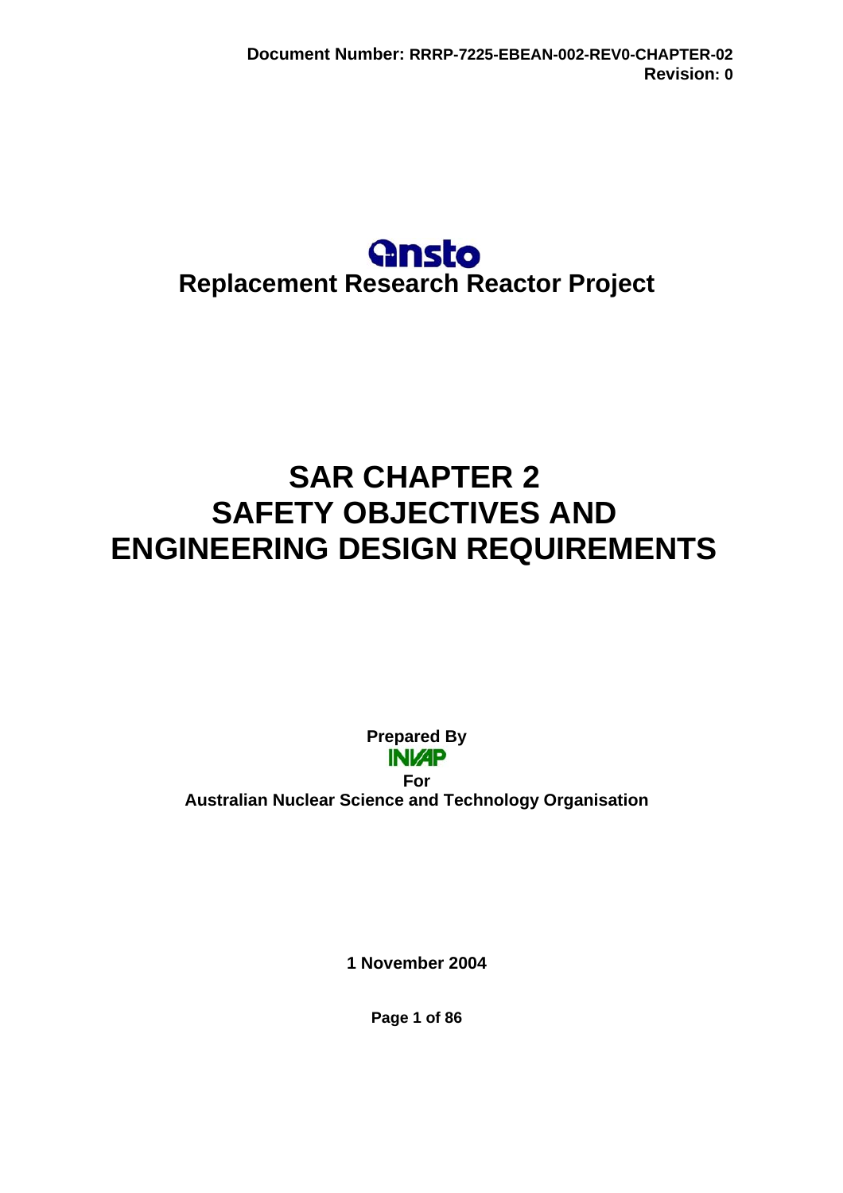Document Number: RRRP-7225-EBEAN-002-REV0-CHAPTER-02
Revision: 0

ansto

**Replacement Research Reactor Project**

# SAR CHAPTER 2
# SAFETY OBJECTIVES AND ENGINEERING DESIGN REQUIREMENTS

**Prepared By**

**INVAP**

**For**

**Australian Nuclear Science and Technology Organisation**

**1 November 2004**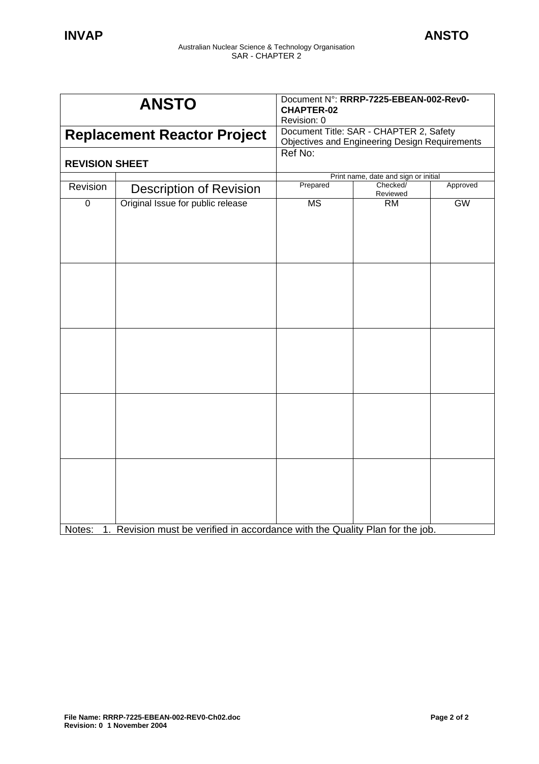| ANSTO | | Document N°: **RRRP-7225-EBEAN-002-Rev0-CHAPTER-02**<br>Revision: 0 | | |
|---|---|---|---|---|
| **Replacement Reactor Project** | | Document Title: SAR - CHAPTER 2, Safety Objectives and Engineering Design Requirements | | |
| **REVISION SHEET** | | Ref No: | | |
| | | Print name, date and sign or initial | | |
| Revision | Description of Revision | Prepared | Checked/ Reviewed | Approved |
| 0 | Original Issue for public release | MS | RM | GW |
| | | | | |
| | | | | |
| | | | | |
| | | | | |
| Notes: 1. Revision must be verified in accordance with the Quality Plan for the job. | | | | |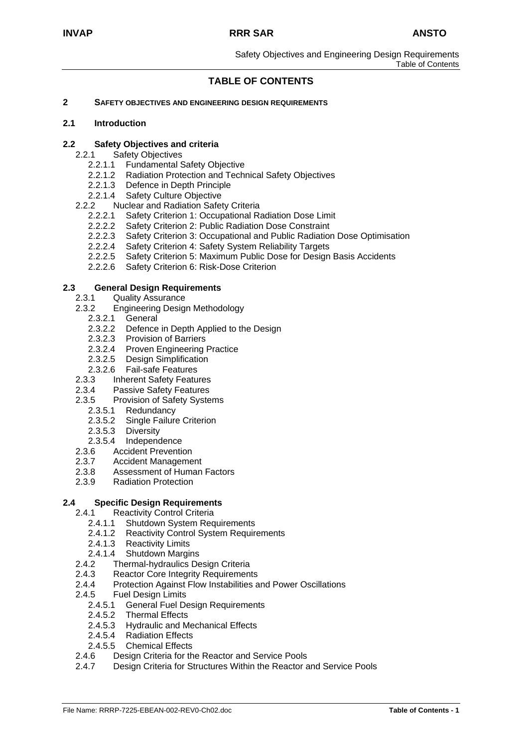# TABLE OF CONTENTS

**2 SAFETY OBJECTIVES AND ENGINEERING DESIGN REQUIREMENTS**

**2.1 Introduction**

**2.2 Safety Objectives and criteria**

- 2.2.1 Safety Objectives
  - 2.2.1.1 Fundamental Safety Objective
  - 2.2.1.2 Radiation Protection and Technical Safety Objectives
  - 2.2.1.3 Defence in Depth Principle
  - 2.2.1.4 Safety Culture Objective
- 2.2.2 Nuclear and Radiation Safety Criteria
  - 2.2.2.1 Safety Criterion 1: Occupational Radiation Dose Limit
  - 2.2.2.2 Safety Criterion 2: Public Radiation Dose Constraint
  - 2.2.2.3 Safety Criterion 3: Occupational and Public Radiation Dose Optimisation
  - 2.2.2.4 Safety Criterion 4: Safety System Reliability Targets
  - 2.2.2.5 Safety Criterion 5: Maximum Public Dose for Design Basis Accidents
  - 2.2.2.6 Safety Criterion 6: Risk-Dose Criterion

**2.3 General Design Requirements**

- 2.3.1 Quality Assurance
- 2.3.2 Engineering Design Methodology
  - 2.3.2.1 General
  - 2.3.2.2 Defence in Depth Applied to the Design
  - 2.3.2.3 Provision of Barriers
  - 2.3.2.4 Proven Engineering Practice
  - 2.3.2.5 Design Simplification
  - 2.3.2.6 Fail-safe Features
- 2.3.3 Inherent Safety Features
- 2.3.4 Passive Safety Features
- 2.3.5 Provision of Safety Systems
  - 2.3.5.1 Redundancy
  - 2.3.5.2 Single Failure Criterion
  - 2.3.5.3 Diversity
  - 2.3.5.4 Independence
- 2.3.6 Accident Prevention
- 2.3.7 Accident Management
- 2.3.8 Assessment of Human Factors
- 2.3.9 Radiation Protection

**2.4 Specific Design Requirements**

- 2.4.1 Reactivity Control Criteria
  - 2.4.1.1 Shutdown System Requirements
  - 2.4.1.2 Reactivity Control System Requirements
  - 2.4.1.3 Reactivity Limits
  - 2.4.1.4 Shutdown Margins
- 2.4.2 Thermal-hydraulics Design Criteria
- 2.4.3 Reactor Core Integrity Requirements
- 2.4.4 Protection Against Flow Instabilities and Power Oscillations
- 2.4.5 Fuel Design Limits
  - 2.4.5.1 General Fuel Design Requirements
  - 2.4.5.2 Thermal Effects
  - 2.4.5.3 Hydraulic and Mechanical Effects
  - 2.4.5.4 Radiation Effects
  - 2.4.5.5 Chemical Effects
- 2.4.6 Design Criteria for the Reactor and Service Pools
- 2.4.7 Design Criteria for Structures Within the Reactor and Service Pools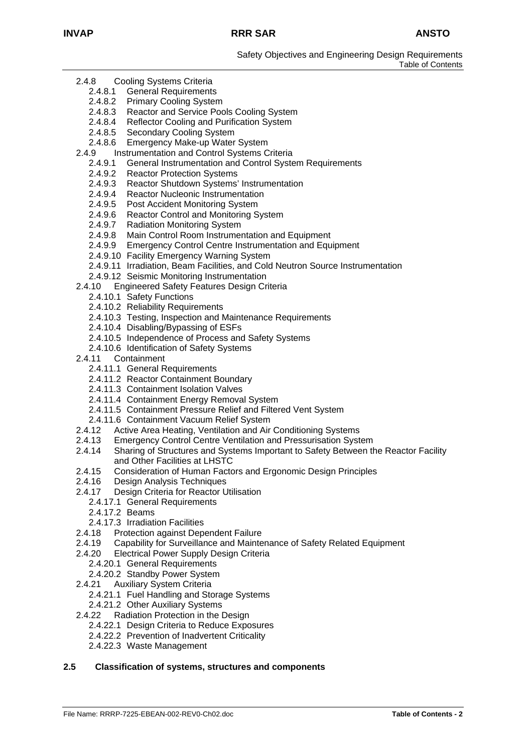- 2.4.8 Cooling Systems Criteria
  - 2.4.8.1 General Requirements
  - 2.4.8.2 Primary Cooling System
  - 2.4.8.3 Reactor and Service Pools Cooling System
  - 2.4.8.4 Reflector Cooling and Purification System
  - 2.4.8.5 Secondary Cooling System
  - 2.4.8.6 Emergency Make-up Water System
- 2.4.9 Instrumentation and Control Systems Criteria
  - 2.4.9.1 General Instrumentation and Control System Requirements
  - 2.4.9.2 Reactor Protection Systems
  - 2.4.9.3 Reactor Shutdown Systems' Instrumentation
  - 2.4.9.4 Reactor Nucleonic Instrumentation
  - 2.4.9.5 Post Accident Monitoring System
  - 2.4.9.6 Reactor Control and Monitoring System
  - 2.4.9.7 Radiation Monitoring System
  - 2.4.9.8 Main Control Room Instrumentation and Equipment
  - 2.4.9.9 Emergency Control Centre Instrumentation and Equipment
  - 2.4.9.10 Facility Emergency Warning System
  - 2.4.9.11 Irradiation, Beam Facilities, and Cold Neutron Source Instrumentation
  - 2.4.9.12 Seismic Monitoring Instrumentation
- 2.4.10 Engineered Safety Features Design Criteria
  - 2.4.10.1 Safety Functions
  - 2.4.10.2 Reliability Requirements
  - 2.4.10.3 Testing, Inspection and Maintenance Requirements
  - 2.4.10.4 Disabling/Bypassing of ESFs
  - 2.4.10.5 Independence of Process and Safety Systems
  - 2.4.10.6 Identification of Safety Systems
- 2.4.11 Containment
  - 2.4.11.1 General Requirements
  - 2.4.11.2 Reactor Containment Boundary
  - 2.4.11.3 Containment Isolation Valves
  - 2.4.11.4 Containment Energy Removal System
  - 2.4.11.5 Containment Pressure Relief and Filtered Vent System
  - 2.4.11.6 Containment Vacuum Relief System
- 2.4.12 Active Area Heating, Ventilation and Air Conditioning Systems
- 2.4.13 Emergency Control Centre Ventilation and Pressurisation System
- 2.4.14 Sharing of Structures and Systems Important to Safety Between the Reactor Facility and Other Facilities at LHSTC
- 2.4.15 Consideration of Human Factors and Ergonomic Design Principles
- 2.4.16 Design Analysis Techniques
- 2.4.17 Design Criteria for Reactor Utilisation
  - 2.4.17.1 General Requirements
  - 2.4.17.2 Beams
  - 2.4.17.3 Irradiation Facilities
- 2.4.18 Protection against Dependent Failure
- 2.4.19 Capability for Surveillance and Maintenance of Safety Related Equipment
- 2.4.20 Electrical Power Supply Design Criteria
  - 2.4.20.1 General Requirements
  - 2.4.20.2 Standby Power System
- 2.4.21 Auxiliary System Criteria
  - 2.4.21.1 Fuel Handling and Storage Systems
  - 2.4.21.2 Other Auxiliary Systems
- 2.4.22 Radiation Protection in the Design
  - 2.4.22.1 Design Criteria to Reduce Exposures
  - 2.4.22.2 Prevention of Inadvertent Criticality
  - 2.4.22.3 Waste Management

**2.5 Classification of systems, structures and components**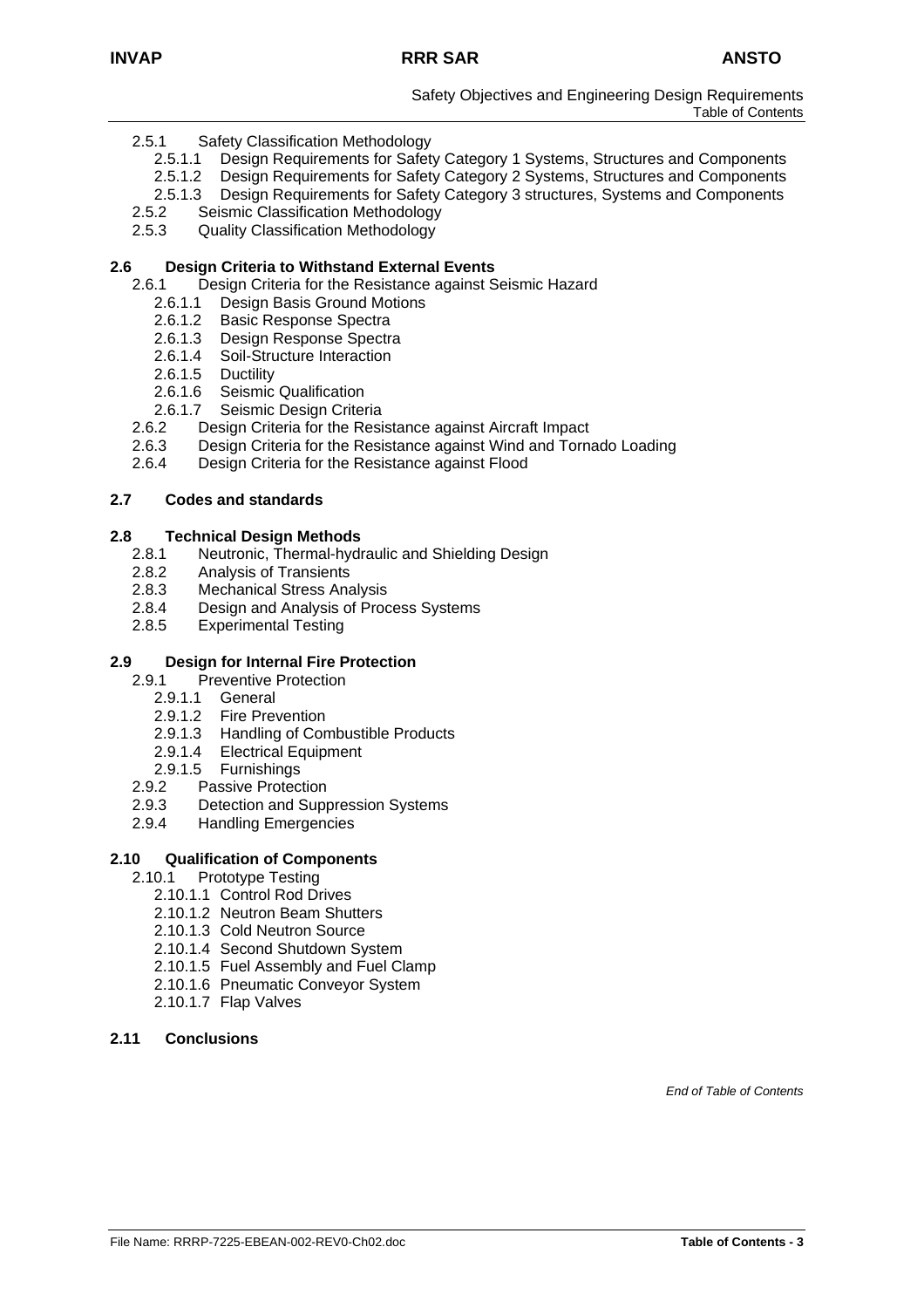2.5.1 Safety Classification Methodology
  - 2.5.1.1 Design Requirements for Safety Category 1 Systems, Structures and Components
  - 2.5.1.2 Design Requirements for Safety Category 2 Systems, Structures and Components
  - 2.5.1.3 Design Requirements for Safety Category 3 structures, Systems and Components

2.5.2 Seismic Classification Methodology

2.5.3 Quality Classification Methodology

**2.6 Design Criteria to Withstand External Events**

2.6.1 Design Criteria for the Resistance against Seismic Hazard
  - 2.6.1.1 Design Basis Ground Motions
  - 2.6.1.2 Basic Response Spectra
  - 2.6.1.3 Design Response Spectra
  - 2.6.1.4 Soil-Structure Interaction
  - 2.6.1.5 Ductility
  - 2.6.1.6 Seismic Qualification
  - 2.6.1.7 Seismic Design Criteria

2.6.2 Design Criteria for the Resistance against Aircraft Impact

2.6.3 Design Criteria for the Resistance against Wind and Tornado Loading

2.6.4 Design Criteria for the Resistance against Flood

**2.7 Codes and standards**

**2.8 Technical Design Methods**

2.8.1 Neutronic, Thermal-hydraulic and Shielding Design

2.8.2 Analysis of Transients

2.8.3 Mechanical Stress Analysis

2.8.4 Design and Analysis of Process Systems

2.8.5 Experimental Testing

**2.9 Design for Internal Fire Protection**

2.9.1 Preventive Protection
  - 2.9.1.1 General
  - 2.9.1.2 Fire Prevention
  - 2.9.1.3 Handling of Combustible Products
  - 2.9.1.4 Electrical Equipment
  - 2.9.1.5 Furnishings

2.9.2 Passive Protection

2.9.3 Detection and Suppression Systems

2.9.4 Handling Emergencies

**2.10 Qualification of Components**

2.10.1 Prototype Testing
  - 2.10.1.1 Control Rod Drives
  - 2.10.1.2 Neutron Beam Shutters
  - 2.10.1.3 Cold Neutron Source
  - 2.10.1.4 Second Shutdown System
  - 2.10.1.5 Fuel Assembly and Fuel Clamp
  - 2.10.1.6 Pneumatic Conveyor System
  - 2.10.1.7 Flap Valves

**2.11 Conclusions**

*End of Table of Contents*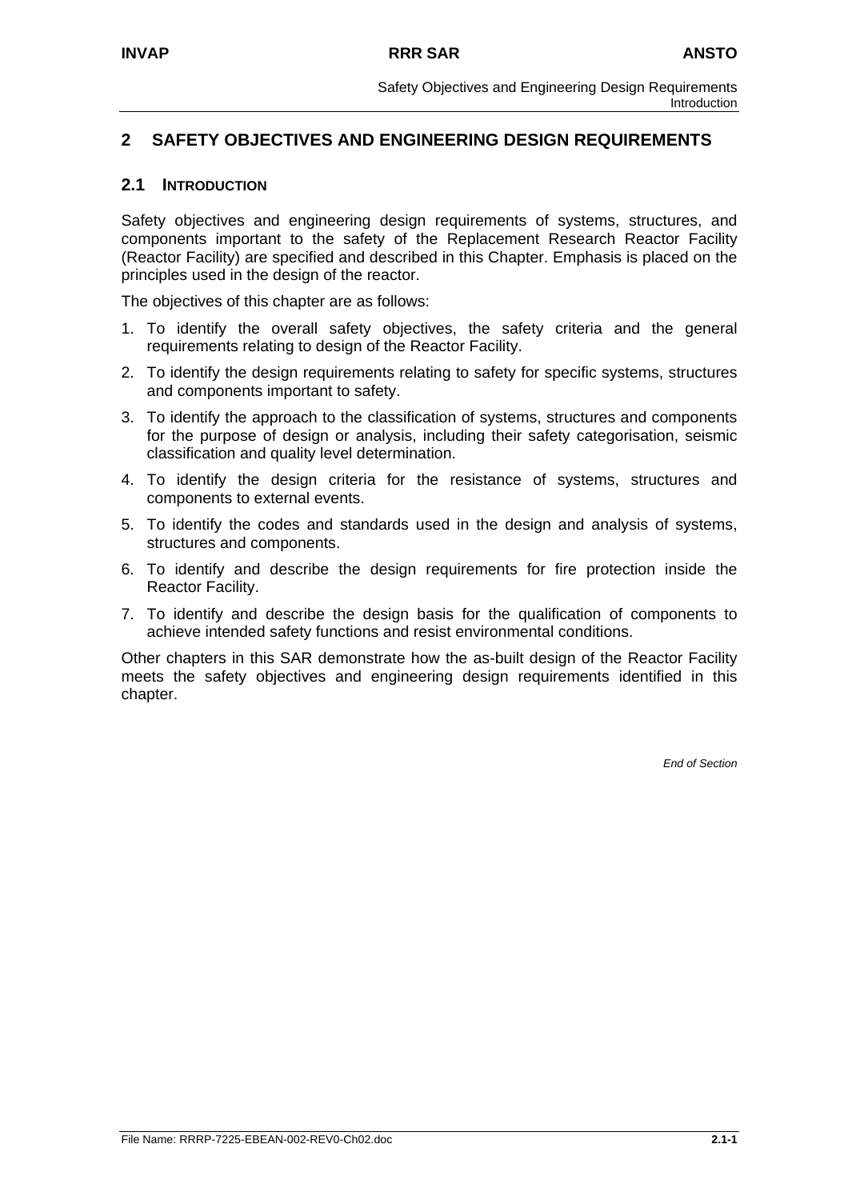# 2 SAFETY OBJECTIVES AND ENGINEERING DESIGN REQUIREMENTS

## 2.1 INTRODUCTION

Safety objectives and engineering design requirements of systems, structures, and components important to the safety of the Replacement Research Reactor Facility (Reactor Facility) are specified and described in this Chapter. Emphasis is placed on the principles used in the design of the reactor.

The objectives of this chapter are as follows:

1. To identify the overall safety objectives, the safety criteria and the general requirements relating to design of the Reactor Facility.
2. To identify the design requirements relating to safety for specific systems, structures and components important to safety.
3. To identify the approach to the classification of systems, structures and components for the purpose of design or analysis, including their safety categorisation, seismic classification and quality level determination.
4. To identify the design criteria for the resistance of systems, structures and components to external events.
5. To identify the codes and standards used in the design and analysis of systems, structures and components.
6. To identify and describe the design requirements for fire protection inside the Reactor Facility.
7. To identify and describe the design basis for the qualification of components to achieve intended safety functions and resist environmental conditions.

Other chapters in this SAR demonstrate how the as-built design of the Reactor Facility meets the safety objectives and engineering design requirements identified in this chapter.

*End of Section*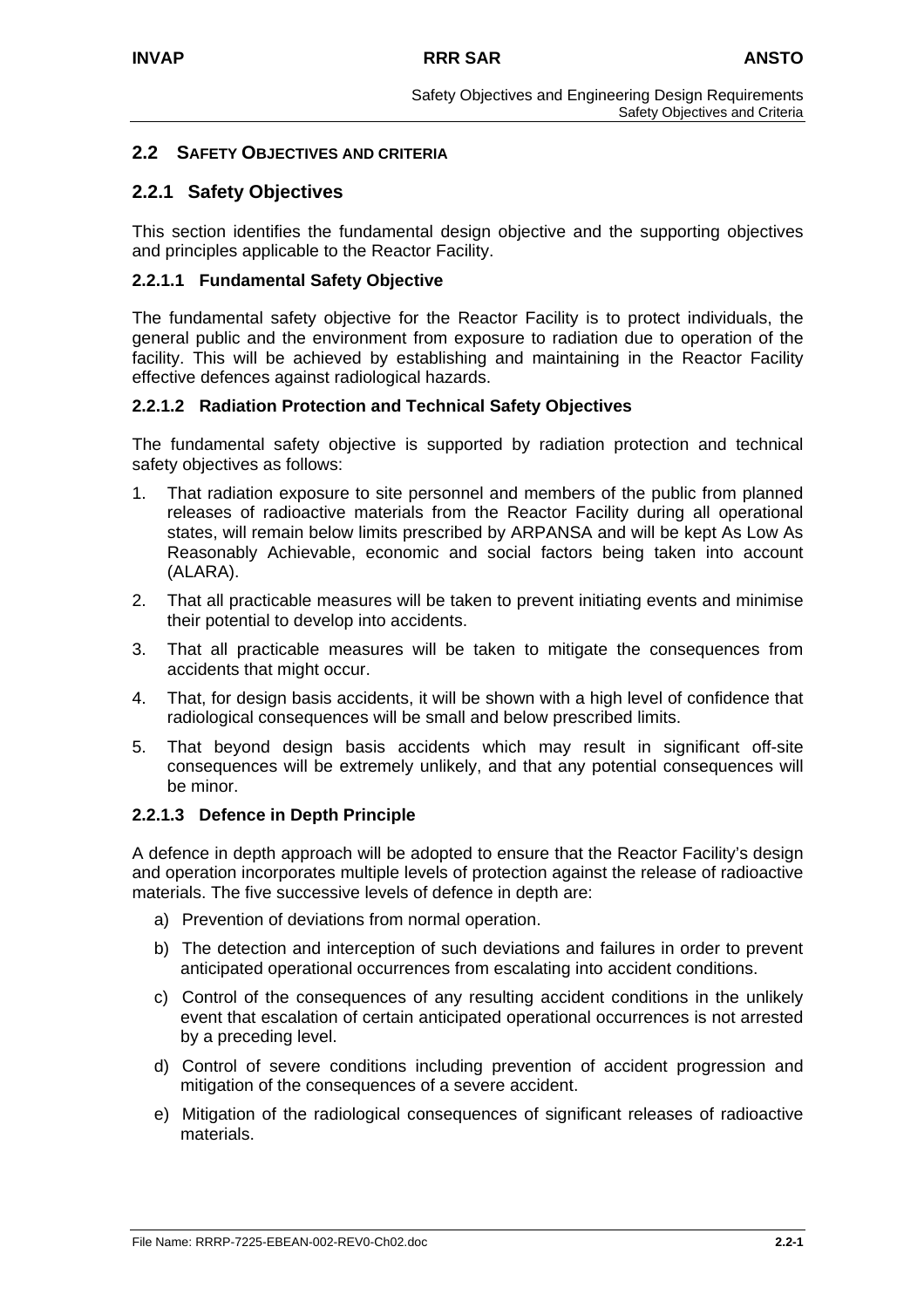## 2.2 SAFETY OBJECTIVES AND CRITERIA

### 2.2.1 Safety Objectives

This section identifies the fundamental design objective and the supporting objectives and principles applicable to the Reactor Facility.

#### 2.2.1.1 Fundamental Safety Objective

The fundamental safety objective for the Reactor Facility is to protect individuals, the general public and the environment from exposure to radiation due to operation of the facility. This will be achieved by establishing and maintaining in the Reactor Facility effective defences against radiological hazards.

#### 2.2.1.2 Radiation Protection and Technical Safety Objectives

The fundamental safety objective is supported by radiation protection and technical safety objectives as follows:

1. That radiation exposure to site personnel and members of the public from planned releases of radioactive materials from the Reactor Facility during all operational states, will remain below limits prescribed by ARPANSA and will be kept As Low As Reasonably Achievable, economic and social factors being taken into account (ALARA).
2. That all practicable measures will be taken to prevent initiating events and minimise their potential to develop into accidents.
3. That all practicable measures will be taken to mitigate the consequences from accidents that might occur.
4. That, for design basis accidents, it will be shown with a high level of confidence that radiological consequences will be small and below prescribed limits.
5. That beyond design basis accidents which may result in significant off-site consequences will be extremely unlikely, and that any potential consequences will be minor.

#### 2.2.1.3 Defence in Depth Principle

A defence in depth approach will be adopted to ensure that the Reactor Facility's design and operation incorporates multiple levels of protection against the release of radioactive materials. The five successive levels of defence in depth are:

a) Prevention of deviations from normal operation.

b) The detection and interception of such deviations and failures in order to prevent anticipated operational occurrences from escalating into accident conditions.

c) Control of the consequences of any resulting accident conditions in the unlikely event that escalation of certain anticipated operational occurrences is not arrested by a preceding level.

d) Control of severe conditions including prevention of accident progression and mitigation of the consequences of a severe accident.

e) Mitigation of the radiological consequences of significant releases of radioactive materials.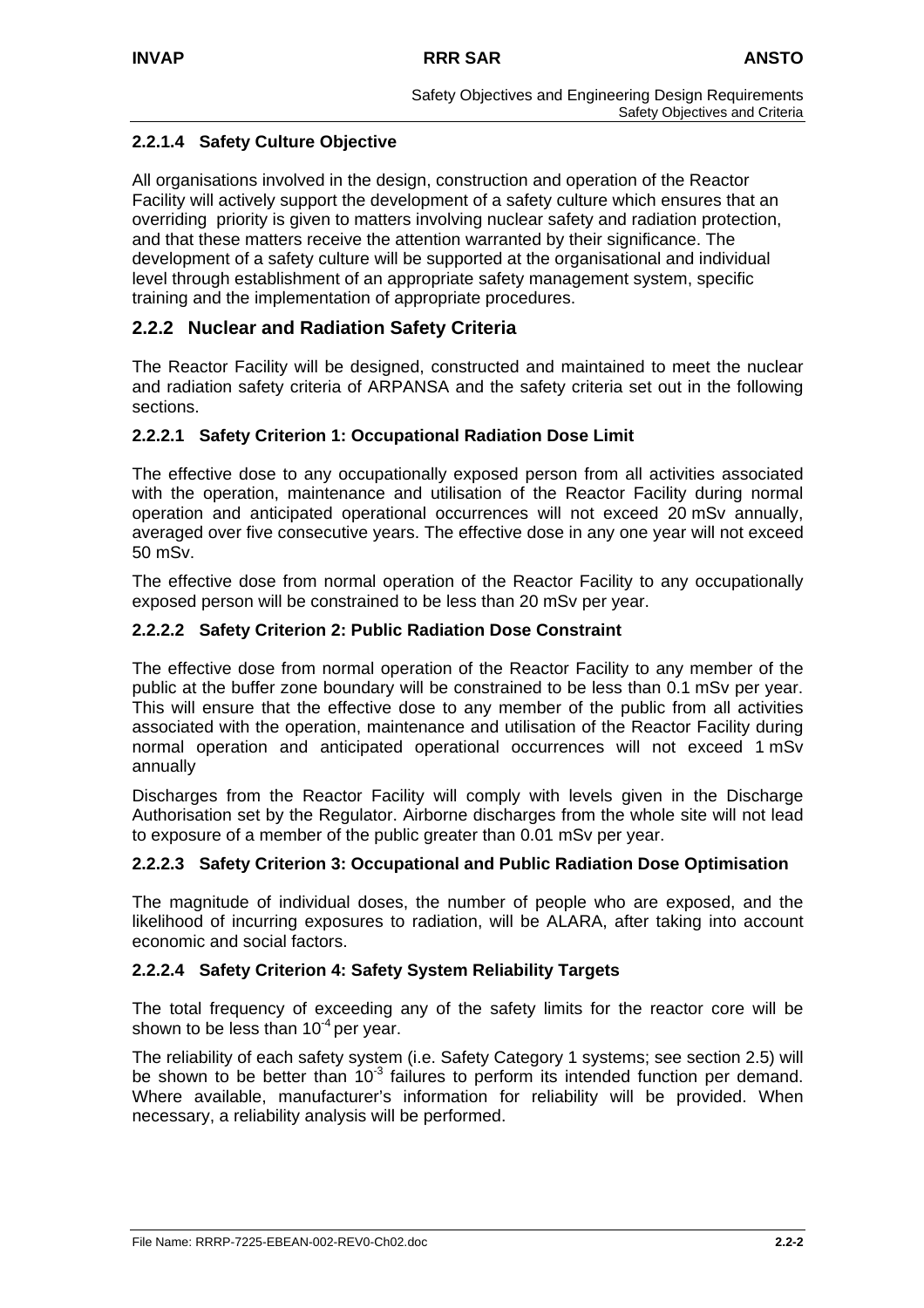### 2.2.1.4 Safety Culture Objective

All organisations involved in the design, construction and operation of the Reactor Facility will actively support the development of a safety culture which ensures that an overriding priority is given to matters involving nuclear safety and radiation protection, and that these matters receive the attention warranted by their significance. The development of a safety culture will be supported at the organisational and individual level through establishment of an appropriate safety management system, specific training and the implementation of appropriate procedures.

## 2.2.2 Nuclear and Radiation Safety Criteria

The Reactor Facility will be designed, constructed and maintained to meet the nuclear and radiation safety criteria of ARPANSA and the safety criteria set out in the following sections.

### 2.2.2.1 Safety Criterion 1: Occupational Radiation Dose Limit

The effective dose to any occupationally exposed person from all activities associated with the operation, maintenance and utilisation of the Reactor Facility during normal operation and anticipated operational occurrences will not exceed 20 mSv annually, averaged over five consecutive years. The effective dose in any one year will not exceed 50 mSv.

The effective dose from normal operation of the Reactor Facility to any occupationally exposed person will be constrained to be less than 20 mSv per year.

### 2.2.2.2 Safety Criterion 2: Public Radiation Dose Constraint

The effective dose from normal operation of the Reactor Facility to any member of the public at the buffer zone boundary will be constrained to be less than 0.1 mSv per year. This will ensure that the effective dose to any member of the public from all activities associated with the operation, maintenance and utilisation of the Reactor Facility during normal operation and anticipated operational occurrences will not exceed 1 mSv annually

Discharges from the Reactor Facility will comply with levels given in the Discharge Authorisation set by the Regulator. Airborne discharges from the whole site will not lead to exposure of a member of the public greater than 0.01 mSv per year.

### 2.2.2.3 Safety Criterion 3: Occupational and Public Radiation Dose Optimisation

The magnitude of individual doses, the number of people who are exposed, and the likelihood of incurring exposures to radiation, will be ALARA, after taking into account economic and social factors.

### 2.2.2.4 Safety Criterion 4: Safety System Reliability Targets

The total frequency of exceeding any of the safety limits for the reactor core will be shown to be less than $10^{-4}$ per year.

The reliability of each safety system (i.e. Safety Category 1 systems; see section 2.5) will be shown to be better than $10^{-3}$ failures to perform its intended function per demand. Where available, manufacturer's information for reliability will be provided. When necessary, a reliability analysis will be performed.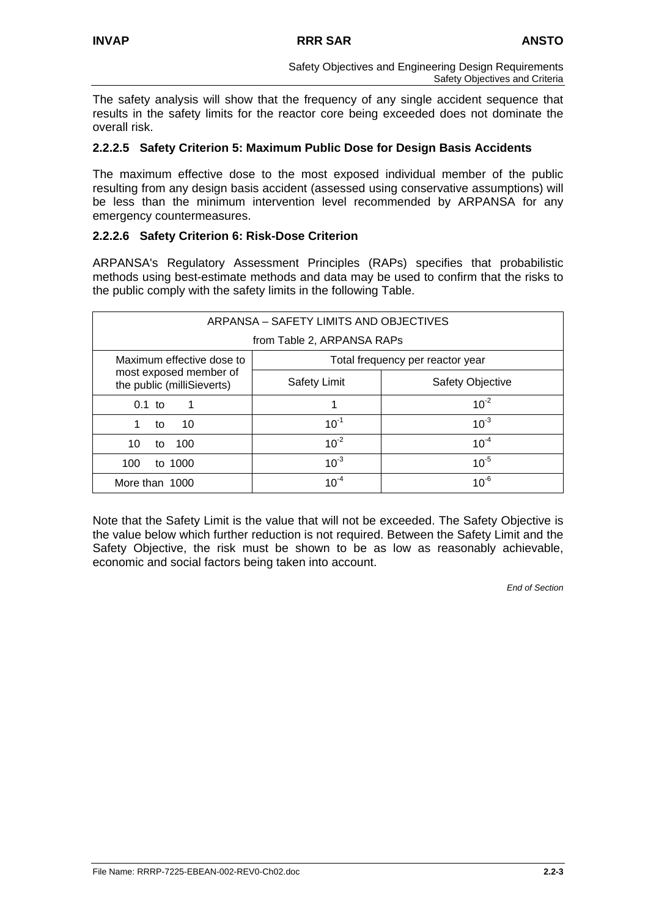The safety analysis will show that the frequency of any single accident sequence that results in the safety limits for the reactor core being exceeded does not dominate the overall risk.

#### 2.2.2.5 Safety Criterion 5: Maximum Public Dose for Design Basis Accidents

The maximum effective dose to the most exposed individual member of the public resulting from any design basis accident (assessed using conservative assumptions) will be less than the minimum intervention level recommended by ARPANSA for any emergency countermeasures.

#### 2.2.2.6 Safety Criterion 6: Risk-Dose Criterion

ARPANSA's Regulatory Assessment Principles (RAPs) specifies that probabilistic methods using best-estimate methods and data may be used to confirm that the risks to the public comply with the safety limits in the following Table.

| ARPANSA – SAFETY LIMITS AND OBJECTIVES from Table 2, ARPANSA RAPs | | |
|---|---|---|
| Maximum effective dose to most exposed member of the public (milliSieverts) | Total frequency per reactor year | |
| | Safety Limit | Safety Objective |
| 0.1 to 1 | 1 | $10^{-2}$ |
| 1 to 10 | $10^{-1}$ | $10^{-3}$ |
| 10 to 100 | $10^{-2}$ | $10^{-4}$ |
| 100 to 1000 | $10^{-3}$ | $10^{-5}$ |
| More than 1000 | $10^{-4}$ | $10^{-6}$ |

Note that the Safety Limit is the value that will not be exceeded. The Safety Objective is the value below which further reduction is not required. Between the Safety Limit and the Safety Objective, the risk must be shown to be as low as reasonably achievable, economic and social factors being taken into account.

*End of Section*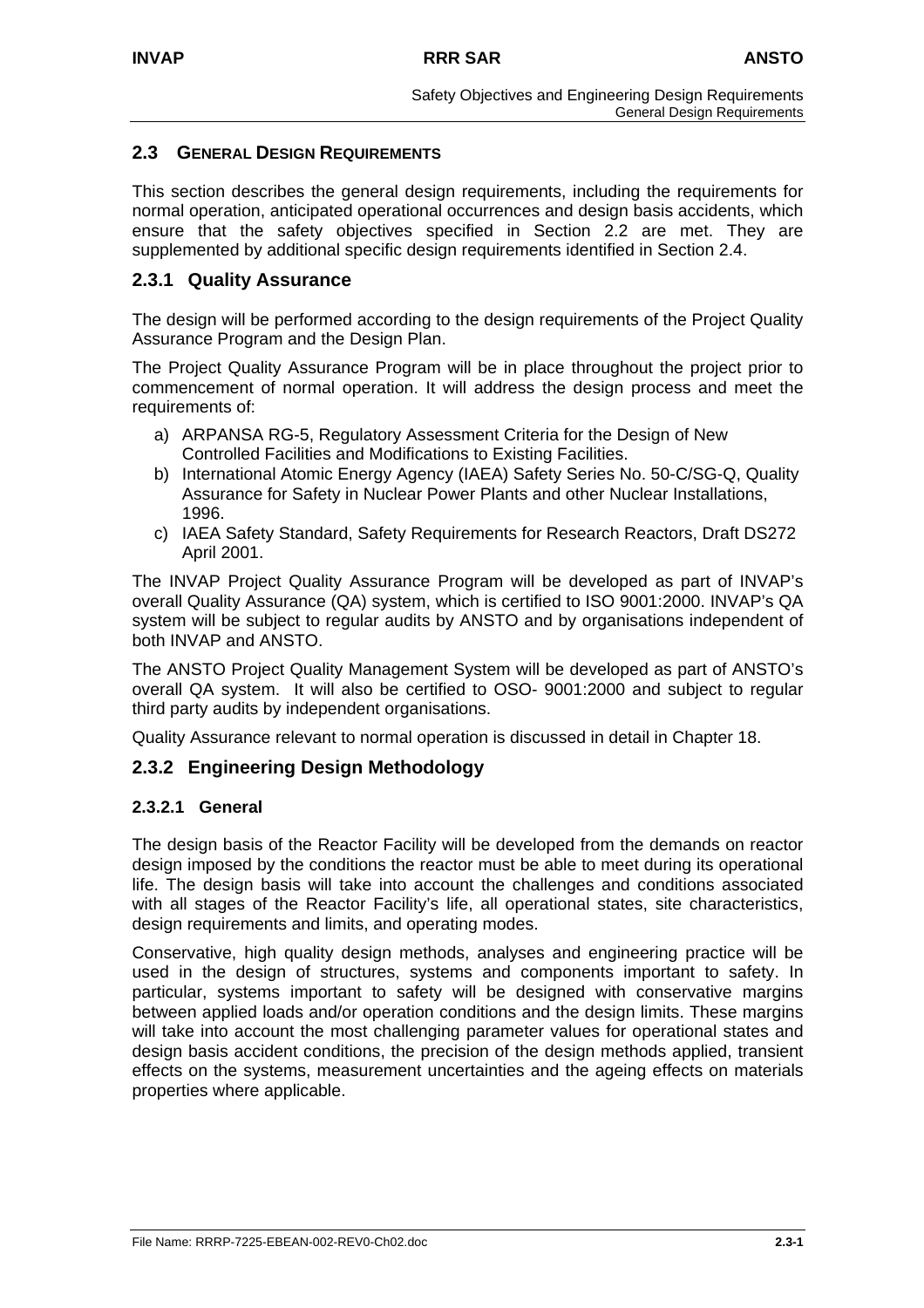## 2.3 General Design Requirements

This section describes the general design requirements, including the requirements for normal operation, anticipated operational occurrences and design basis accidents, which ensure that the safety objectives specified in Section 2.2 are met. They are supplemented by additional specific design requirements identified in Section 2.4.

### 2.3.1 Quality Assurance

The design will be performed according to the design requirements of the Project Quality Assurance Program and the Design Plan.

The Project Quality Assurance Program will be in place throughout the project prior to commencement of normal operation. It will address the design process and meet the requirements of:

a) ARPANSA RG-5, Regulatory Assessment Criteria for the Design of New Controlled Facilities and Modifications to Existing Facilities.
b) International Atomic Energy Agency (IAEA) Safety Series No. 50-C/SG-Q, Quality Assurance for Safety in Nuclear Power Plants and other Nuclear Installations, 1996.
c) IAEA Safety Standard, Safety Requirements for Research Reactors, Draft DS272 April 2001.

The INVAP Project Quality Assurance Program will be developed as part of INVAP's overall Quality Assurance (QA) system, which is certified to ISO 9001:2000. INVAP's QA system will be subject to regular audits by ANSTO and by organisations independent of both INVAP and ANSTO.

The ANSTO Project Quality Management System will be developed as part of ANSTO's overall QA system. It will also be certified to OSO- 9001:2000 and subject to regular third party audits by independent organisations.

Quality Assurance relevant to normal operation is discussed in detail in Chapter 18.

### 2.3.2 Engineering Design Methodology

#### 2.3.2.1 General

The design basis of the Reactor Facility will be developed from the demands on reactor design imposed by the conditions the reactor must be able to meet during its operational life. The design basis will take into account the challenges and conditions associated with all stages of the Reactor Facility's life, all operational states, site characteristics, design requirements and limits, and operating modes.

Conservative, high quality design methods, analyses and engineering practice will be used in the design of structures, systems and components important to safety. In particular, systems important to safety will be designed with conservative margins between applied loads and/or operation conditions and the design limits. These margins will take into account the most challenging parameter values for operational states and design basis accident conditions, the precision of the design methods applied, transient effects on the systems, measurement uncertainties and the ageing effects on materials properties where applicable.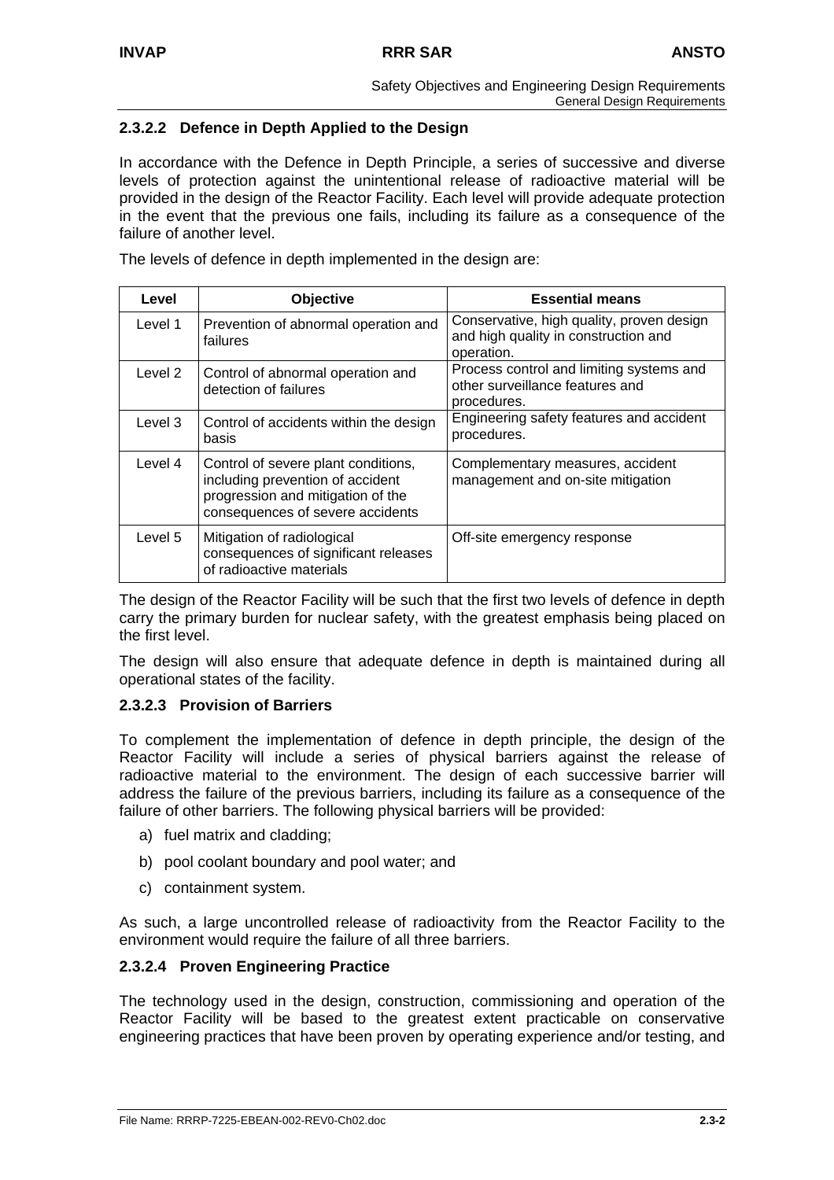### 2.3.2.2 Defence in Depth Applied to the Design

In accordance with the Defence in Depth Principle, a series of successive and diverse levels of protection against the unintentional release of radioactive material will be provided in the design of the Reactor Facility. Each level will provide adequate protection in the event that the previous one fails, including its failure as a consequence of the failure of another level.

The levels of defence in depth implemented in the design are:

| Level | Objective | Essential means |
|---|---|---|
| Level 1 | Prevention of abnormal operation and failures | Conservative, high quality, proven design and high quality in construction and operation. |
| Level 2 | Control of abnormal operation and detection of failures | Process control and limiting systems and other surveillance features and procedures. |
| Level 3 | Control of accidents within the design basis | Engineering safety features and accident procedures. |
| Level 4 | Control of severe plant conditions, including prevention of accident progression and mitigation of the consequences of severe accidents | Complementary measures, accident management and on-site mitigation |
| Level 5 | Mitigation of radiological consequences of significant releases of radioactive materials | Off-site emergency response |

The design of the Reactor Facility will be such that the first two levels of defence in depth carry the primary burden for nuclear safety, with the greatest emphasis being placed on the first level.

The design will also ensure that adequate defence in depth is maintained during all operational states of the facility.

### 2.3.2.3 Provision of Barriers

To complement the implementation of defence in depth principle, the design of the Reactor Facility will include a series of physical barriers against the release of radioactive material to the environment. The design of each successive barrier will address the failure of the previous barriers, including its failure as a consequence of the failure of other barriers. The following physical barriers will be provided:

a) fuel matrix and cladding;

b) pool coolant boundary and pool water; and

c) containment system.

As such, a large uncontrolled release of radioactivity from the Reactor Facility to the environment would require the failure of all three barriers.

### 2.3.2.4 Proven Engineering Practice

The technology used in the design, construction, commissioning and operation of the Reactor Facility will be based to the greatest extent practicable on conservative engineering practices that have been proven by operating experience and/or testing, and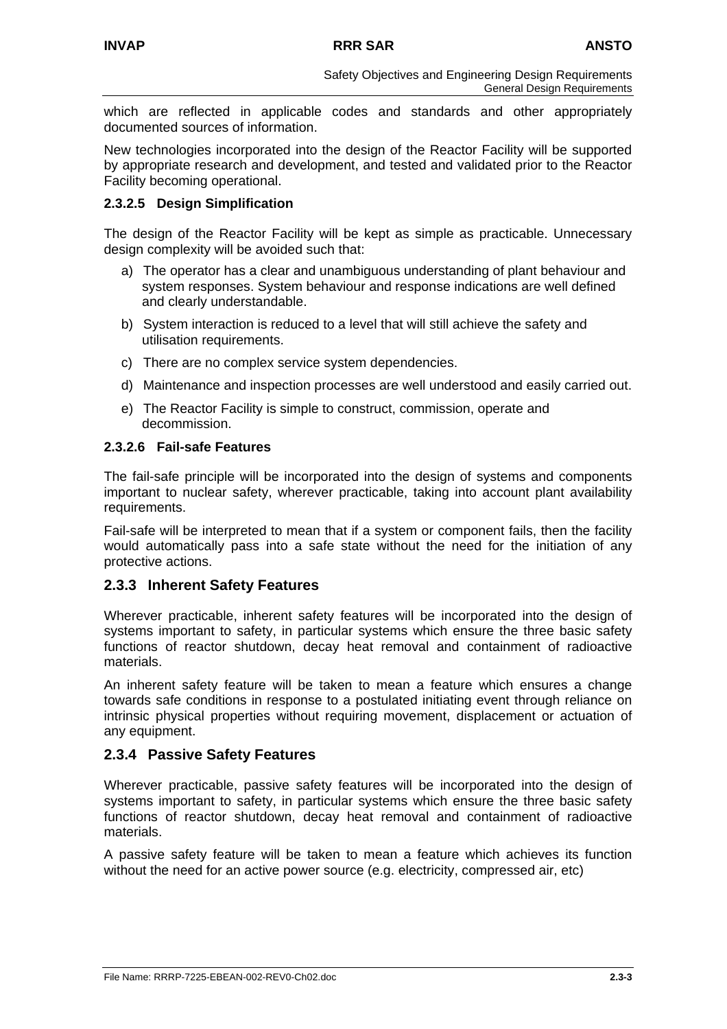which are reflected in applicable codes and standards and other appropriately documented sources of information.

New technologies incorporated into the design of the Reactor Facility will be supported by appropriate research and development, and tested and validated prior to the Reactor Facility becoming operational.

#### 2.3.2.5 Design Simplification

The design of the Reactor Facility will be kept as simple as practicable. Unnecessary design complexity will be avoided such that:

a) The operator has a clear and unambiguous understanding of plant behaviour and system responses. System behaviour and response indications are well defined and clearly understandable.

b) System interaction is reduced to a level that will still achieve the safety and utilisation requirements.

c) There are no complex service system dependencies.

d) Maintenance and inspection processes are well understood and easily carried out.

e) The Reactor Facility is simple to construct, commission, operate and decommission.

#### 2.3.2.6 Fail-safe Features

The fail-safe principle will be incorporated into the design of systems and components important to nuclear safety, wherever practicable, taking into account plant availability requirements.

Fail-safe will be interpreted to mean that if a system or component fails, then the facility would automatically pass into a safe state without the need for the initiation of any protective actions.

### 2.3.3 Inherent Safety Features

Wherever practicable, inherent safety features will be incorporated into the design of systems important to safety, in particular systems which ensure the three basic safety functions of reactor shutdown, decay heat removal and containment of radioactive materials.

An inherent safety feature will be taken to mean a feature which ensures a change towards safe conditions in response to a postulated initiating event through reliance on intrinsic physical properties without requiring movement, displacement or actuation of any equipment.

### 2.3.4 Passive Safety Features

Wherever practicable, passive safety features will be incorporated into the design of systems important to safety, in particular systems which ensure the three basic safety functions of reactor shutdown, decay heat removal and containment of radioactive materials.

A passive safety feature will be taken to mean a feature which achieves its function without the need for an active power source (e.g. electricity, compressed air, etc)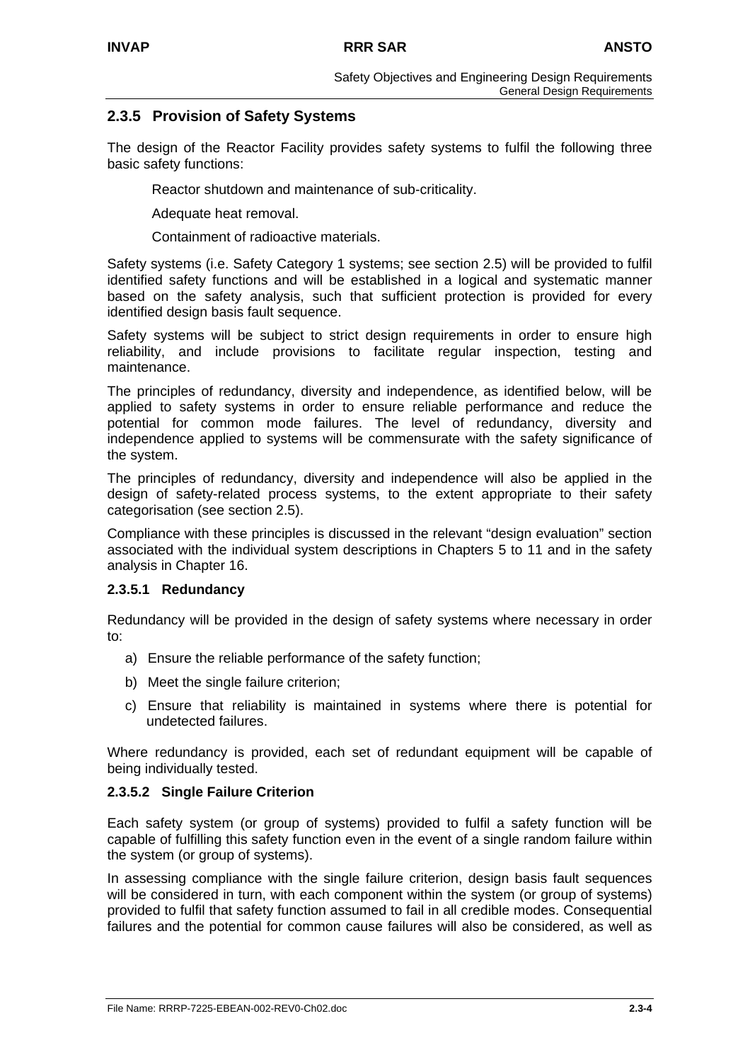## 2.3.5 Provision of Safety Systems

The design of the Reactor Facility provides safety systems to fulfil the following three basic safety functions:

Reactor shutdown and maintenance of sub-criticality.

Adequate heat removal.

Containment of radioactive materials.

Safety systems (i.e. Safety Category 1 systems; see section 2.5) will be provided to fulfil identified safety functions and will be established in a logical and systematic manner based on the safety analysis, such that sufficient protection is provided for every identified design basis fault sequence.

Safety systems will be subject to strict design requirements in order to ensure high reliability, and include provisions to facilitate regular inspection, testing and maintenance.

The principles of redundancy, diversity and independence, as identified below, will be applied to safety systems in order to ensure reliable performance and reduce the potential for common mode failures. The level of redundancy, diversity and independence applied to systems will be commensurate with the safety significance of the system.

The principles of redundancy, diversity and independence will also be applied in the design of safety-related process systems, to the extent appropriate to their safety categorisation (see section 2.5).

Compliance with these principles is discussed in the relevant "design evaluation" section associated with the individual system descriptions in Chapters 5 to 11 and in the safety analysis in Chapter 16.

### 2.3.5.1 Redundancy

Redundancy will be provided in the design of safety systems where necessary in order to:

a) Ensure the reliable performance of the safety function;

b) Meet the single failure criterion;

c) Ensure that reliability is maintained in systems where there is potential for undetected failures.

Where redundancy is provided, each set of redundant equipment will be capable of being individually tested.

### 2.3.5.2 Single Failure Criterion

Each safety system (or group of systems) provided to fulfil a safety function will be capable of fulfilling this safety function even in the event of a single random failure within the system (or group of systems).

In assessing compliance with the single failure criterion, design basis fault sequences will be considered in turn, with each component within the system (or group of systems) provided to fulfil that safety function assumed to fail in all credible modes. Consequential failures and the potential for common cause failures will also be considered, as well as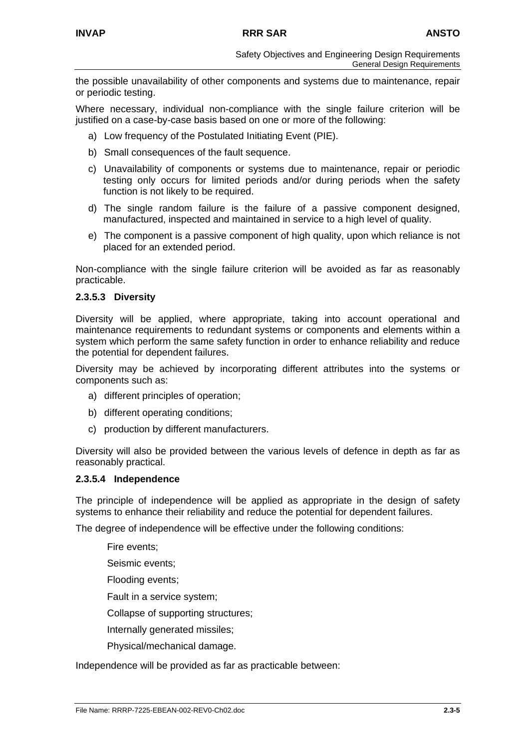the possible unavailability of other components and systems due to maintenance, repair or periodic testing.

Where necessary, individual non-compliance with the single failure criterion will be justified on a case-by-case basis based on one or more of the following:

a) Low frequency of the Postulated Initiating Event (PIE).

b) Small consequences of the fault sequence.

c) Unavailability of components or systems due to maintenance, repair or periodic testing only occurs for limited periods and/or during periods when the safety function is not likely to be required.

d) The single random failure is the failure of a passive component designed, manufactured, inspected and maintained in service to a high level of quality.

e) The component is a passive component of high quality, upon which reliance is not placed for an extended period.

Non-compliance with the single failure criterion will be avoided as far as reasonably practicable.

#### 2.3.5.3 Diversity

Diversity will be applied, where appropriate, taking into account operational and maintenance requirements to redundant systems or components and elements within a system which perform the same safety function in order to enhance reliability and reduce the potential for dependent failures.

Diversity may be achieved by incorporating different attributes into the systems or components such as:

a) different principles of operation;

b) different operating conditions;

c) production by different manufacturers.

Diversity will also be provided between the various levels of defence in depth as far as reasonably practical.

#### 2.3.5.4 Independence

The principle of independence will be applied as appropriate in the design of safety systems to enhance their reliability and reduce the potential for dependent failures.

The degree of independence will be effective under the following conditions:

Fire events;

Seismic events;

Flooding events;

Fault in a service system;

Collapse of supporting structures;

Internally generated missiles;

Physical/mechanical damage.

Independence will be provided as far as practicable between: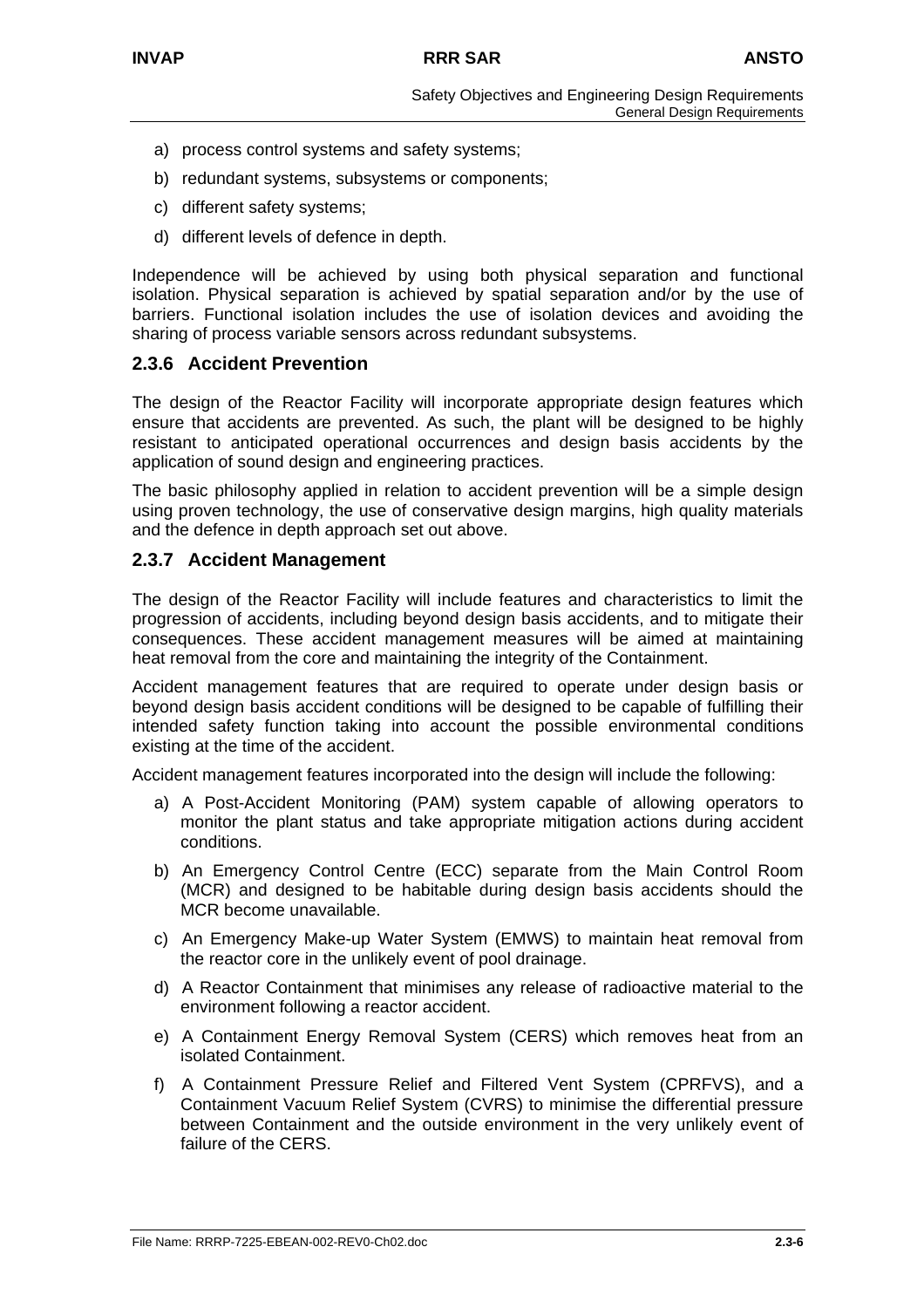a) process control systems and safety systems;

b) redundant systems, subsystems or components;

c) different safety systems;

d) different levels of defence in depth.

Independence will be achieved by using both physical separation and functional isolation. Physical separation is achieved by spatial separation and/or by the use of barriers. Functional isolation includes the use of isolation devices and avoiding the sharing of process variable sensors across redundant subsystems.

### 2.3.6 Accident Prevention

The design of the Reactor Facility will incorporate appropriate design features which ensure that accidents are prevented. As such, the plant will be designed to be highly resistant to anticipated operational occurrences and design basis accidents by the application of sound design and engineering practices.

The basic philosophy applied in relation to accident prevention will be a simple design using proven technology, the use of conservative design margins, high quality materials and the defence in depth approach set out above.

### 2.3.7 Accident Management

The design of the Reactor Facility will include features and characteristics to limit the progression of accidents, including beyond design basis accidents, and to mitigate their consequences. These accident management measures will be aimed at maintaining heat removal from the core and maintaining the integrity of the Containment.

Accident management features that are required to operate under design basis or beyond design basis accident conditions will be designed to be capable of fulfilling their intended safety function taking into account the possible environmental conditions existing at the time of the accident.

Accident management features incorporated into the design will include the following:

a) A Post-Accident Monitoring (PAM) system capable of allowing operators to monitor the plant status and take appropriate mitigation actions during accident conditions.

b) An Emergency Control Centre (ECC) separate from the Main Control Room (MCR) and designed to be habitable during design basis accidents should the MCR become unavailable.

c) An Emergency Make-up Water System (EMWS) to maintain heat removal from the reactor core in the unlikely event of pool drainage.

d) A Reactor Containment that minimises any release of radioactive material to the environment following a reactor accident.

e) A Containment Energy Removal System (CERS) which removes heat from an isolated Containment.

f) A Containment Pressure Relief and Filtered Vent System (CPRFVS), and a Containment Vacuum Relief System (CVRS) to minimise the differential pressure between Containment and the outside environment in the very unlikely event of failure of the CERS.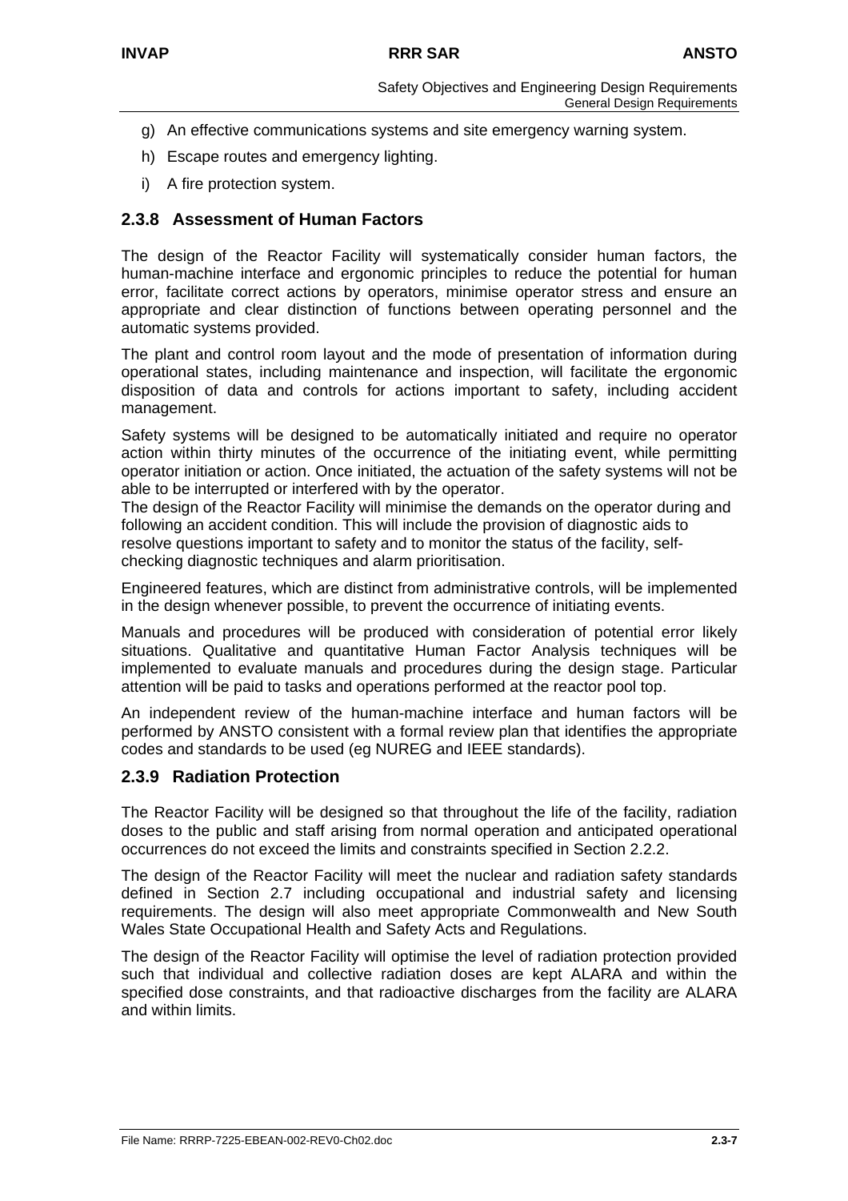g) An effective communications systems and site emergency warning system.

h) Escape routes and emergency lighting.

i) A fire protection system.

### 2.3.8 Assessment of Human Factors

The design of the Reactor Facility will systematically consider human factors, the human-machine interface and ergonomic principles to reduce the potential for human error, facilitate correct actions by operators, minimise operator stress and ensure an appropriate and clear distinction of functions between operating personnel and the automatic systems provided.

The plant and control room layout and the mode of presentation of information during operational states, including maintenance and inspection, will facilitate the ergonomic disposition of data and controls for actions important to safety, including accident management.

Safety systems will be designed to be automatically initiated and require no operator action within thirty minutes of the occurrence of the initiating event, while permitting operator initiation or action. Once initiated, the actuation of the safety systems will not be able to be interrupted or interfered with by the operator.

The design of the Reactor Facility will minimise the demands on the operator during and following an accident condition. This will include the provision of diagnostic aids to resolve questions important to safety and to monitor the status of the facility, self-checking diagnostic techniques and alarm prioritisation.

Engineered features, which are distinct from administrative controls, will be implemented in the design whenever possible, to prevent the occurrence of initiating events.

Manuals and procedures will be produced with consideration of potential error likely situations. Qualitative and quantitative Human Factor Analysis techniques will be implemented to evaluate manuals and procedures during the design stage. Particular attention will be paid to tasks and operations performed at the reactor pool top.

An independent review of the human-machine interface and human factors will be performed by ANSTO consistent with a formal review plan that identifies the appropriate codes and standards to be used (eg NUREG and IEEE standards).

### 2.3.9 Radiation Protection

The Reactor Facility will be designed so that throughout the life of the facility, radiation doses to the public and staff arising from normal operation and anticipated operational occurrences do not exceed the limits and constraints specified in Section 2.2.2.

The design of the Reactor Facility will meet the nuclear and radiation safety standards defined in Section 2.7 including occupational and industrial safety and licensing requirements. The design will also meet appropriate Commonwealth and New South Wales State Occupational Health and Safety Acts and Regulations.

The design of the Reactor Facility will optimise the level of radiation protection provided such that individual and collective radiation doses are kept ALARA and within the specified dose constraints, and that radioactive discharges from the facility are ALARA and within limits.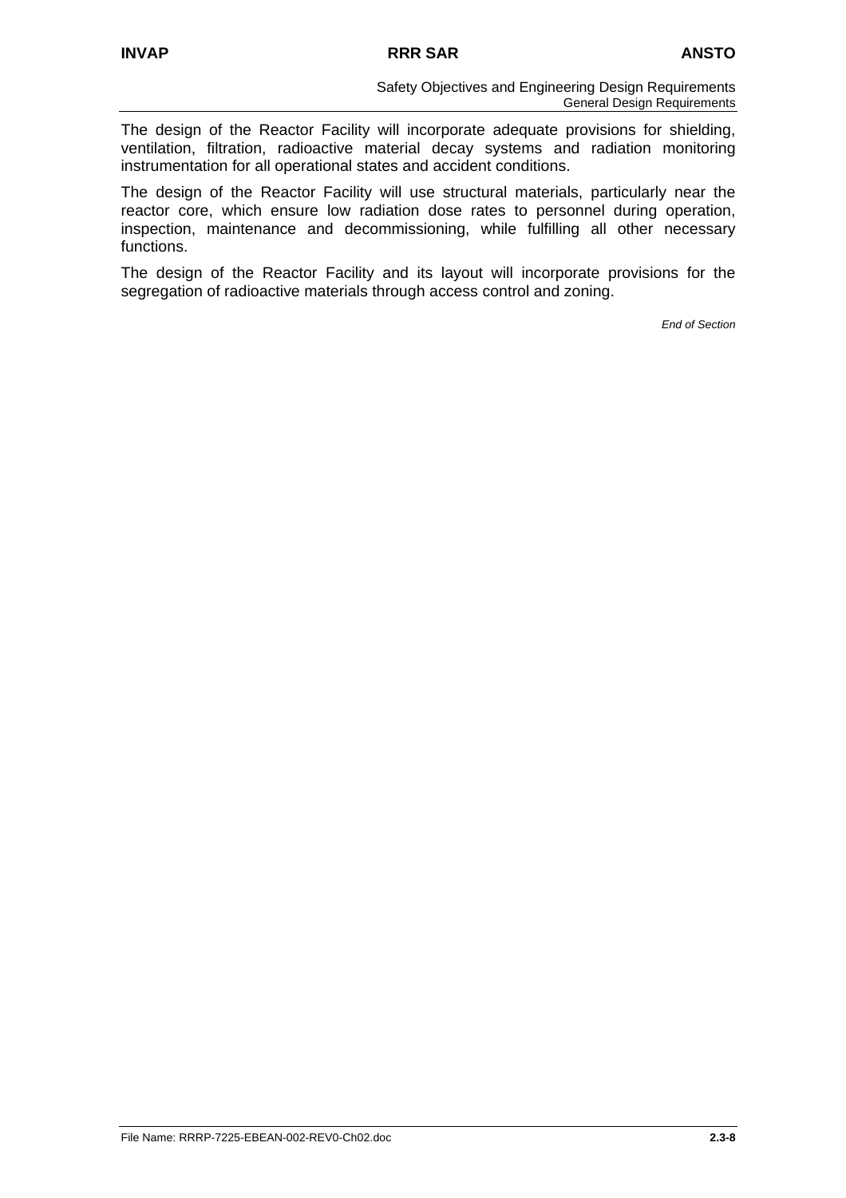The design of the Reactor Facility will incorporate adequate provisions for shielding, ventilation, filtration, radioactive material decay systems and radiation monitoring instrumentation for all operational states and accident conditions.

The design of the Reactor Facility will use structural materials, particularly near the reactor core, which ensure low radiation dose rates to personnel during operation, inspection, maintenance and decommissioning, while fulfilling all other necessary functions.

The design of the Reactor Facility and its layout will incorporate provisions for the segregation of radioactive materials through access control and zoning.

*End of Section*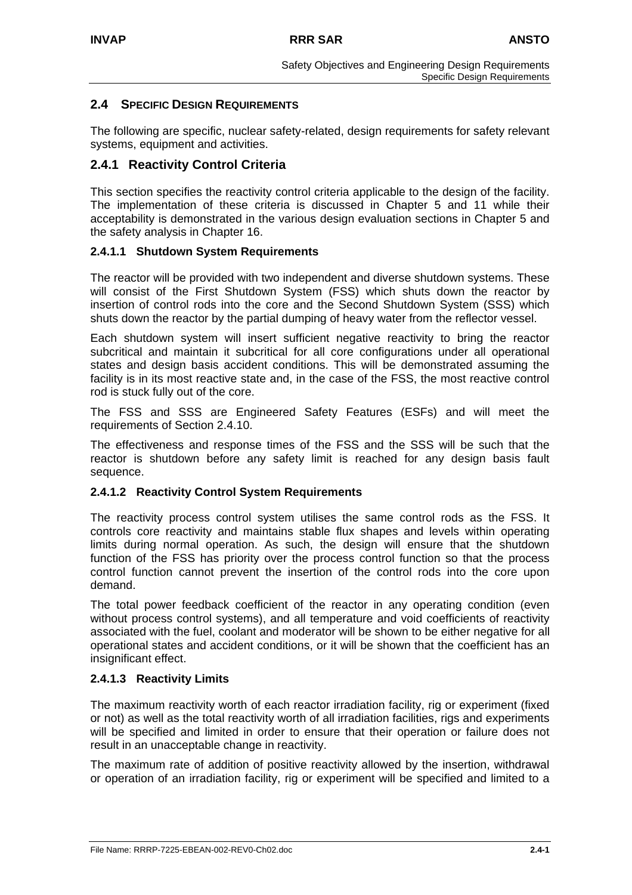## 2.4 SPECIFIC DESIGN REQUIREMENTS

The following are specific, nuclear safety-related, design requirements for safety relevant systems, equipment and activities.

### 2.4.1 Reactivity Control Criteria

This section specifies the reactivity control criteria applicable to the design of the facility. The implementation of these criteria is discussed in Chapter 5 and 11 while their acceptability is demonstrated in the various design evaluation sections in Chapter 5 and the safety analysis in Chapter 16.

#### 2.4.1.1 Shutdown System Requirements

The reactor will be provided with two independent and diverse shutdown systems. These will consist of the First Shutdown System (FSS) which shuts down the reactor by insertion of control rods into the core and the Second Shutdown System (SSS) which shuts down the reactor by the partial dumping of heavy water from the reflector vessel.

Each shutdown system will insert sufficient negative reactivity to bring the reactor subcritical and maintain it subcritical for all core configurations under all operational states and design basis accident conditions. This will be demonstrated assuming the facility is in its most reactive state and, in the case of the FSS, the most reactive control rod is stuck fully out of the core.

The FSS and SSS are Engineered Safety Features (ESFs) and will meet the requirements of Section 2.4.10.

The effectiveness and response times of the FSS and the SSS will be such that the reactor is shutdown before any safety limit is reached for any design basis fault sequence.

#### 2.4.1.2 Reactivity Control System Requirements

The reactivity process control system utilises the same control rods as the FSS. It controls core reactivity and maintains stable flux shapes and levels within operating limits during normal operation. As such, the design will ensure that the shutdown function of the FSS has priority over the process control function so that the process control function cannot prevent the insertion of the control rods into the core upon demand.

The total power feedback coefficient of the reactor in any operating condition (even without process control systems), and all temperature and void coefficients of reactivity associated with the fuel, coolant and moderator will be shown to be either negative for all operational states and accident conditions, or it will be shown that the coefficient has an insignificant effect.

#### 2.4.1.3 Reactivity Limits

The maximum reactivity worth of each reactor irradiation facility, rig or experiment (fixed or not) as well as the total reactivity worth of all irradiation facilities, rigs and experiments will be specified and limited in order to ensure that their operation or failure does not result in an unacceptable change in reactivity.

The maximum rate of addition of positive reactivity allowed by the insertion, withdrawal or operation of an irradiation facility, rig or experiment will be specified and limited to a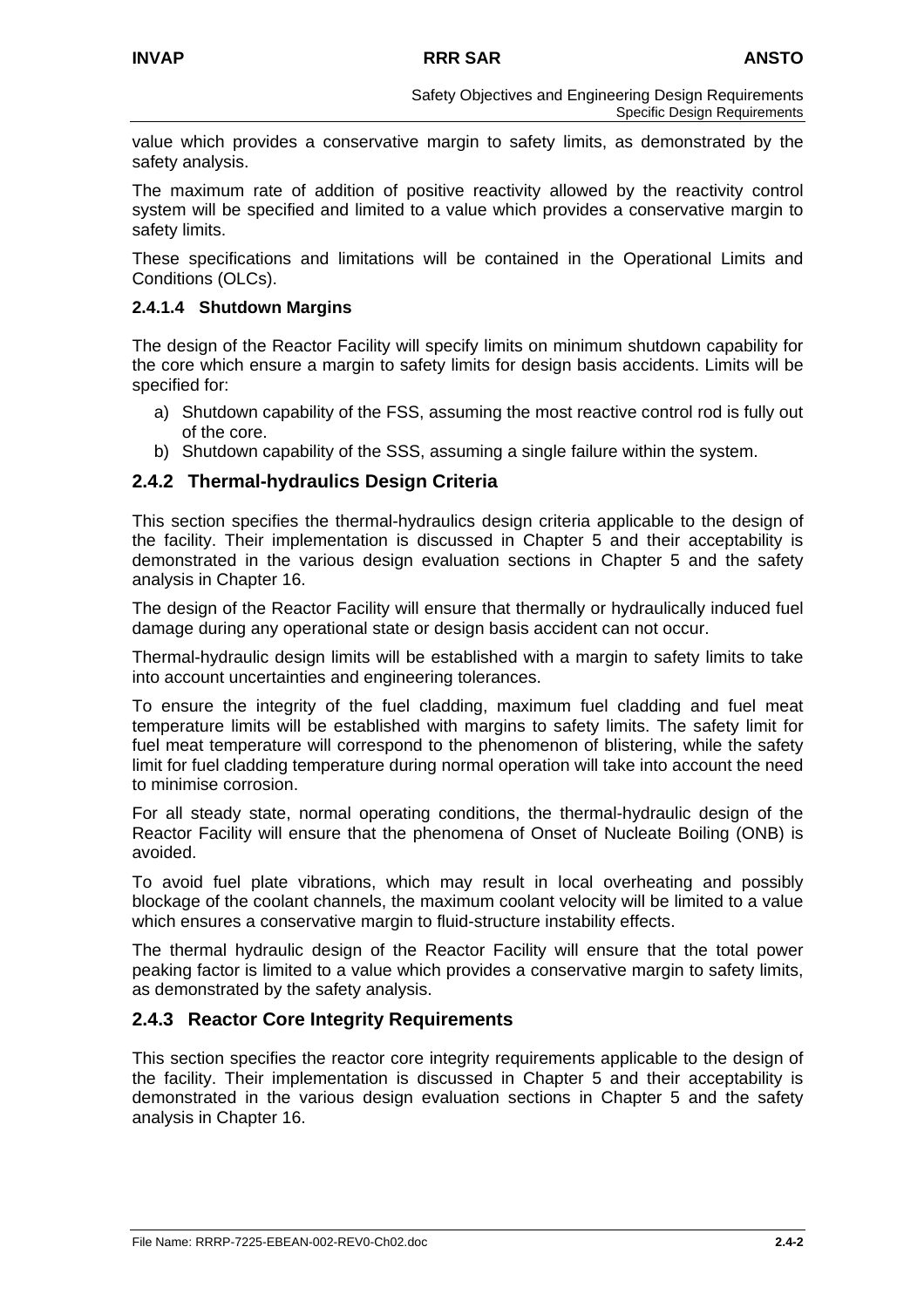value which provides a conservative margin to safety limits, as demonstrated by the safety analysis.

The maximum rate of addition of positive reactivity allowed by the reactivity control system will be specified and limited to a value which provides a conservative margin to safety limits.

These specifications and limitations will be contained in the Operational Limits and Conditions (OLCs).

#### 2.4.1.4 Shutdown Margins

The design of the Reactor Facility will specify limits on minimum shutdown capability for the core which ensure a margin to safety limits for design basis accidents. Limits will be specified for:

a) Shutdown capability of the FSS, assuming the most reactive control rod is fully out of the core.
b) Shutdown capability of the SSS, assuming a single failure within the system.

### 2.4.2 Thermal-hydraulics Design Criteria

This section specifies the thermal-hydraulics design criteria applicable to the design of the facility. Their implementation is discussed in Chapter 5 and their acceptability is demonstrated in the various design evaluation sections in Chapter 5 and the safety analysis in Chapter 16.

The design of the Reactor Facility will ensure that thermally or hydraulically induced fuel damage during any operational state or design basis accident can not occur.

Thermal-hydraulic design limits will be established with a margin to safety limits to take into account uncertainties and engineering tolerances.

To ensure the integrity of the fuel cladding, maximum fuel cladding and fuel meat temperature limits will be established with margins to safety limits. The safety limit for fuel meat temperature will correspond to the phenomenon of blistering, while the safety limit for fuel cladding temperature during normal operation will take into account the need to minimise corrosion.

For all steady state, normal operating conditions, the thermal-hydraulic design of the Reactor Facility will ensure that the phenomena of Onset of Nucleate Boiling (ONB) is avoided.

To avoid fuel plate vibrations, which may result in local overheating and possibly blockage of the coolant channels, the maximum coolant velocity will be limited to a value which ensures a conservative margin to fluid-structure instability effects.

The thermal hydraulic design of the Reactor Facility will ensure that the total power peaking factor is limited to a value which provides a conservative margin to safety limits, as demonstrated by the safety analysis.

### 2.4.3 Reactor Core Integrity Requirements

This section specifies the reactor core integrity requirements applicable to the design of the facility. Their implementation is discussed in Chapter 5 and their acceptability is demonstrated in the various design evaluation sections in Chapter 5 and the safety analysis in Chapter 16.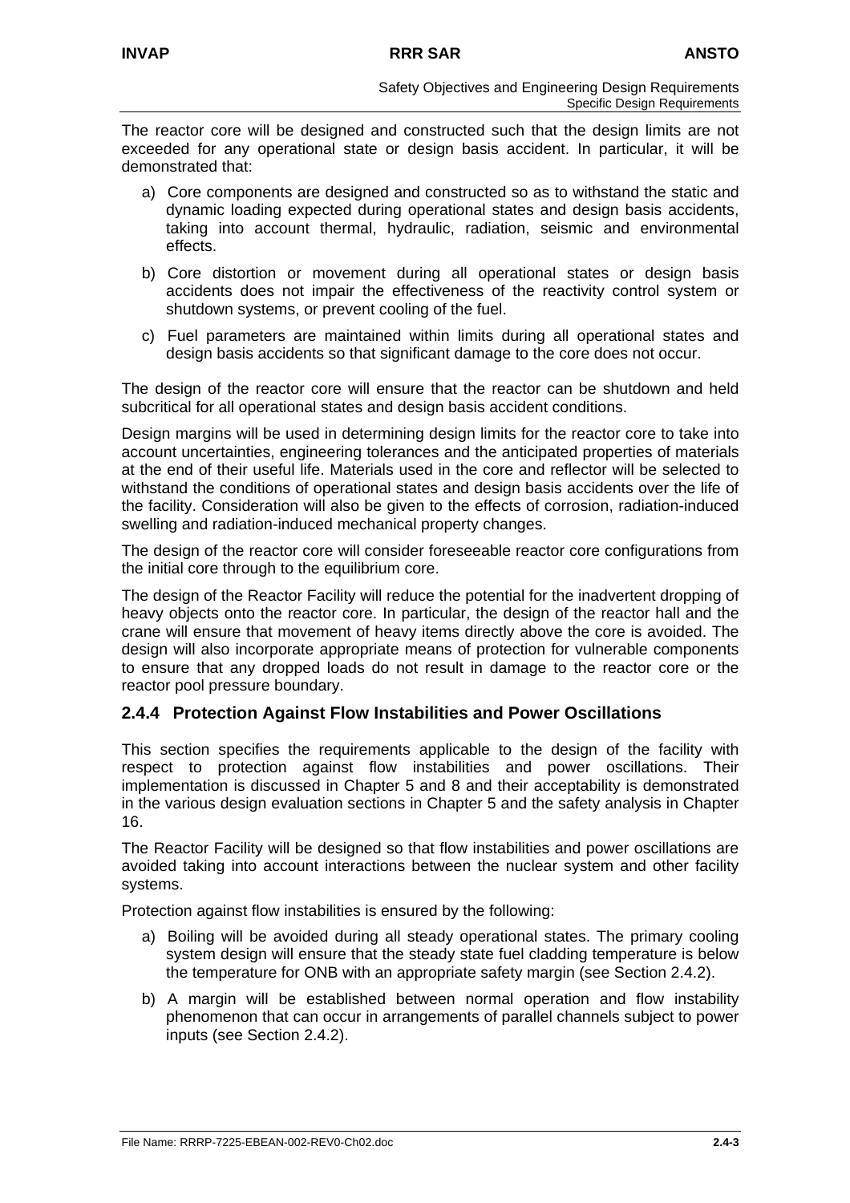The reactor core will be designed and constructed such that the design limits are not exceeded for any operational state or design basis accident. In particular, it will be demonstrated that:

a) Core components are designed and constructed so as to withstand the static and dynamic loading expected during operational states and design basis accidents, taking into account thermal, hydraulic, radiation, seismic and environmental effects.

b) Core distortion or movement during all operational states or design basis accidents does not impair the effectiveness of the reactivity control system or shutdown systems, or prevent cooling of the fuel.

c) Fuel parameters are maintained within limits during all operational states and design basis accidents so that significant damage to the core does not occur.

The design of the reactor core will ensure that the reactor can be shutdown and held subcritical for all operational states and design basis accident conditions.

Design margins will be used in determining design limits for the reactor core to take into account uncertainties, engineering tolerances and the anticipated properties of materials at the end of their useful life. Materials used in the core and reflector will be selected to withstand the conditions of operational states and design basis accidents over the life of the facility. Consideration will also be given to the effects of corrosion, radiation-induced swelling and radiation-induced mechanical property changes.

The design of the reactor core will consider foreseeable reactor core configurations from the initial core through to the equilibrium core.

The design of the Reactor Facility will reduce the potential for the inadvertent dropping of heavy objects onto the reactor core. In particular, the design of the reactor hall and the crane will ensure that movement of heavy items directly above the core is avoided. The design will also incorporate appropriate means of protection for vulnerable components to ensure that any dropped loads do not result in damage to the reactor core or the reactor pool pressure boundary.

### 2.4.4 Protection Against Flow Instabilities and Power Oscillations

This section specifies the requirements applicable to the design of the facility with respect to protection against flow instabilities and power oscillations. Their implementation is discussed in Chapter 5 and 8 and their acceptability is demonstrated in the various design evaluation sections in Chapter 5 and the safety analysis in Chapter 16.

The Reactor Facility will be designed so that flow instabilities and power oscillations are avoided taking into account interactions between the nuclear system and other facility systems.

Protection against flow instabilities is ensured by the following:

a) Boiling will be avoided during all steady operational states. The primary cooling system design will ensure that the steady state fuel cladding temperature is below the temperature for ONB with an appropriate safety margin (see Section 2.4.2).

b) A margin will be established between normal operation and flow instability phenomenon that can occur in arrangements of parallel channels subject to power inputs (see Section 2.4.2).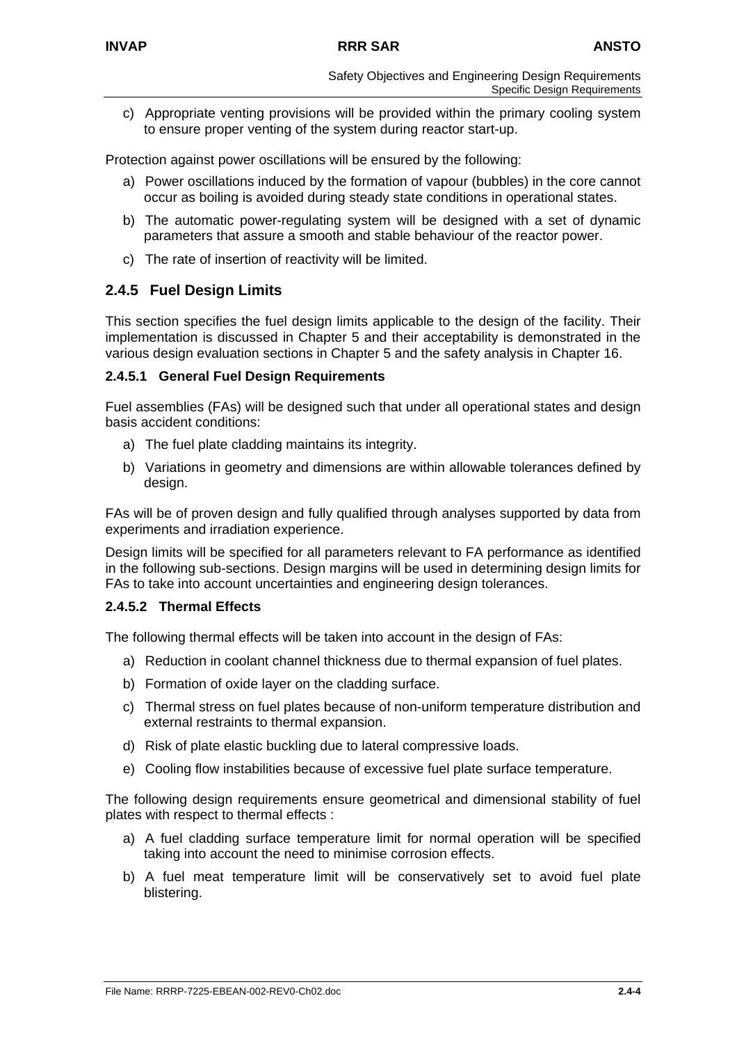c) Appropriate venting provisions will be provided within the primary cooling system to ensure proper venting of the system during reactor start-up.

Protection against power oscillations will be ensured by the following:

a) Power oscillations induced by the formation of vapour (bubbles) in the core cannot occur as boiling is avoided during steady state conditions in operational states.

b) The automatic power-regulating system will be designed with a set of dynamic parameters that assure a smooth and stable behaviour of the reactor power.

c) The rate of insertion of reactivity will be limited.

## 2.4.5 Fuel Design Limits

This section specifies the fuel design limits applicable to the design of the facility. Their implementation is discussed in Chapter 5 and their acceptability is demonstrated in the various design evaluation sections in Chapter 5 and the safety analysis in Chapter 16.

### 2.4.5.1 General Fuel Design Requirements

Fuel assemblies (FAs) will be designed such that under all operational states and design basis accident conditions:

a) The fuel plate cladding maintains its integrity.

b) Variations in geometry and dimensions are within allowable tolerances defined by design.

FAs will be of proven design and fully qualified through analyses supported by data from experiments and irradiation experience.

Design limits will be specified for all parameters relevant to FA performance as identified in the following sub-sections. Design margins will be used in determining design limits for FAs to take into account uncertainties and engineering design tolerances.

### 2.4.5.2 Thermal Effects

The following thermal effects will be taken into account in the design of FAs:

a) Reduction in coolant channel thickness due to thermal expansion of fuel plates.

b) Formation of oxide layer on the cladding surface.

c) Thermal stress on fuel plates because of non-uniform temperature distribution and external restraints to thermal expansion.

d) Risk of plate elastic buckling due to lateral compressive loads.

e) Cooling flow instabilities because of excessive fuel plate surface temperature.

The following design requirements ensure geometrical and dimensional stability of fuel plates with respect to thermal effects :

a) A fuel cladding surface temperature limit for normal operation will be specified taking into account the need to minimise corrosion effects.

b) A fuel meat temperature limit will be conservatively set to avoid fuel plate blistering.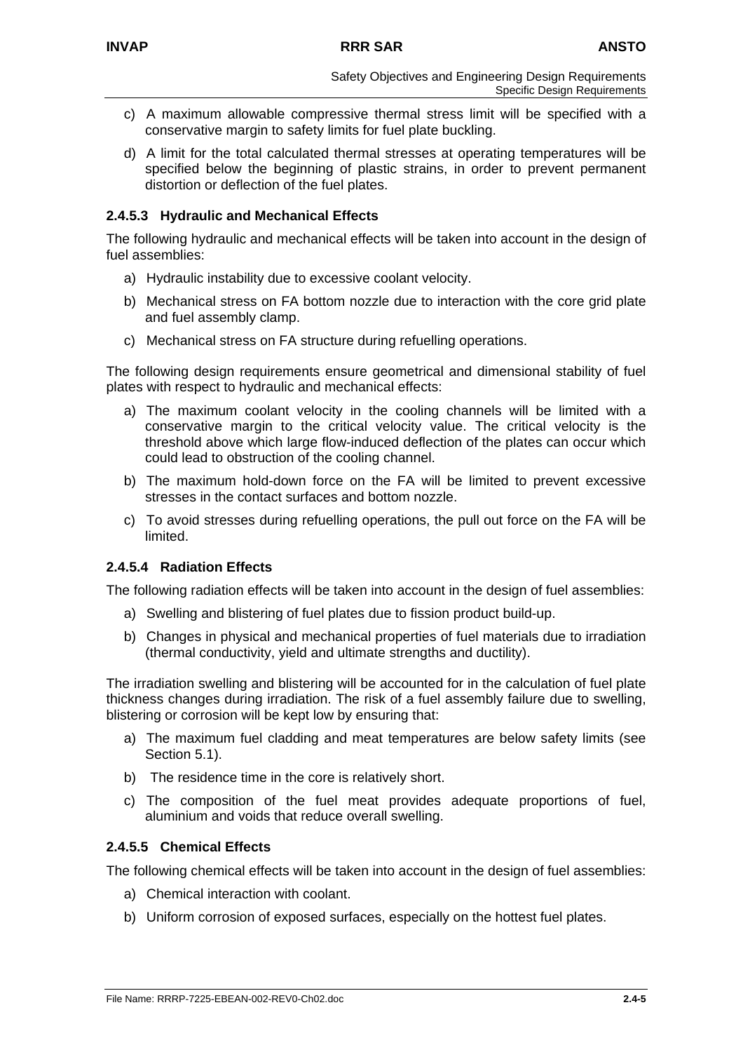c) A maximum allowable compressive thermal stress limit will be specified with a conservative margin to safety limits for fuel plate buckling.

d) A limit for the total calculated thermal stresses at operating temperatures will be specified below the beginning of plastic strains, in order to prevent permanent distortion or deflection of the fuel plates.

#### 2.4.5.3 Hydraulic and Mechanical Effects

The following hydraulic and mechanical effects will be taken into account in the design of fuel assemblies:

a) Hydraulic instability due to excessive coolant velocity.

b) Mechanical stress on FA bottom nozzle due to interaction with the core grid plate and fuel assembly clamp.

c) Mechanical stress on FA structure during refuelling operations.

The following design requirements ensure geometrical and dimensional stability of fuel plates with respect to hydraulic and mechanical effects:

a) The maximum coolant velocity in the cooling channels will be limited with a conservative margin to the critical velocity value. The critical velocity is the threshold above which large flow-induced deflection of the plates can occur which could lead to obstruction of the cooling channel.

b) The maximum hold-down force on the FA will be limited to prevent excessive stresses in the contact surfaces and bottom nozzle.

c) To avoid stresses during refuelling operations, the pull out force on the FA will be limited.

#### 2.4.5.4 Radiation Effects

The following radiation effects will be taken into account in the design of fuel assemblies:

a) Swelling and blistering of fuel plates due to fission product build-up.

b) Changes in physical and mechanical properties of fuel materials due to irradiation (thermal conductivity, yield and ultimate strengths and ductility).

The irradiation swelling and blistering will be accounted for in the calculation of fuel plate thickness changes during irradiation. The risk of a fuel assembly failure due to swelling, blistering or corrosion will be kept low by ensuring that:

a) The maximum fuel cladding and meat temperatures are below safety limits (see Section 5.1).

b) The residence time in the core is relatively short.

c) The composition of the fuel meat provides adequate proportions of fuel, aluminium and voids that reduce overall swelling.

#### 2.4.5.5 Chemical Effects

The following chemical effects will be taken into account in the design of fuel assemblies:

a) Chemical interaction with coolant.

b) Uniform corrosion of exposed surfaces, especially on the hottest fuel plates.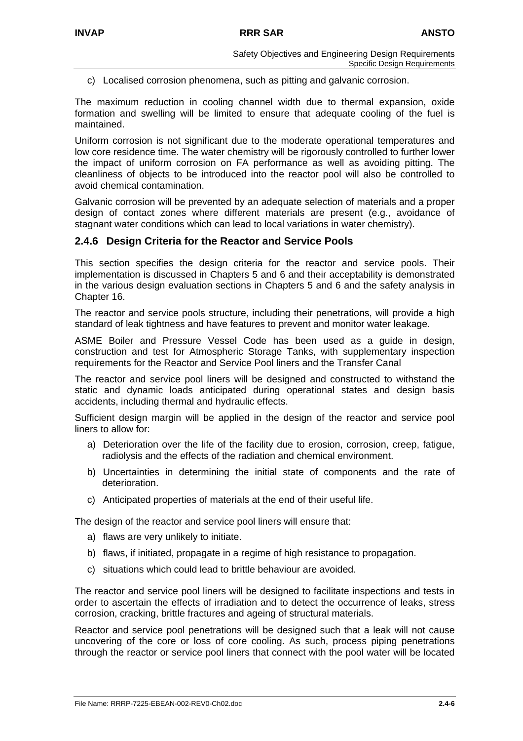c) Localised corrosion phenomena, such as pitting and galvanic corrosion.

The maximum reduction in cooling channel width due to thermal expansion, oxide formation and swelling will be limited to ensure that adequate cooling of the fuel is maintained.

Uniform corrosion is not significant due to the moderate operational temperatures and low core residence time. The water chemistry will be rigorously controlled to further lower the impact of uniform corrosion on FA performance as well as avoiding pitting. The cleanliness of objects to be introduced into the reactor pool will also be controlled to avoid chemical contamination.

Galvanic corrosion will be prevented by an adequate selection of materials and a proper design of contact zones where different materials are present (e.g., avoidance of stagnant water conditions which can lead to local variations in water chemistry).

### 2.4.6 Design Criteria for the Reactor and Service Pools

This section specifies the design criteria for the reactor and service pools. Their implementation is discussed in Chapters 5 and 6 and their acceptability is demonstrated in the various design evaluation sections in Chapters 5 and 6 and the safety analysis in Chapter 16.

The reactor and service pools structure, including their penetrations, will provide a high standard of leak tightness and have features to prevent and monitor water leakage.

ASME Boiler and Pressure Vessel Code has been used as a guide in design, construction and test for Atmospheric Storage Tanks, with supplementary inspection requirements for the Reactor and Service Pool liners and the Transfer Canal

The reactor and service pool liners will be designed and constructed to withstand the static and dynamic loads anticipated during operational states and design basis accidents, including thermal and hydraulic effects.

Sufficient design margin will be applied in the design of the reactor and service pool liners to allow for:

a) Deterioration over the life of the facility due to erosion, corrosion, creep, fatigue, radiolysis and the effects of the radiation and chemical environment.

b) Uncertainties in determining the initial state of components and the rate of deterioration.

c) Anticipated properties of materials at the end of their useful life.

The design of the reactor and service pool liners will ensure that:

a) flaws are very unlikely to initiate.

b) flaws, if initiated, propagate in a regime of high resistance to propagation.

c) situations which could lead to brittle behaviour are avoided.

The reactor and service pool liners will be designed to facilitate inspections and tests in order to ascertain the effects of irradiation and to detect the occurrence of leaks, stress corrosion, cracking, brittle fractures and ageing of structural materials.

Reactor and service pool penetrations will be designed such that a leak will not cause uncovering of the core or loss of core cooling. As such, process piping penetrations through the reactor or service pool liners that connect with the pool water will be located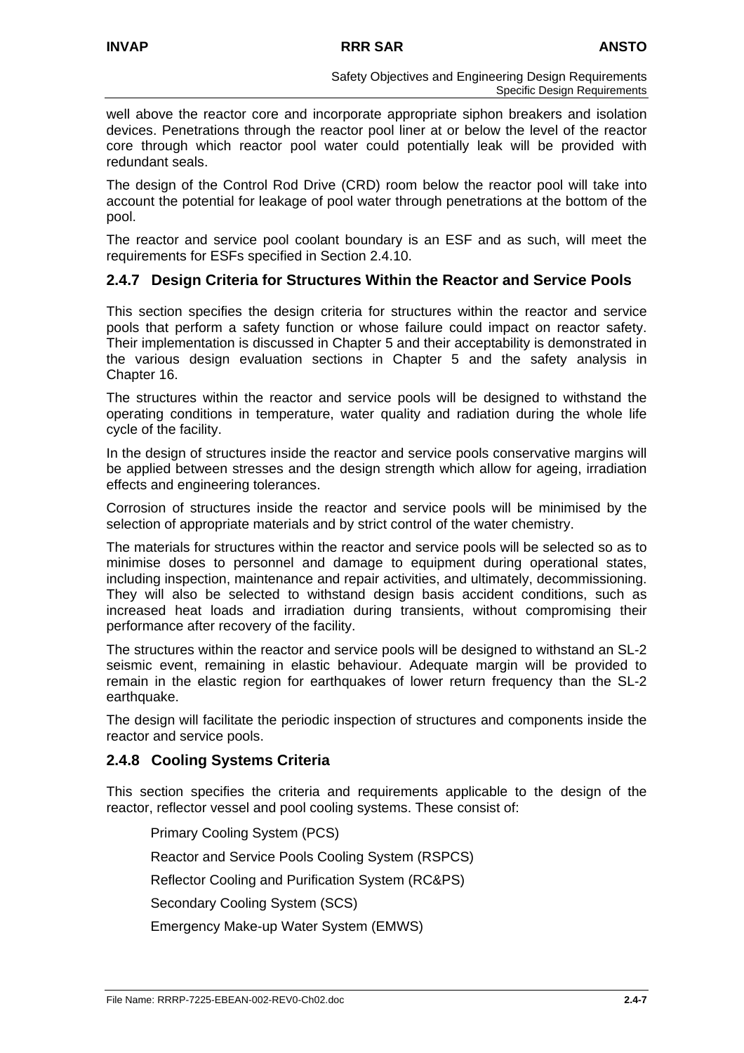well above the reactor core and incorporate appropriate siphon breakers and isolation devices. Penetrations through the reactor pool liner at or below the level of the reactor core through which reactor pool water could potentially leak will be provided with redundant seals.

The design of the Control Rod Drive (CRD) room below the reactor pool will take into account the potential for leakage of pool water through penetrations at the bottom of the pool.

The reactor and service pool coolant boundary is an ESF and as such, will meet the requirements for ESFs specified in Section 2.4.10.

### 2.4.7 Design Criteria for Structures Within the Reactor and Service Pools

This section specifies the design criteria for structures within the reactor and service pools that perform a safety function or whose failure could impact on reactor safety. Their implementation is discussed in Chapter 5 and their acceptability is demonstrated in the various design evaluation sections in Chapter 5 and the safety analysis in Chapter 16.

The structures within the reactor and service pools will be designed to withstand the operating conditions in temperature, water quality and radiation during the whole life cycle of the facility.

In the design of structures inside the reactor and service pools conservative margins will be applied between stresses and the design strength which allow for ageing, irradiation effects and engineering tolerances.

Corrosion of structures inside the reactor and service pools will be minimised by the selection of appropriate materials and by strict control of the water chemistry.

The materials for structures within the reactor and service pools will be selected so as to minimise doses to personnel and damage to equipment during operational states, including inspection, maintenance and repair activities, and ultimately, decommissioning. They will also be selected to withstand design basis accident conditions, such as increased heat loads and irradiation during transients, without compromising their performance after recovery of the facility.

The structures within the reactor and service pools will be designed to withstand an SL-2 seismic event, remaining in elastic behaviour. Adequate margin will be provided to remain in the elastic region for earthquakes of lower return frequency than the SL-2 earthquake.

The design will facilitate the periodic inspection of structures and components inside the reactor and service pools.

### 2.4.8 Cooling Systems Criteria

This section specifies the criteria and requirements applicable to the design of the reactor, reflector vessel and pool cooling systems. These consist of:

Primary Cooling System (PCS)

Reactor and Service Pools Cooling System (RSPCS)

Reflector Cooling and Purification System (RC&PS)

Secondary Cooling System (SCS)

Emergency Make-up Water System (EMWS)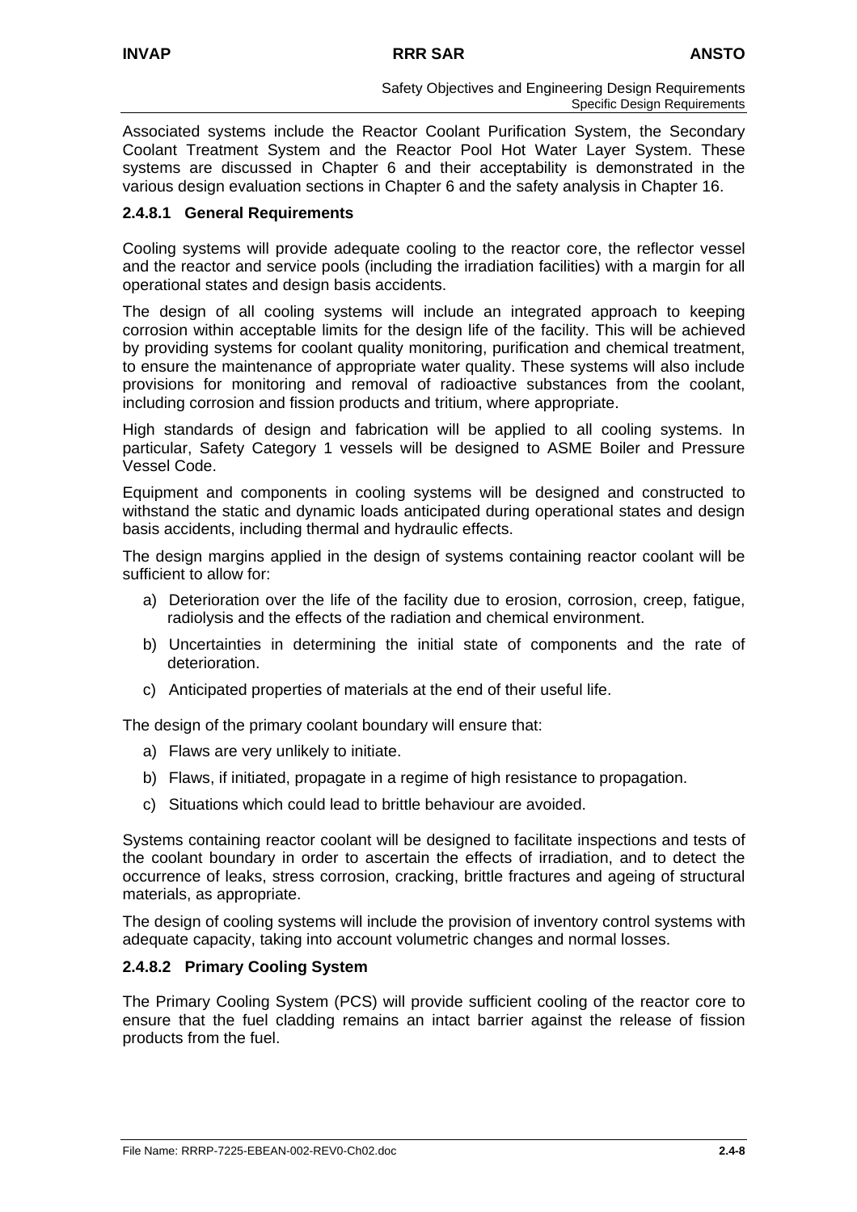Associated systems include the Reactor Coolant Purification System, the Secondary Coolant Treatment System and the Reactor Pool Hot Water Layer System. These systems are discussed in Chapter 6 and their acceptability is demonstrated in the various design evaluation sections in Chapter 6 and the safety analysis in Chapter 16.

#### 2.4.8.1 General Requirements

Cooling systems will provide adequate cooling to the reactor core, the reflector vessel and the reactor and service pools (including the irradiation facilities) with a margin for all operational states and design basis accidents.

The design of all cooling systems will include an integrated approach to keeping corrosion within acceptable limits for the design life of the facility. This will be achieved by providing systems for coolant quality monitoring, purification and chemical treatment, to ensure the maintenance of appropriate water quality. These systems will also include provisions for monitoring and removal of radioactive substances from the coolant, including corrosion and fission products and tritium, where appropriate.

High standards of design and fabrication will be applied to all cooling systems. In particular, Safety Category 1 vessels will be designed to ASME Boiler and Pressure Vessel Code.

Equipment and components in cooling systems will be designed and constructed to withstand the static and dynamic loads anticipated during operational states and design basis accidents, including thermal and hydraulic effects.

The design margins applied in the design of systems containing reactor coolant will be sufficient to allow for:

a) Deterioration over the life of the facility due to erosion, corrosion, creep, fatigue, radiolysis and the effects of the radiation and chemical environment.

b) Uncertainties in determining the initial state of components and the rate of deterioration.

c) Anticipated properties of materials at the end of their useful life.

The design of the primary coolant boundary will ensure that:

a) Flaws are very unlikely to initiate.

b) Flaws, if initiated, propagate in a regime of high resistance to propagation.

c) Situations which could lead to brittle behaviour are avoided.

Systems containing reactor coolant will be designed to facilitate inspections and tests of the coolant boundary in order to ascertain the effects of irradiation, and to detect the occurrence of leaks, stress corrosion, cracking, brittle fractures and ageing of structural materials, as appropriate.

The design of cooling systems will include the provision of inventory control systems with adequate capacity, taking into account volumetric changes and normal losses.

#### 2.4.8.2 Primary Cooling System

The Primary Cooling System (PCS) will provide sufficient cooling of the reactor core to ensure that the fuel cladding remains an intact barrier against the release of fission products from the fuel.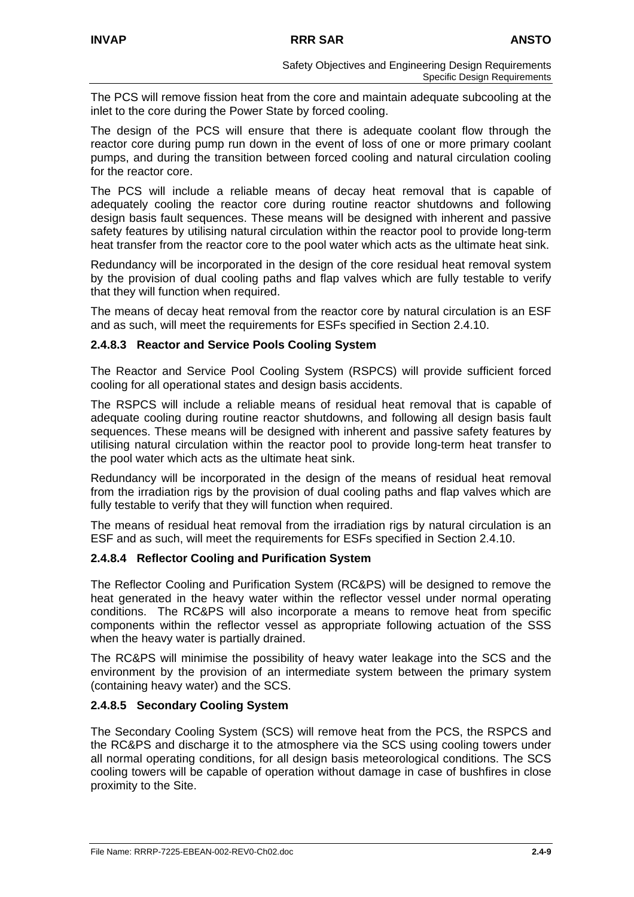The PCS will remove fission heat from the core and maintain adequate subcooling at the inlet to the core during the Power State by forced cooling.

The design of the PCS will ensure that there is adequate coolant flow through the reactor core during pump run down in the event of loss of one or more primary coolant pumps, and during the transition between forced cooling and natural circulation cooling for the reactor core.

The PCS will include a reliable means of decay heat removal that is capable of adequately cooling the reactor core during routine reactor shutdowns and following design basis fault sequences. These means will be designed with inherent and passive safety features by utilising natural circulation within the reactor pool to provide long-term heat transfer from the reactor core to the pool water which acts as the ultimate heat sink.

Redundancy will be incorporated in the design of the core residual heat removal system by the provision of dual cooling paths and flap valves which are fully testable to verify that they will function when required.

The means of decay heat removal from the reactor core by natural circulation is an ESF and as such, will meet the requirements for ESFs specified in Section 2.4.10.

### 2.4.8.3 Reactor and Service Pools Cooling System

The Reactor and Service Pool Cooling System (RSPCS) will provide sufficient forced cooling for all operational states and design basis accidents.

The RSPCS will include a reliable means of residual heat removal that is capable of adequate cooling during routine reactor shutdowns, and following all design basis fault sequences. These means will be designed with inherent and passive safety features by utilising natural circulation within the reactor pool to provide long-term heat transfer to the pool water which acts as the ultimate heat sink.

Redundancy will be incorporated in the design of the means of residual heat removal from the irradiation rigs by the provision of dual cooling paths and flap valves which are fully testable to verify that they will function when required.

The means of residual heat removal from the irradiation rigs by natural circulation is an ESF and as such, will meet the requirements for ESFs specified in Section 2.4.10.

### 2.4.8.4 Reflector Cooling and Purification System

The Reflector Cooling and Purification System (RC&PS) will be designed to remove the heat generated in the heavy water within the reflector vessel under normal operating conditions. The RC&PS will also incorporate a means to remove heat from specific components within the reflector vessel as appropriate following actuation of the SSS when the heavy water is partially drained.

The RC&PS will minimise the possibility of heavy water leakage into the SCS and the environment by the provision of an intermediate system between the primary system (containing heavy water) and the SCS.

### 2.4.8.5 Secondary Cooling System

The Secondary Cooling System (SCS) will remove heat from the PCS, the RSPCS and the RC&PS and discharge it to the atmosphere via the SCS using cooling towers under all normal operating conditions, for all design basis meteorological conditions. The SCS cooling towers will be capable of operation without damage in case of bushfires in close proximity to the Site.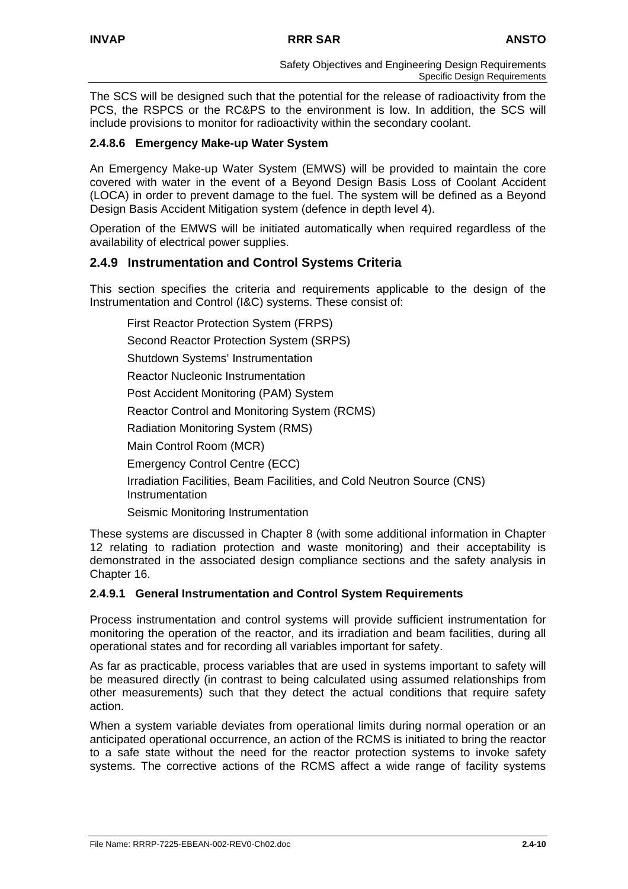The SCS will be designed such that the potential for the release of radioactivity from the PCS, the RSPCS or the RC&PS to the environment is low. In addition, the SCS will include provisions to monitor for radioactivity within the secondary coolant.

#### 2.4.8.6 Emergency Make-up Water System

An Emergency Make-up Water System (EMWS) will be provided to maintain the core covered with water in the event of a Beyond Design Basis Loss of Coolant Accident (LOCA) in order to prevent damage to the fuel. The system will be defined as a Beyond Design Basis Accident Mitigation system (defence in depth level 4).

Operation of the EMWS will be initiated automatically when required regardless of the availability of electrical power supplies.

### 2.4.9 Instrumentation and Control Systems Criteria

This section specifies the criteria and requirements applicable to the design of the Instrumentation and Control (I&C) systems. These consist of:

- First Reactor Protection System (FRPS)
- Second Reactor Protection System (SRPS)
- Shutdown Systems' Instrumentation
- Reactor Nucleonic Instrumentation
- Post Accident Monitoring (PAM) System
- Reactor Control and Monitoring System (RCMS)
- Radiation Monitoring System (RMS)
- Main Control Room (MCR)
- Emergency Control Centre (ECC)
- Irradiation Facilities, Beam Facilities, and Cold Neutron Source (CNS) Instrumentation
- Seismic Monitoring Instrumentation

These systems are discussed in Chapter 8 (with some additional information in Chapter 12 relating to radiation protection and waste monitoring) and their acceptability is demonstrated in the associated design compliance sections and the safety analysis in Chapter 16.

#### 2.4.9.1 General Instrumentation and Control System Requirements

Process instrumentation and control systems will provide sufficient instrumentation for monitoring the operation of the reactor, and its irradiation and beam facilities, during all operational states and for recording all variables important for safety.

As far as practicable, process variables that are used in systems important to safety will be measured directly (in contrast to being calculated using assumed relationships from other measurements) such that they detect the actual conditions that require safety action.

When a system variable deviates from operational limits during normal operation or an anticipated operational occurrence, an action of the RCMS is initiated to bring the reactor to a safe state without the need for the reactor protection systems to invoke safety systems. The corrective actions of the RCMS affect a wide range of facility systems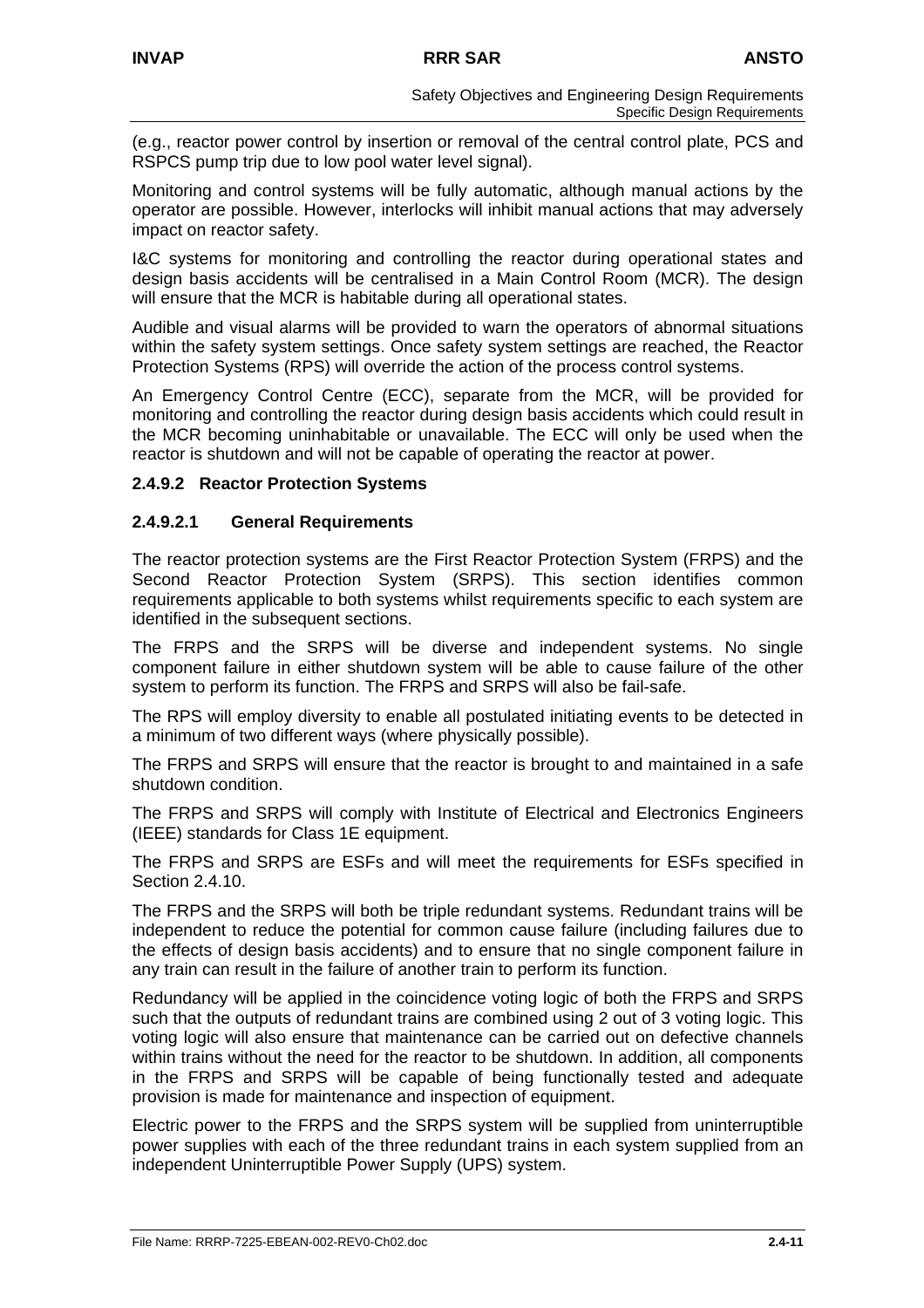(e.g., reactor power control by insertion or removal of the central control plate, PCS and RSPCS pump trip due to low pool water level signal).

Monitoring and control systems will be fully automatic, although manual actions by the operator are possible. However, interlocks will inhibit manual actions that may adversely impact on reactor safety.

I&C systems for monitoring and controlling the reactor during operational states and design basis accidents will be centralised in a Main Control Room (MCR). The design will ensure that the MCR is habitable during all operational states.

Audible and visual alarms will be provided to warn the operators of abnormal situations within the safety system settings. Once safety system settings are reached, the Reactor Protection Systems (RPS) will override the action of the process control systems.

An Emergency Control Centre (ECC), separate from the MCR, will be provided for monitoring and controlling the reactor during design basis accidents which could result in the MCR becoming uninhabitable or unavailable. The ECC will only be used when the reactor is shutdown and will not be capable of operating the reactor at power.

### 2.4.9.2 Reactor Protection Systems

#### 2.4.9.2.1 General Requirements

The reactor protection systems are the First Reactor Protection System (FRPS) and the Second Reactor Protection System (SRPS). This section identifies common requirements applicable to both systems whilst requirements specific to each system are identified in the subsequent sections.

The FRPS and the SRPS will be diverse and independent systems. No single component failure in either shutdown system will be able to cause failure of the other system to perform its function. The FRPS and SRPS will also be fail-safe.

The RPS will employ diversity to enable all postulated initiating events to be detected in a minimum of two different ways (where physically possible).

The FRPS and SRPS will ensure that the reactor is brought to and maintained in a safe shutdown condition.

The FRPS and SRPS will comply with Institute of Electrical and Electronics Engineers (IEEE) standards for Class 1E equipment.

The FRPS and SRPS are ESFs and will meet the requirements for ESFs specified in Section 2.4.10.

The FRPS and the SRPS will both be triple redundant systems. Redundant trains will be independent to reduce the potential for common cause failure (including failures due to the effects of design basis accidents) and to ensure that no single component failure in any train can result in the failure of another train to perform its function.

Redundancy will be applied in the coincidence voting logic of both the FRPS and SRPS such that the outputs of redundant trains are combined using 2 out of 3 voting logic. This voting logic will also ensure that maintenance can be carried out on defective channels within trains without the need for the reactor to be shutdown. In addition, all components in the FRPS and SRPS will be capable of being functionally tested and adequate provision is made for maintenance and inspection of equipment.

Electric power to the FRPS and the SRPS system will be supplied from uninterruptible power supplies with each of the three redundant trains in each system supplied from an independent Uninterruptible Power Supply (UPS) system.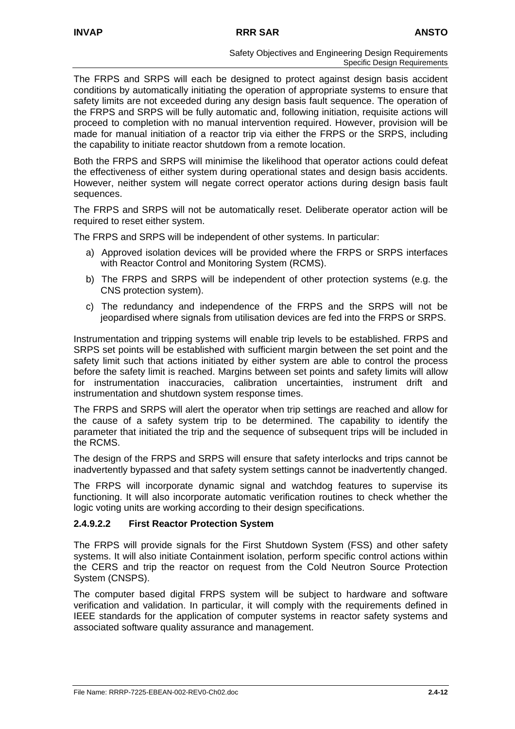The FRPS and SRPS will each be designed to protect against design basis accident conditions by automatically initiating the operation of appropriate systems to ensure that safety limits are not exceeded during any design basis fault sequence. The operation of the FRPS and SRPS will be fully automatic and, following initiation, requisite actions will proceed to completion with no manual intervention required. However, provision will be made for manual initiation of a reactor trip via either the FRPS or the SRPS, including the capability to initiate reactor shutdown from a remote location.

Both the FRPS and SRPS will minimise the likelihood that operator actions could defeat the effectiveness of either system during operational states and design basis accidents. However, neither system will negate correct operator actions during design basis fault sequences.

The FRPS and SRPS will not be automatically reset. Deliberate operator action will be required to reset either system.

The FRPS and SRPS will be independent of other systems. In particular:

a) Approved isolation devices will be provided where the FRPS or SRPS interfaces with Reactor Control and Monitoring System (RCMS).

b) The FRPS and SRPS will be independent of other protection systems (e.g. the CNS protection system).

c) The redundancy and independence of the FRPS and the SRPS will not be jeopardised where signals from utilisation devices are fed into the FRPS or SRPS.

Instrumentation and tripping systems will enable trip levels to be established. FRPS and SRPS set points will be established with sufficient margin between the set point and the safety limit such that actions initiated by either system are able to control the process before the safety limit is reached. Margins between set points and safety limits will allow for instrumentation inaccuracies, calibration uncertainties, instrument drift and instrumentation and shutdown system response times.

The FRPS and SRPS will alert the operator when trip settings are reached and allow for the cause of a safety system trip to be determined. The capability to identify the parameter that initiated the trip and the sequence of subsequent trips will be included in the RCMS.

The design of the FRPS and SRPS will ensure that safety interlocks and trips cannot be inadvertently bypassed and that safety system settings cannot be inadvertently changed.

The FRPS will incorporate dynamic signal and watchdog features to supervise its functioning. It will also incorporate automatic verification routines to check whether the logic voting units are working according to their design specifications.

#### 2.4.9.2.2 First Reactor Protection System

The FRPS will provide signals for the First Shutdown System (FSS) and other safety systems. It will also initiate Containment isolation, perform specific control actions within the CERS and trip the reactor on request from the Cold Neutron Source Protection System (CNSPS).

The computer based digital FRPS system will be subject to hardware and software verification and validation. In particular, it will comply with the requirements defined in IEEE standards for the application of computer systems in reactor safety systems and associated software quality assurance and management.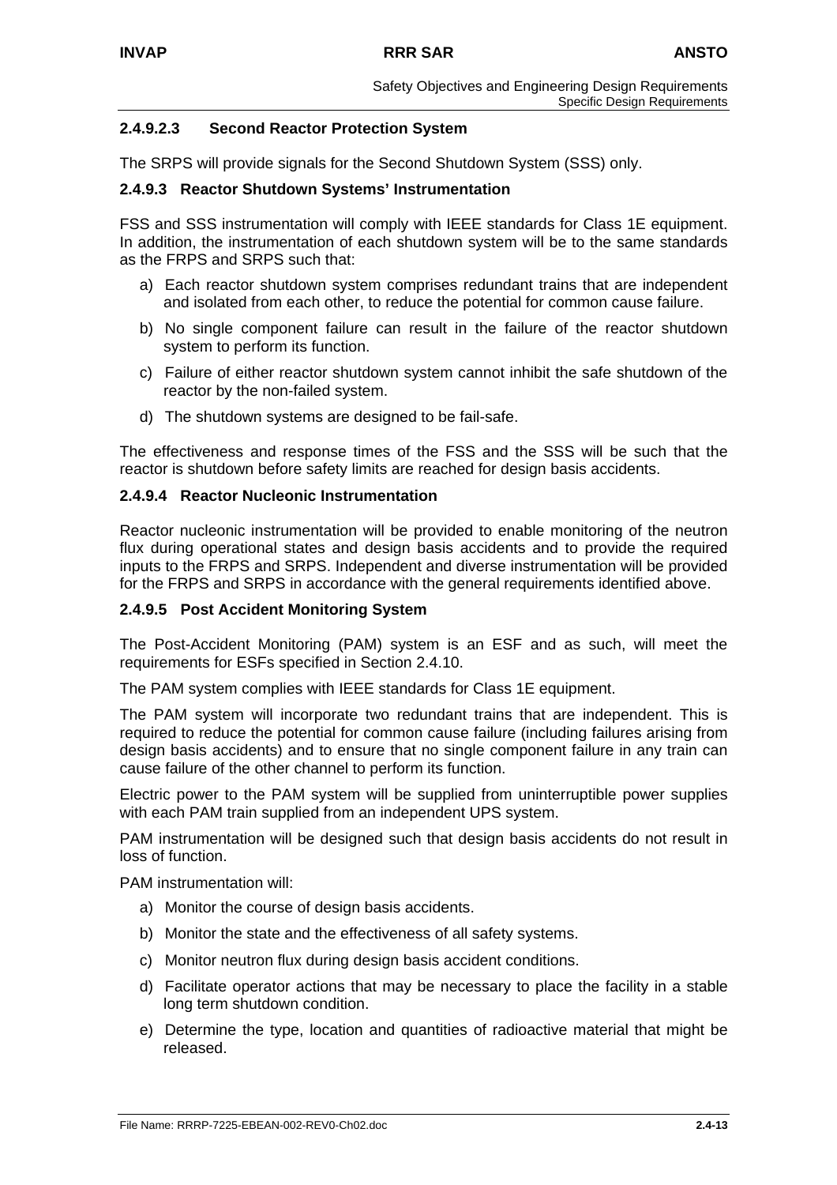#### 2.4.9.2.3 Second Reactor Protection System

The SRPS will provide signals for the Second Shutdown System (SSS) only.

### 2.4.9.3 Reactor Shutdown Systems' Instrumentation

FSS and SSS instrumentation will comply with IEEE standards for Class 1E equipment. In addition, the instrumentation of each shutdown system will be to the same standards as the FRPS and SRPS such that:

a) Each reactor shutdown system comprises redundant trains that are independent and isolated from each other, to reduce the potential for common cause failure.

b) No single component failure can result in the failure of the reactor shutdown system to perform its function.

c) Failure of either reactor shutdown system cannot inhibit the safe shutdown of the reactor by the non-failed system.

d) The shutdown systems are designed to be fail-safe.

The effectiveness and response times of the FSS and the SSS will be such that the reactor is shutdown before safety limits are reached for design basis accidents.

### 2.4.9.4 Reactor Nucleonic Instrumentation

Reactor nucleonic instrumentation will be provided to enable monitoring of the neutron flux during operational states and design basis accidents and to provide the required inputs to the FRPS and SRPS. Independent and diverse instrumentation will be provided for the FRPS and SRPS in accordance with the general requirements identified above.

### 2.4.9.5 Post Accident Monitoring System

The Post-Accident Monitoring (PAM) system is an ESF and as such, will meet the requirements for ESFs specified in Section 2.4.10.

The PAM system complies with IEEE standards for Class 1E equipment.

The PAM system will incorporate two redundant trains that are independent. This is required to reduce the potential for common cause failure (including failures arising from design basis accidents) and to ensure that no single component failure in any train can cause failure of the other channel to perform its function.

Electric power to the PAM system will be supplied from uninterruptible power supplies with each PAM train supplied from an independent UPS system.

PAM instrumentation will be designed such that design basis accidents do not result in loss of function.

PAM instrumentation will:

a) Monitor the course of design basis accidents.

b) Monitor the state and the effectiveness of all safety systems.

c) Monitor neutron flux during design basis accident conditions.

d) Facilitate operator actions that may be necessary to place the facility in a stable long term shutdown condition.

e) Determine the type, location and quantities of radioactive material that might be released.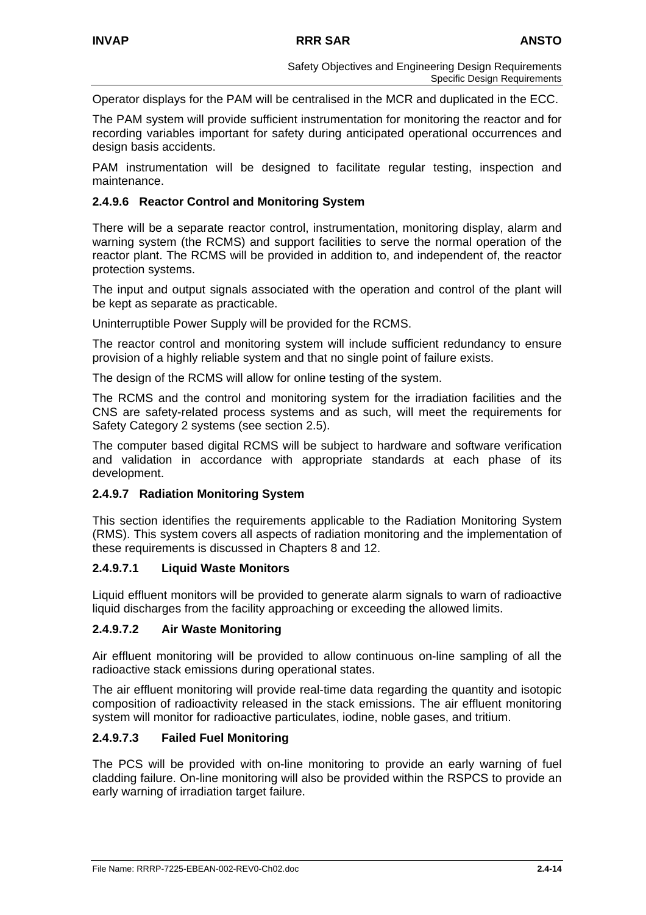Operator displays for the PAM will be centralised in the MCR and duplicated in the ECC.

The PAM system will provide sufficient instrumentation for monitoring the reactor and for recording variables important for safety during anticipated operational occurrences and design basis accidents.

PAM instrumentation will be designed to facilitate regular testing, inspection and maintenance.

#### 2.4.9.6 Reactor Control and Monitoring System

There will be a separate reactor control, instrumentation, monitoring display, alarm and warning system (the RCMS) and support facilities to serve the normal operation of the reactor plant. The RCMS will be provided in addition to, and independent of, the reactor protection systems.

The input and output signals associated with the operation and control of the plant will be kept as separate as practicable.

Uninterruptible Power Supply will be provided for the RCMS.

The reactor control and monitoring system will include sufficient redundancy to ensure provision of a highly reliable system and that no single point of failure exists.

The design of the RCMS will allow for online testing of the system.

The RCMS and the control and monitoring system for the irradiation facilities and the CNS are safety-related process systems and as such, will meet the requirements for Safety Category 2 systems (see section 2.5).

The computer based digital RCMS will be subject to hardware and software verification and validation in accordance with appropriate standards at each phase of its development.

#### 2.4.9.7 Radiation Monitoring System

This section identifies the requirements applicable to the Radiation Monitoring System (RMS). This system covers all aspects of radiation monitoring and the implementation of these requirements is discussed in Chapters 8 and 12.

##### 2.4.9.7.1 Liquid Waste Monitors

Liquid effluent monitors will be provided to generate alarm signals to warn of radioactive liquid discharges from the facility approaching or exceeding the allowed limits.

##### 2.4.9.7.2 Air Waste Monitoring

Air effluent monitoring will be provided to allow continuous on-line sampling of all the radioactive stack emissions during operational states.

The air effluent monitoring will provide real-time data regarding the quantity and isotopic composition of radioactivity released in the stack emissions. The air effluent monitoring system will monitor for radioactive particulates, iodine, noble gases, and tritium.

##### 2.4.9.7.3 Failed Fuel Monitoring

The PCS will be provided with on-line monitoring to provide an early warning of fuel cladding failure. On-line monitoring will also be provided within the RSPCS to provide an early warning of irradiation target failure.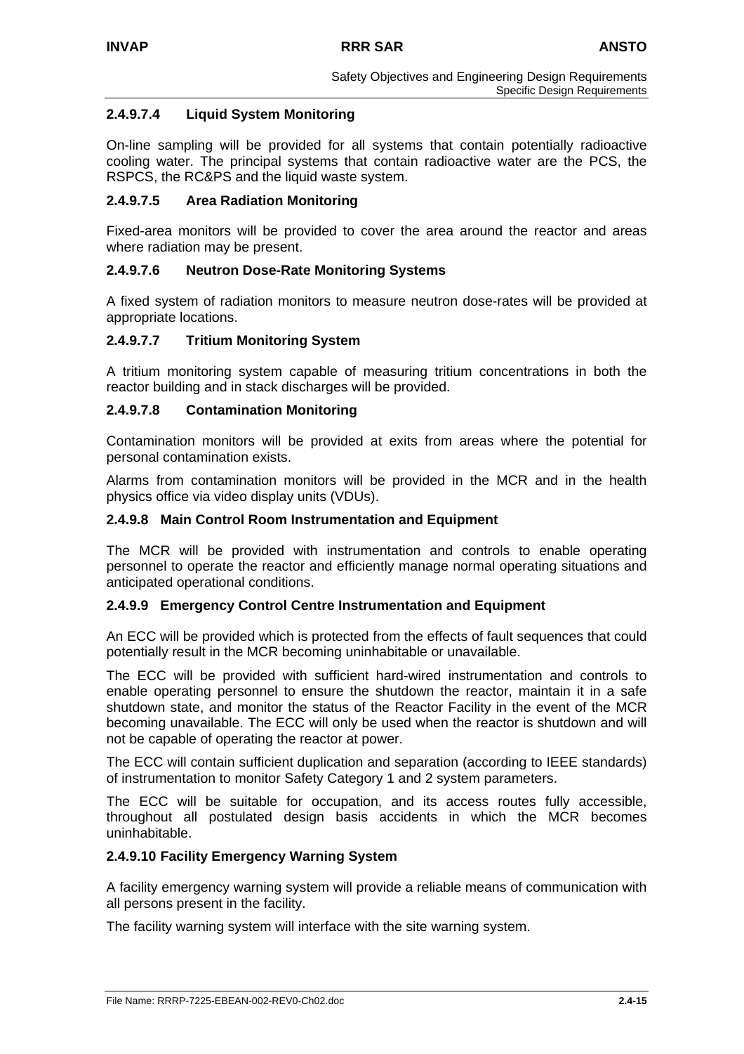#### 2.4.9.7.4 Liquid System Monitoring

On-line sampling will be provided for all systems that contain potentially radioactive cooling water. The principal systems that contain radioactive water are the PCS, the RSPCS, the RC&PS and the liquid waste system.

#### 2.4.9.7.5 Area Radiation Monitoring

Fixed-area monitors will be provided to cover the area around the reactor and areas where radiation may be present.

#### 2.4.9.7.6 Neutron Dose-Rate Monitoring Systems

A fixed system of radiation monitors to measure neutron dose-rates will be provided at appropriate locations.

#### 2.4.9.7.7 Tritium Monitoring System

A tritium monitoring system capable of measuring tritium concentrations in both the reactor building and in stack discharges will be provided.

#### 2.4.9.7.8 Contamination Monitoring

Contamination monitors will be provided at exits from areas where the potential for personal contamination exists.

Alarms from contamination monitors will be provided in the MCR and in the health physics office via video display units (VDUs).

### 2.4.9.8 Main Control Room Instrumentation and Equipment

The MCR will be provided with instrumentation and controls to enable operating personnel to operate the reactor and efficiently manage normal operating situations and anticipated operational conditions.

### 2.4.9.9 Emergency Control Centre Instrumentation and Equipment

An ECC will be provided which is protected from the effects of fault sequences that could potentially result in the MCR becoming uninhabitable or unavailable.

The ECC will be provided with sufficient hard-wired instrumentation and controls to enable operating personnel to ensure the shutdown the reactor, maintain it in a safe shutdown state, and monitor the status of the Reactor Facility in the event of the MCR becoming unavailable. The ECC will only be used when the reactor is shutdown and will not be capable of operating the reactor at power.

The ECC will contain sufficient duplication and separation (according to IEEE standards) of instrumentation to monitor Safety Category 1 and 2 system parameters.

The ECC will be suitable for occupation, and its access routes fully accessible, throughout all postulated design basis accidents in which the MCR becomes uninhabitable.

### 2.4.9.10 Facility Emergency Warning System

A facility emergency warning system will provide a reliable means of communication with all persons present in the facility.

The facility warning system will interface with the site warning system.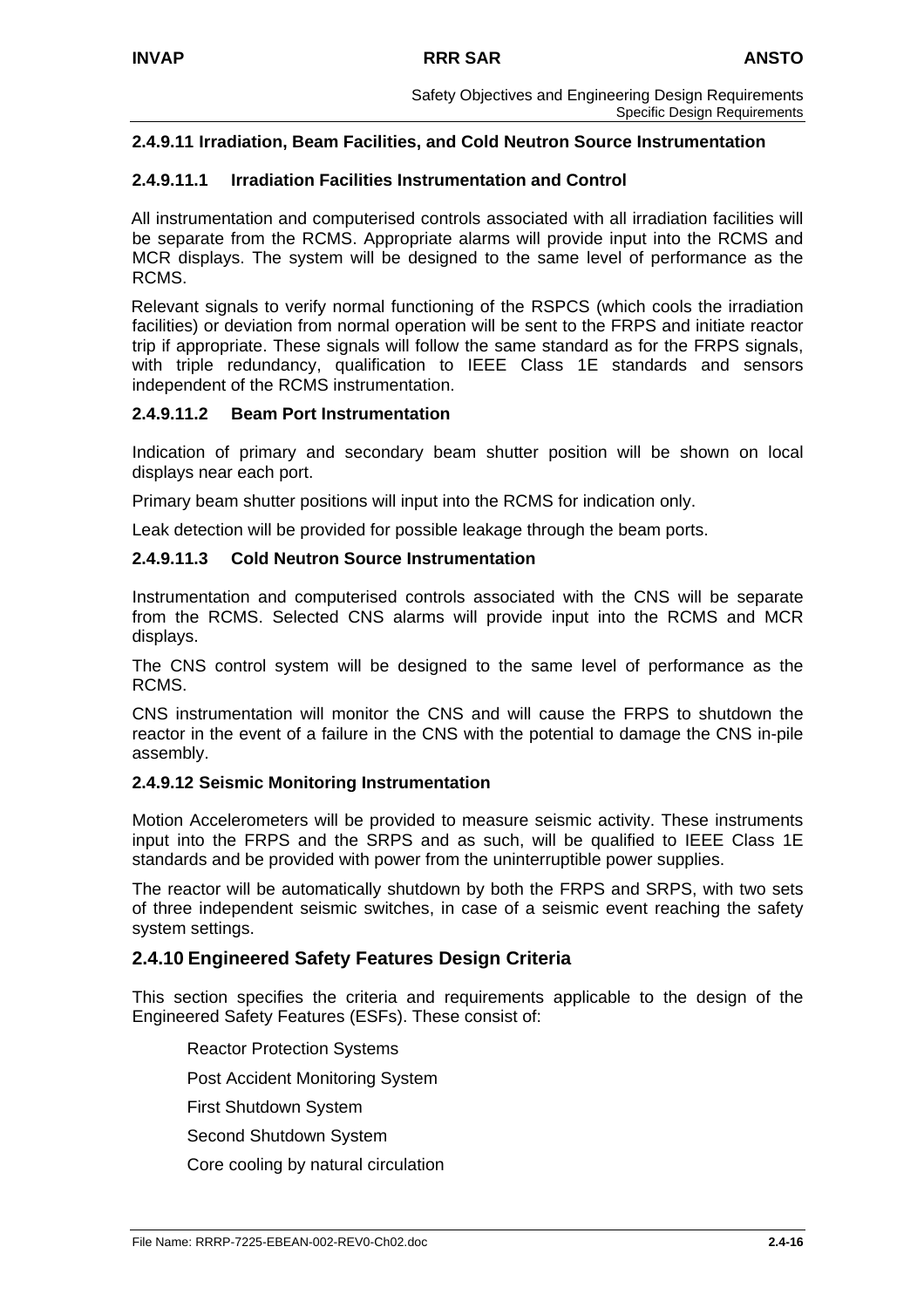#### 2.4.9.11 Irradiation, Beam Facilities, and Cold Neutron Source Instrumentation

##### 2.4.9.11.1 Irradiation Facilities Instrumentation and Control

All instrumentation and computerised controls associated with all irradiation facilities will be separate from the RCMS. Appropriate alarms will provide input into the RCMS and MCR displays. The system will be designed to the same level of performance as the RCMS.

Relevant signals to verify normal functioning of the RSPCS (which cools the irradiation facilities) or deviation from normal operation will be sent to the FRPS and initiate reactor trip if appropriate. These signals will follow the same standard as for the FRPS signals, with triple redundancy, qualification to IEEE Class 1E standards and sensors independent of the RCMS instrumentation.

##### 2.4.9.11.2 Beam Port Instrumentation

Indication of primary and secondary beam shutter position will be shown on local displays near each port.

Primary beam shutter positions will input into the RCMS for indication only.

Leak detection will be provided for possible leakage through the beam ports.

##### 2.4.9.11.3 Cold Neutron Source Instrumentation

Instrumentation and computerised controls associated with the CNS will be separate from the RCMS. Selected CNS alarms will provide input into the RCMS and MCR displays.

The CNS control system will be designed to the same level of performance as the RCMS.

CNS instrumentation will monitor the CNS and will cause the FRPS to shutdown the reactor in the event of a failure in the CNS with the potential to damage the CNS in-pile assembly.

#### 2.4.9.12 Seismic Monitoring Instrumentation

Motion Accelerometers will be provided to measure seismic activity. These instruments input into the FRPS and the SRPS and as such, will be qualified to IEEE Class 1E standards and be provided with power from the uninterruptible power supplies.

The reactor will be automatically shutdown by both the FRPS and SRPS, with two sets of three independent seismic switches, in case of a seismic event reaching the safety system settings.

### 2.4.10 Engineered Safety Features Design Criteria

This section specifies the criteria and requirements applicable to the design of the Engineered Safety Features (ESFs). These consist of:

- Reactor Protection Systems
- Post Accident Monitoring System
- First Shutdown System
- Second Shutdown System
- Core cooling by natural circulation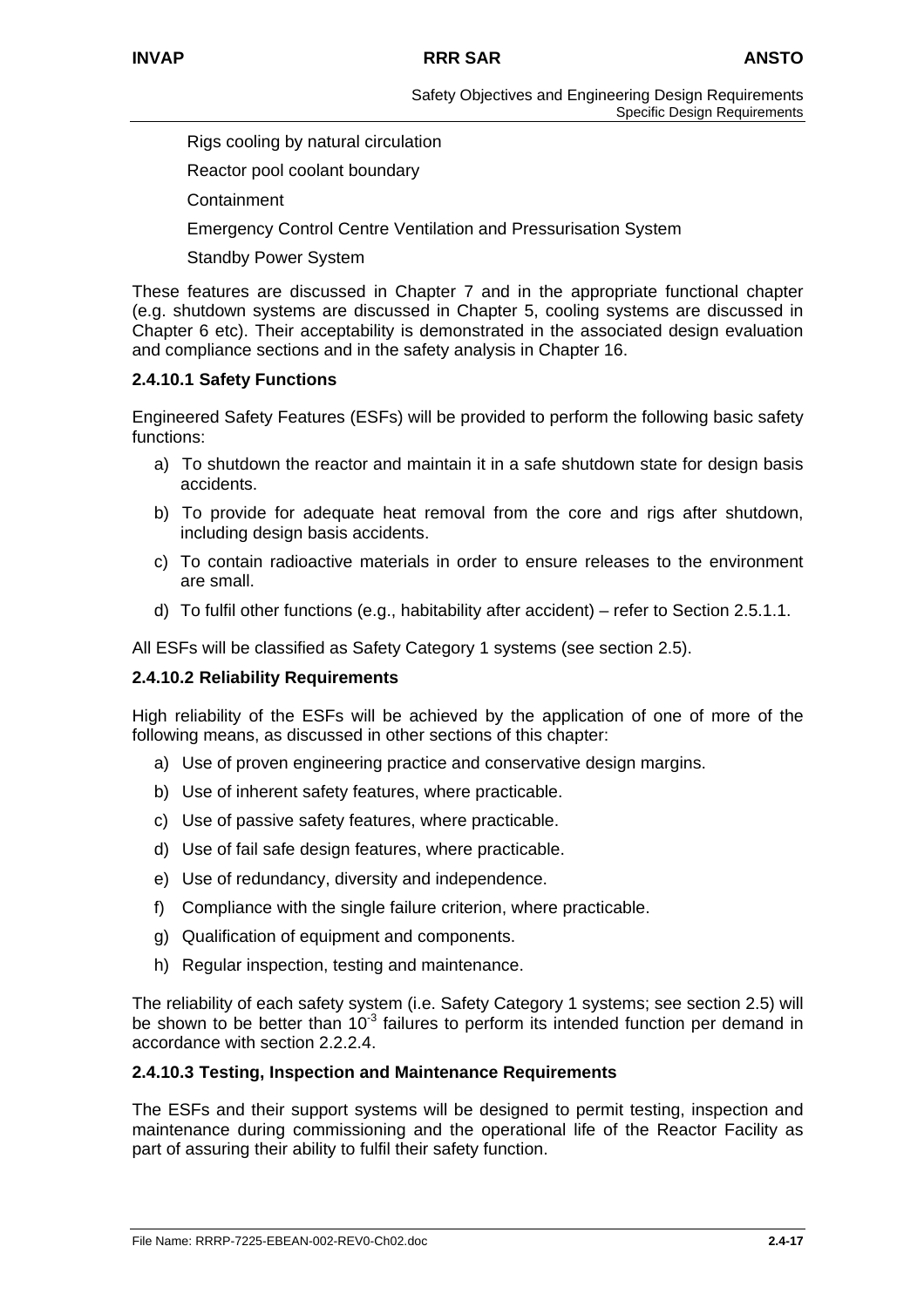Rigs cooling by natural circulation

Reactor pool coolant boundary

Containment

Emergency Control Centre Ventilation and Pressurisation System

Standby Power System

These features are discussed in Chapter 7 and in the appropriate functional chapter (e.g. shutdown systems are discussed in Chapter 5, cooling systems are discussed in Chapter 6 etc). Their acceptability is demonstrated in the associated design evaluation and compliance sections and in the safety analysis in Chapter 16.

#### 2.4.10.1 Safety Functions

Engineered Safety Features (ESFs) will be provided to perform the following basic safety functions:

a) To shutdown the reactor and maintain it in a safe shutdown state for design basis accidents.

b) To provide for adequate heat removal from the core and rigs after shutdown, including design basis accidents.

c) To contain radioactive materials in order to ensure releases to the environment are small.

d) To fulfil other functions (e.g., habitability after accident) – refer to Section 2.5.1.1.

All ESFs will be classified as Safety Category 1 systems (see section 2.5).

#### 2.4.10.2 Reliability Requirements

High reliability of the ESFs will be achieved by the application of one of more of the following means, as discussed in other sections of this chapter:

a) Use of proven engineering practice and conservative design margins.

b) Use of inherent safety features, where practicable.

c) Use of passive safety features, where practicable.

d) Use of fail safe design features, where practicable.

e) Use of redundancy, diversity and independence.

f) Compliance with the single failure criterion, where practicable.

g) Qualification of equipment and components.

h) Regular inspection, testing and maintenance.

The reliability of each safety system (i.e. Safety Category 1 systems; see section 2.5) will be shown to be better than $10^{-3}$ failures to perform its intended function per demand in accordance with section 2.2.2.4.

#### 2.4.10.3 Testing, Inspection and Maintenance Requirements

The ESFs and their support systems will be designed to permit testing, inspection and maintenance during commissioning and the operational life of the Reactor Facility as part of assuring their ability to fulfil their safety function.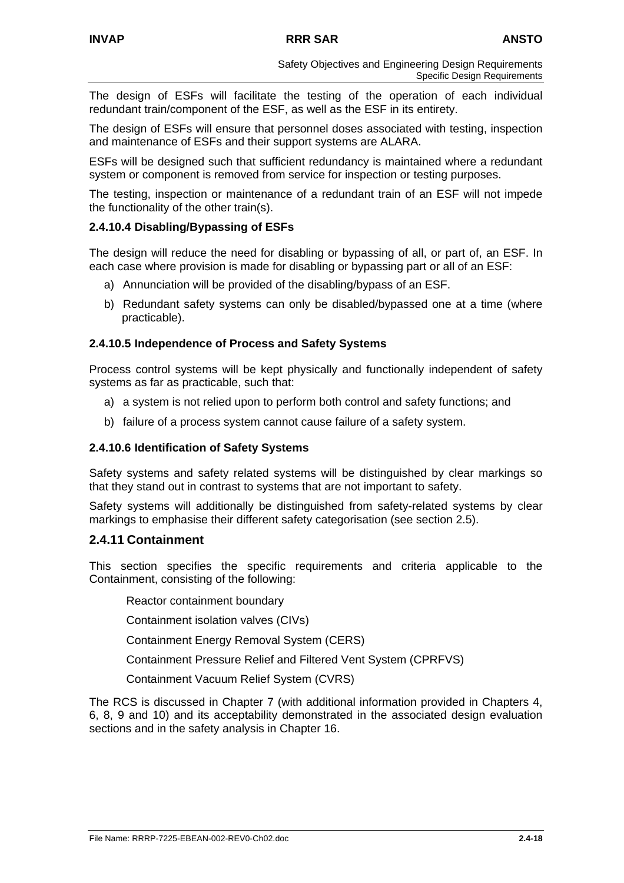The design of ESFs will facilitate the testing of the operation of each individual redundant train/component of the ESF, as well as the ESF in its entirety.

The design of ESFs will ensure that personnel doses associated with testing, inspection and maintenance of ESFs and their support systems are ALARA.

ESFs will be designed such that sufficient redundancy is maintained where a redundant system or component is removed from service for inspection or testing purposes.

The testing, inspection or maintenance of a redundant train of an ESF will not impede the functionality of the other train(s).

#### 2.4.10.4 Disabling/Bypassing of ESFs

The design will reduce the need for disabling or bypassing of all, or part of, an ESF. In each case where provision is made for disabling or bypassing part or all of an ESF:

a) Annunciation will be provided of the disabling/bypass of an ESF.

b) Redundant safety systems can only be disabled/bypassed one at a time (where practicable).

#### 2.4.10.5 Independence of Process and Safety Systems

Process control systems will be kept physically and functionally independent of safety systems as far as practicable, such that:

a) a system is not relied upon to perform both control and safety functions; and

b) failure of a process system cannot cause failure of a safety system.

#### 2.4.10.6 Identification of Safety Systems

Safety systems and safety related systems will be distinguished by clear markings so that they stand out in contrast to systems that are not important to safety.

Safety systems will additionally be distinguished from safety-related systems by clear markings to emphasise their different safety categorisation (see section 2.5).

### 2.4.11 Containment

This section specifies the specific requirements and criteria applicable to the Containment, consisting of the following:

Reactor containment boundary

Containment isolation valves (CIVs)

Containment Energy Removal System (CERS)

Containment Pressure Relief and Filtered Vent System (CPRFVS)

Containment Vacuum Relief System (CVRS)

The RCS is discussed in Chapter 7 (with additional information provided in Chapters 4, 6, 8, 9 and 10) and its acceptability demonstrated in the associated design evaluation sections and in the safety analysis in Chapter 16.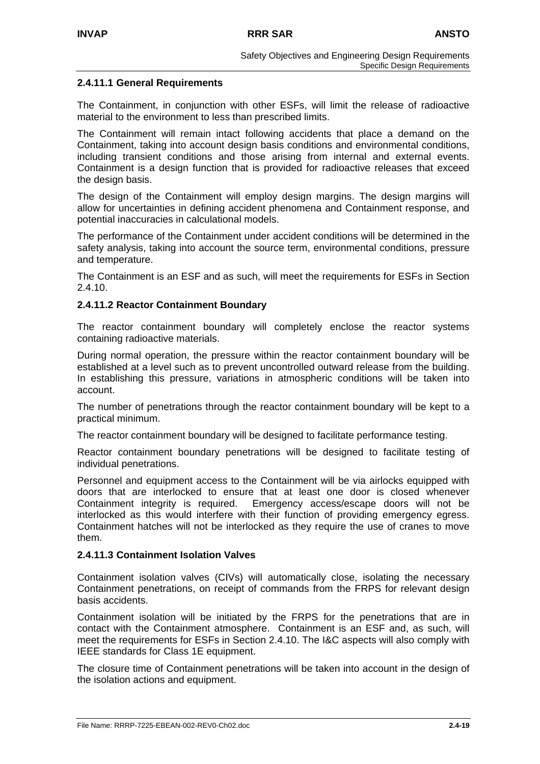#### 2.4.11.1 General Requirements

The Containment, in conjunction with other ESFs, will limit the release of radioactive material to the environment to less than prescribed limits.

The Containment will remain intact following accidents that place a demand on the Containment, taking into account design basis conditions and environmental conditions, including transient conditions and those arising from internal and external events. Containment is a design function that is provided for radioactive releases that exceed the design basis.

The design of the Containment will employ design margins. The design margins will allow for uncertainties in defining accident phenomena and Containment response, and potential inaccuracies in calculational models.

The performance of the Containment under accident conditions will be determined in the safety analysis, taking into account the source term, environmental conditions, pressure and temperature.

The Containment is an ESF and as such, will meet the requirements for ESFs in Section 2.4.10.

#### 2.4.11.2 Reactor Containment Boundary

The reactor containment boundary will completely enclose the reactor systems containing radioactive materials.

During normal operation, the pressure within the reactor containment boundary will be established at a level such as to prevent uncontrolled outward release from the building. In establishing this pressure, variations in atmospheric conditions will be taken into account.

The number of penetrations through the reactor containment boundary will be kept to a practical minimum.

The reactor containment boundary will be designed to facilitate performance testing.

Reactor containment boundary penetrations will be designed to facilitate testing of individual penetrations.

Personnel and equipment access to the Containment will be via airlocks equipped with doors that are interlocked to ensure that at least one door is closed whenever Containment integrity is required. Emergency access/escape doors will not be interlocked as this would interfere with their function of providing emergency egress. Containment hatches will not be interlocked as they require the use of cranes to move them.

#### 2.4.11.3 Containment Isolation Valves

Containment isolation valves (CIVs) will automatically close, isolating the necessary Containment penetrations, on receipt of commands from the FRPS for relevant design basis accidents.

Containment isolation will be initiated by the FRPS for the penetrations that are in contact with the Containment atmosphere. Containment is an ESF and, as such, will meet the requirements for ESFs in Section 2.4.10. The I&C aspects will also comply with IEEE standards for Class 1E equipment.

The closure time of Containment penetrations will be taken into account in the design of the isolation actions and equipment.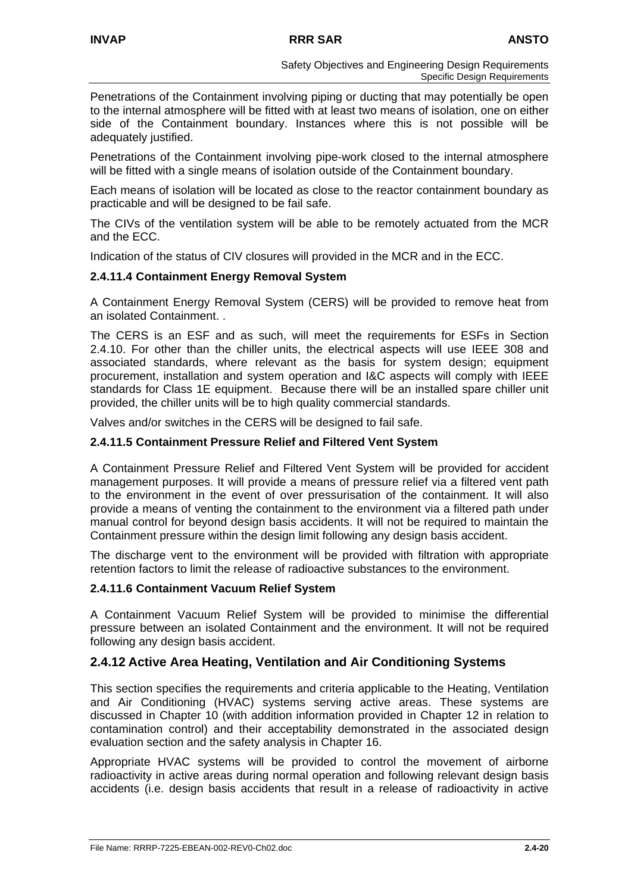Penetrations of the Containment involving piping or ducting that may potentially be open to the internal atmosphere will be fitted with at least two means of isolation, one on either side of the Containment boundary. Instances where this is not possible will be adequately justified.

Penetrations of the Containment involving pipe-work closed to the internal atmosphere will be fitted with a single means of isolation outside of the Containment boundary.

Each means of isolation will be located as close to the reactor containment boundary as practicable and will be designed to be fail safe.

The CIVs of the ventilation system will be able to be remotely actuated from the MCR and the ECC.

Indication of the status of CIV closures will provided in the MCR and in the ECC.

### 2.4.11.4 Containment Energy Removal System

A Containment Energy Removal System (CERS) will be provided to remove heat from an isolated Containment. .

The CERS is an ESF and as such, will meet the requirements for ESFs in Section 2.4.10. For other than the chiller units, the electrical aspects will use IEEE 308 and associated standards, where relevant as the basis for system design; equipment procurement, installation and system operation and I&C aspects will comply with IEEE standards for Class 1E equipment. Because there will be an installed spare chiller unit provided, the chiller units will be to high quality commercial standards.

Valves and/or switches in the CERS will be designed to fail safe.

### 2.4.11.5 Containment Pressure Relief and Filtered Vent System

A Containment Pressure Relief and Filtered Vent System will be provided for accident management purposes. It will provide a means of pressure relief via a filtered vent path to the environment in the event of over pressurisation of the containment. It will also provide a means of venting the containment to the environment via a filtered path under manual control for beyond design basis accidents. It will not be required to maintain the Containment pressure within the design limit following any design basis accident.

The discharge vent to the environment will be provided with filtration with appropriate retention factors to limit the release of radioactive substances to the environment.

### 2.4.11.6 Containment Vacuum Relief System

A Containment Vacuum Relief System will be provided to minimise the differential pressure between an isolated Containment and the environment. It will not be required following any design basis accident.

## 2.4.12 Active Area Heating, Ventilation and Air Conditioning Systems

This section specifies the requirements and criteria applicable to the Heating, Ventilation and Air Conditioning (HVAC) systems serving active areas. These systems are discussed in Chapter 10 (with addition information provided in Chapter 12 in relation to contamination control) and their acceptability demonstrated in the associated design evaluation section and the safety analysis in Chapter 16.

Appropriate HVAC systems will be provided to control the movement of airborne radioactivity in active areas during normal operation and following relevant design basis accidents (i.e. design basis accidents that result in a release of radioactivity in active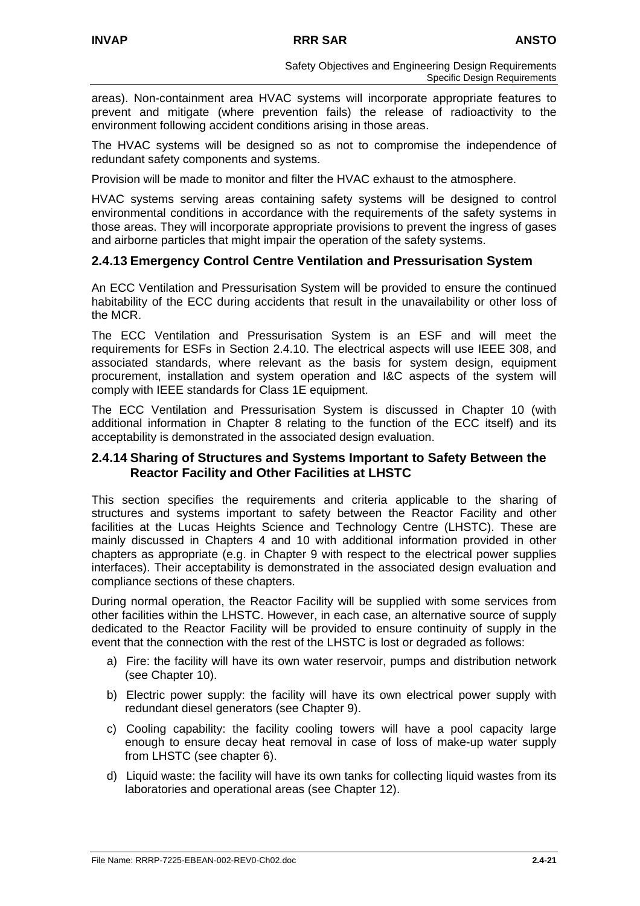areas). Non-containment area HVAC systems will incorporate appropriate features to prevent and mitigate (where prevention fails) the release of radioactivity to the environment following accident conditions arising in those areas.

The HVAC systems will be designed so as not to compromise the independence of redundant safety components and systems.

Provision will be made to monitor and filter the HVAC exhaust to the atmosphere.

HVAC systems serving areas containing safety systems will be designed to control environmental conditions in accordance with the requirements of the safety systems in those areas. They will incorporate appropriate provisions to prevent the ingress of gases and airborne particles that might impair the operation of the safety systems.

### 2.4.13 Emergency Control Centre Ventilation and Pressurisation System

An ECC Ventilation and Pressurisation System will be provided to ensure the continued habitability of the ECC during accidents that result in the unavailability or other loss of the MCR.

The ECC Ventilation and Pressurisation System is an ESF and will meet the requirements for ESFs in Section 2.4.10. The electrical aspects will use IEEE 308, and associated standards, where relevant as the basis for system design, equipment procurement, installation and system operation and I&C aspects of the system will comply with IEEE standards for Class 1E equipment.

The ECC Ventilation and Pressurisation System is discussed in Chapter 10 (with additional information in Chapter 8 relating to the function of the ECC itself) and its acceptability is demonstrated in the associated design evaluation.

### 2.4.14 Sharing of Structures and Systems Important to Safety Between the Reactor Facility and Other Facilities at LHSTC

This section specifies the requirements and criteria applicable to the sharing of structures and systems important to safety between the Reactor Facility and other facilities at the Lucas Heights Science and Technology Centre (LHSTC). These are mainly discussed in Chapters 4 and 10 with additional information provided in other chapters as appropriate (e.g. in Chapter 9 with respect to the electrical power supplies interfaces). Their acceptability is demonstrated in the associated design evaluation and compliance sections of these chapters.

During normal operation, the Reactor Facility will be supplied with some services from other facilities within the LHSTC. However, in each case, an alternative source of supply dedicated to the Reactor Facility will be provided to ensure continuity of supply in the event that the connection with the rest of the LHSTC is lost or degraded as follows:

a) Fire: the facility will have its own water reservoir, pumps and distribution network (see Chapter 10).

b) Electric power supply: the facility will have its own electrical power supply with redundant diesel generators (see Chapter 9).

c) Cooling capability: the facility cooling towers will have a pool capacity large enough to ensure decay heat removal in case of loss of make-up water supply from LHSTC (see chapter 6).

d) Liquid waste: the facility will have its own tanks for collecting liquid wastes from its laboratories and operational areas (see Chapter 12).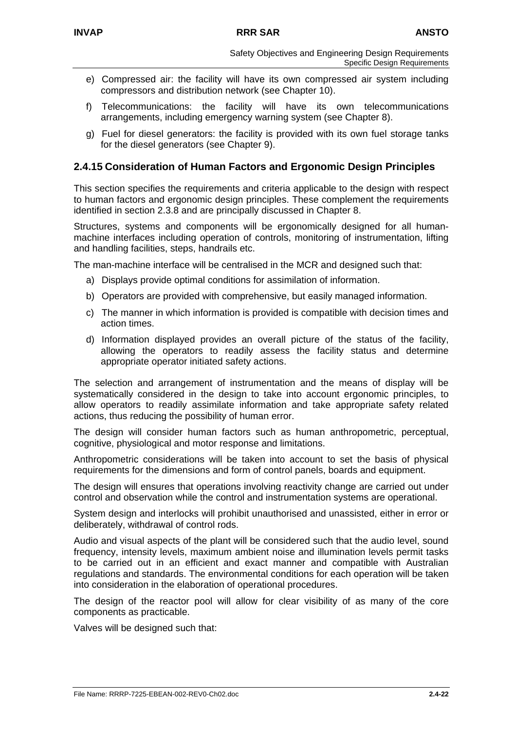e) Compressed air: the facility will have its own compressed air system including compressors and distribution network (see Chapter 10).

f) Telecommunications: the facility will have its own telecommunications arrangements, including emergency warning system (see Chapter 8).

g) Fuel for diesel generators: the facility is provided with its own fuel storage tanks for the diesel generators (see Chapter 9).

### 2.4.15 Consideration of Human Factors and Ergonomic Design Principles

This section specifies the requirements and criteria applicable to the design with respect to human factors and ergonomic design principles. These complement the requirements identified in section 2.3.8 and are principally discussed in Chapter 8.

Structures, systems and components will be ergonomically designed for all human-machine interfaces including operation of controls, monitoring of instrumentation, lifting and handling facilities, steps, handrails etc.

The man-machine interface will be centralised in the MCR and designed such that:

a) Displays provide optimal conditions for assimilation of information.

b) Operators are provided with comprehensive, but easily managed information.

c) The manner in which information is provided is compatible with decision times and action times.

d) Information displayed provides an overall picture of the status of the facility, allowing the operators to readily assess the facility status and determine appropriate operator initiated safety actions.

The selection and arrangement of instrumentation and the means of display will be systematically considered in the design to take into account ergonomic principles, to allow operators to readily assimilate information and take appropriate safety related actions, thus reducing the possibility of human error.

The design will consider human factors such as human anthropometric, perceptual, cognitive, physiological and motor response and limitations.

Anthropometric considerations will be taken into account to set the basis of physical requirements for the dimensions and form of control panels, boards and equipment.

The design will ensures that operations involving reactivity change are carried out under control and observation while the control and instrumentation systems are operational.

System design and interlocks will prohibit unauthorised and unassisted, either in error or deliberately, withdrawal of control rods.

Audio and visual aspects of the plant will be considered such that the audio level, sound frequency, intensity levels, maximum ambient noise and illumination levels permit tasks to be carried out in an efficient and exact manner and compatible with Australian regulations and standards. The environmental conditions for each operation will be taken into consideration in the elaboration of operational procedures.

The design of the reactor pool will allow for clear visibility of as many of the core components as practicable.

Valves will be designed such that: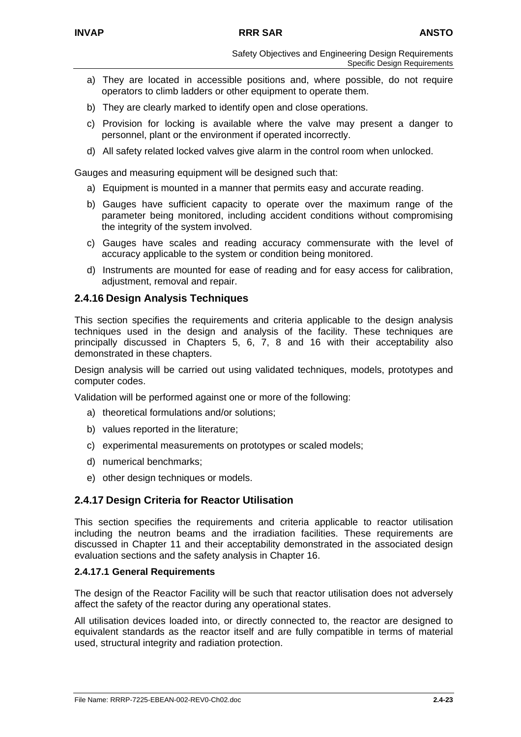a) They are located in accessible positions and, where possible, do not require operators to climb ladders or other equipment to operate them.

b) They are clearly marked to identify open and close operations.

c) Provision for locking is available where the valve may present a danger to personnel, plant or the environment if operated incorrectly.

d) All safety related locked valves give alarm in the control room when unlocked.

Gauges and measuring equipment will be designed such that:

a) Equipment is mounted in a manner that permits easy and accurate reading.

b) Gauges have sufficient capacity to operate over the maximum range of the parameter being monitored, including accident conditions without compromising the integrity of the system involved.

c) Gauges have scales and reading accuracy commensurate with the level of accuracy applicable to the system or condition being monitored.

d) Instruments are mounted for ease of reading and for easy access for calibration, adjustment, removal and repair.

## 2.4.16 Design Analysis Techniques

This section specifies the requirements and criteria applicable to the design analysis techniques used in the design and analysis of the facility. These techniques are principally discussed in Chapters 5, 6, 7, 8 and 16 with their acceptability also demonstrated in these chapters.

Design analysis will be carried out using validated techniques, models, prototypes and computer codes.

Validation will be performed against one or more of the following:

a) theoretical formulations and/or solutions;

b) values reported in the literature;

c) experimental measurements on prototypes or scaled models;

d) numerical benchmarks;

e) other design techniques or models.

## 2.4.17 Design Criteria for Reactor Utilisation

This section specifies the requirements and criteria applicable to reactor utilisation including the neutron beams and the irradiation facilities. These requirements are discussed in Chapter 11 and their acceptability demonstrated in the associated design evaluation sections and the safety analysis in Chapter 16.

### 2.4.17.1 General Requirements

The design of the Reactor Facility will be such that reactor utilisation does not adversely affect the safety of the reactor during any operational states.

All utilisation devices loaded into, or directly connected to, the reactor are designed to equivalent standards as the reactor itself and are fully compatible in terms of material used, structural integrity and radiation protection.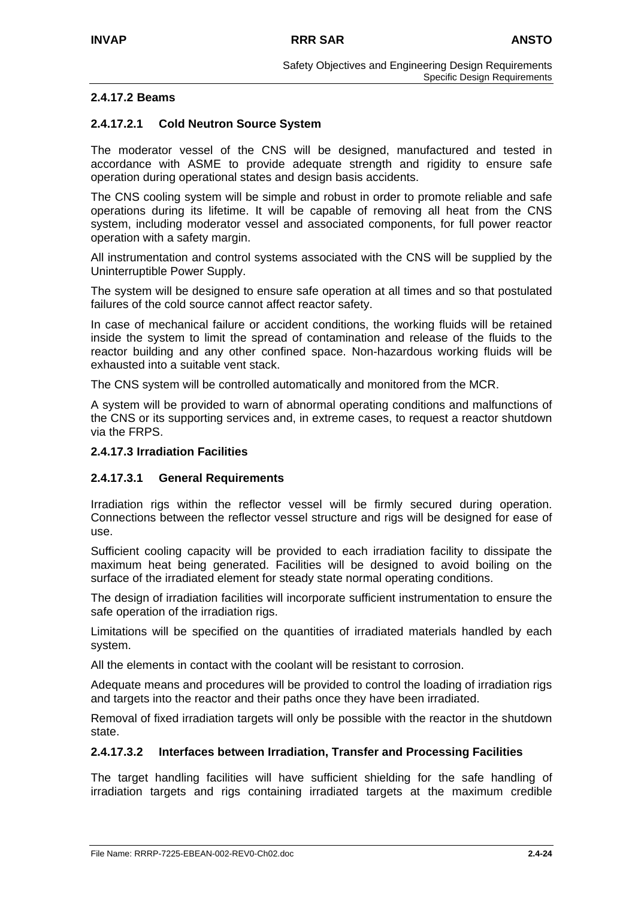#### 2.4.17.2 Beams

##### 2.4.17.2.1 Cold Neutron Source System

The moderator vessel of the CNS will be designed, manufactured and tested in accordance with ASME to provide adequate strength and rigidity to ensure safe operation during operational states and design basis accidents.

The CNS cooling system will be simple and robust in order to promote reliable and safe operations during its lifetime. It will be capable of removing all heat from the CNS system, including moderator vessel and associated components, for full power reactor operation with a safety margin.

All instrumentation and control systems associated with the CNS will be supplied by the Uninterruptible Power Supply.

The system will be designed to ensure safe operation at all times and so that postulated failures of the cold source cannot affect reactor safety.

In case of mechanical failure or accident conditions, the working fluids will be retained inside the system to limit the spread of contamination and release of the fluids to the reactor building and any other confined space. Non-hazardous working fluids will be exhausted into a suitable vent stack.

The CNS system will be controlled automatically and monitored from the MCR.

A system will be provided to warn of abnormal operating conditions and malfunctions of the CNS or its supporting services and, in extreme cases, to request a reactor shutdown via the FRPS.

#### 2.4.17.3 Irradiation Facilities

##### 2.4.17.3.1 General Requirements

Irradiation rigs within the reflector vessel will be firmly secured during operation. Connections between the reflector vessel structure and rigs will be designed for ease of use.

Sufficient cooling capacity will be provided to each irradiation facility to dissipate the maximum heat being generated. Facilities will be designed to avoid boiling on the surface of the irradiated element for steady state normal operating conditions.

The design of irradiation facilities will incorporate sufficient instrumentation to ensure the safe operation of the irradiation rigs.

Limitations will be specified on the quantities of irradiated materials handled by each system.

All the elements in contact with the coolant will be resistant to corrosion.

Adequate means and procedures will be provided to control the loading of irradiation rigs and targets into the reactor and their paths once they have been irradiated.

Removal of fixed irradiation targets will only be possible with the reactor in the shutdown state.

##### 2.4.17.3.2 Interfaces between Irradiation, Transfer and Processing Facilities

The target handling facilities will have sufficient shielding for the safe handling of irradiation targets and rigs containing irradiated targets at the maximum credible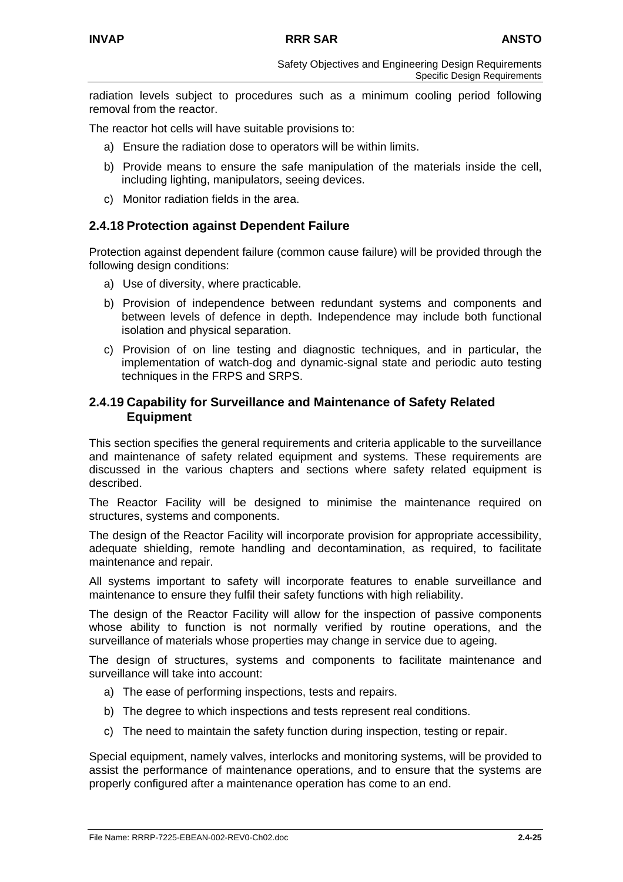radiation levels subject to procedures such as a minimum cooling period following removal from the reactor.

The reactor hot cells will have suitable provisions to:

a) Ensure the radiation dose to operators will be within limits.

b) Provide means to ensure the safe manipulation of the materials inside the cell, including lighting, manipulators, seeing devices.

c) Monitor radiation fields in the area.

### 2.4.18 Protection against Dependent Failure

Protection against dependent failure (common cause failure) will be provided through the following design conditions:

a) Use of diversity, where practicable.

b) Provision of independence between redundant systems and components and between levels of defence in depth. Independence may include both functional isolation and physical separation.

c) Provision of on line testing and diagnostic techniques, and in particular, the implementation of watch-dog and dynamic-signal state and periodic auto testing techniques in the FRPS and SRPS.

### 2.4.19 Capability for Surveillance and Maintenance of Safety Related Equipment

This section specifies the general requirements and criteria applicable to the surveillance and maintenance of safety related equipment and systems. These requirements are discussed in the various chapters and sections where safety related equipment is described.

The Reactor Facility will be designed to minimise the maintenance required on structures, systems and components.

The design of the Reactor Facility will incorporate provision for appropriate accessibility, adequate shielding, remote handling and decontamination, as required, to facilitate maintenance and repair.

All systems important to safety will incorporate features to enable surveillance and maintenance to ensure they fulfil their safety functions with high reliability.

The design of the Reactor Facility will allow for the inspection of passive components whose ability to function is not normally verified by routine operations, and the surveillance of materials whose properties may change in service due to ageing.

The design of structures, systems and components to facilitate maintenance and surveillance will take into account:

a) The ease of performing inspections, tests and repairs.

b) The degree to which inspections and tests represent real conditions.

c) The need to maintain the safety function during inspection, testing or repair.

Special equipment, namely valves, interlocks and monitoring systems, will be provided to assist the performance of maintenance operations, and to ensure that the systems are properly configured after a maintenance operation has come to an end.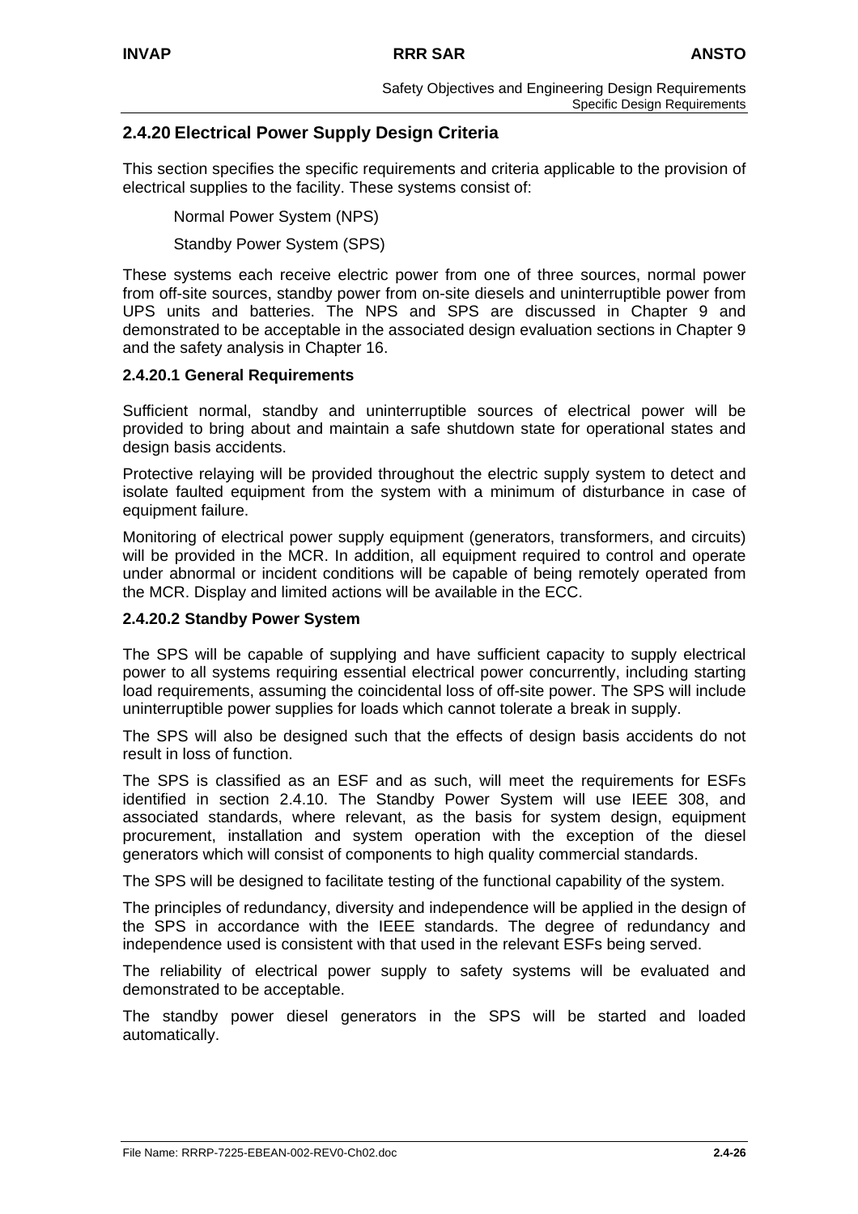## 2.4.20 Electrical Power Supply Design Criteria

This section specifies the specific requirements and criteria applicable to the provision of electrical supplies to the facility. These systems consist of:

Normal Power System (NPS)

Standby Power System (SPS)

These systems each receive electric power from one of three sources, normal power from off-site sources, standby power from on-site diesels and uninterruptible power from UPS units and batteries. The NPS and SPS are discussed in Chapter 9 and demonstrated to be acceptable in the associated design evaluation sections in Chapter 9 and the safety analysis in Chapter 16.

### 2.4.20.1 General Requirements

Sufficient normal, standby and uninterruptible sources of electrical power will be provided to bring about and maintain a safe shutdown state for operational states and design basis accidents.

Protective relaying will be provided throughout the electric supply system to detect and isolate faulted equipment from the system with a minimum of disturbance in case of equipment failure.

Monitoring of electrical power supply equipment (generators, transformers, and circuits) will be provided in the MCR. In addition, all equipment required to control and operate under abnormal or incident conditions will be capable of being remotely operated from the MCR. Display and limited actions will be available in the ECC.

### 2.4.20.2 Standby Power System

The SPS will be capable of supplying and have sufficient capacity to supply electrical power to all systems requiring essential electrical power concurrently, including starting load requirements, assuming the coincidental loss of off-site power. The SPS will include uninterruptible power supplies for loads which cannot tolerate a break in supply.

The SPS will also be designed such that the effects of design basis accidents do not result in loss of function.

The SPS is classified as an ESF and as such, will meet the requirements for ESFs identified in section 2.4.10. The Standby Power System will use IEEE 308, and associated standards, where relevant, as the basis for system design, equipment procurement, installation and system operation with the exception of the diesel generators which will consist of components to high quality commercial standards.

The SPS will be designed to facilitate testing of the functional capability of the system.

The principles of redundancy, diversity and independence will be applied in the design of the SPS in accordance with the IEEE standards. The degree of redundancy and independence used is consistent with that used in the relevant ESFs being served.

The reliability of electrical power supply to safety systems will be evaluated and demonstrated to be acceptable.

The standby power diesel generators in the SPS will be started and loaded automatically.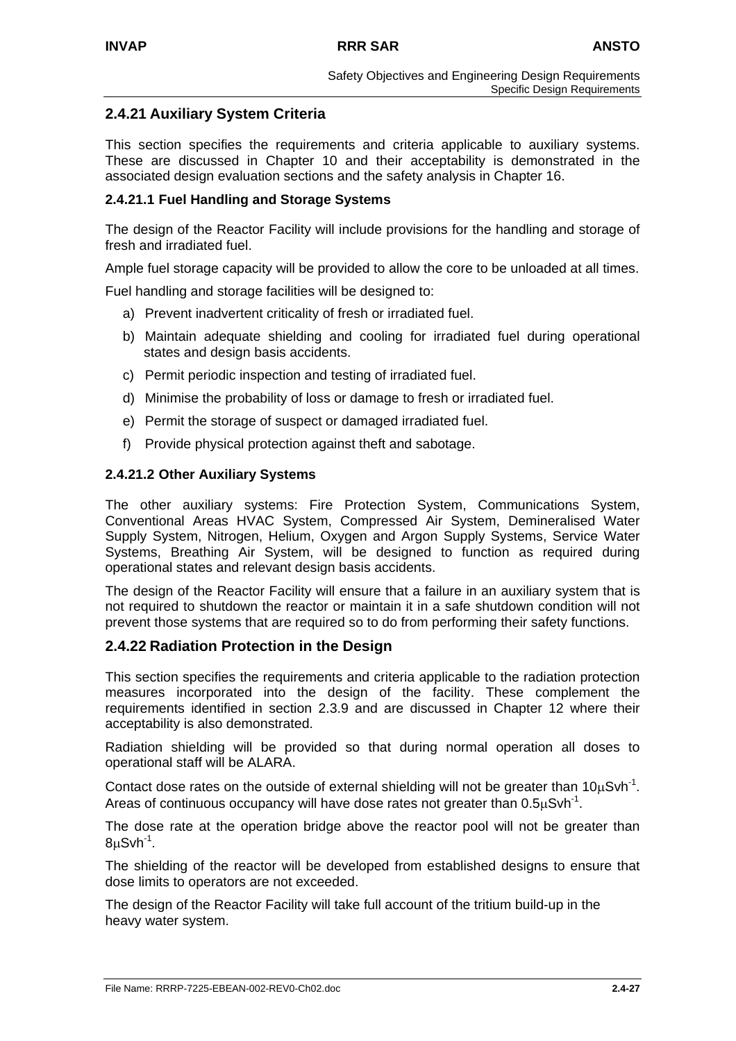## 2.4.21 Auxiliary System Criteria

This section specifies the requirements and criteria applicable to auxiliary systems. These are discussed in Chapter 10 and their acceptability is demonstrated in the associated design evaluation sections and the safety analysis in Chapter 16.

### 2.4.21.1 Fuel Handling and Storage Systems

The design of the Reactor Facility will include provisions for the handling and storage of fresh and irradiated fuel.

Ample fuel storage capacity will be provided to allow the core to be unloaded at all times.

Fuel handling and storage facilities will be designed to:

a) Prevent inadvertent criticality of fresh or irradiated fuel.

b) Maintain adequate shielding and cooling for irradiated fuel during operational states and design basis accidents.

c) Permit periodic inspection and testing of irradiated fuel.

d) Minimise the probability of loss or damage to fresh or irradiated fuel.

e) Permit the storage of suspect or damaged irradiated fuel.

f) Provide physical protection against theft and sabotage.

### 2.4.21.2 Other Auxiliary Systems

The other auxiliary systems: Fire Protection System, Communications System, Conventional Areas HVAC System, Compressed Air System, Demineralised Water Supply System, Nitrogen, Helium, Oxygen and Argon Supply Systems, Service Water Systems, Breathing Air System, will be designed to function as required during operational states and relevant design basis accidents.

The design of the Reactor Facility will ensure that a failure in an auxiliary system that is not required to shutdown the reactor or maintain it in a safe shutdown condition will not prevent those systems that are required so to do from performing their safety functions.

## 2.4.22 Radiation Protection in the Design

This section specifies the requirements and criteria applicable to the radiation protection measures incorporated into the design of the facility. These complement the requirements identified in section 2.3.9 and are discussed in Chapter 12 where their acceptability is also demonstrated.

Radiation shielding will be provided so that during normal operation all doses to operational staff will be ALARA.

Contact dose rates on the outside of external shielding will not be greater than $10\mu Svh^{-1}$. Areas of continuous occupancy will have dose rates not greater than $0.5\mu Svh^{-1}$.

The dose rate at the operation bridge above the reactor pool will not be greater than $8\mu Svh^{-1}$.

The shielding of the reactor will be developed from established designs to ensure that dose limits to operators are not exceeded.

The design of the Reactor Facility will take full account of the tritium build-up in the heavy water system.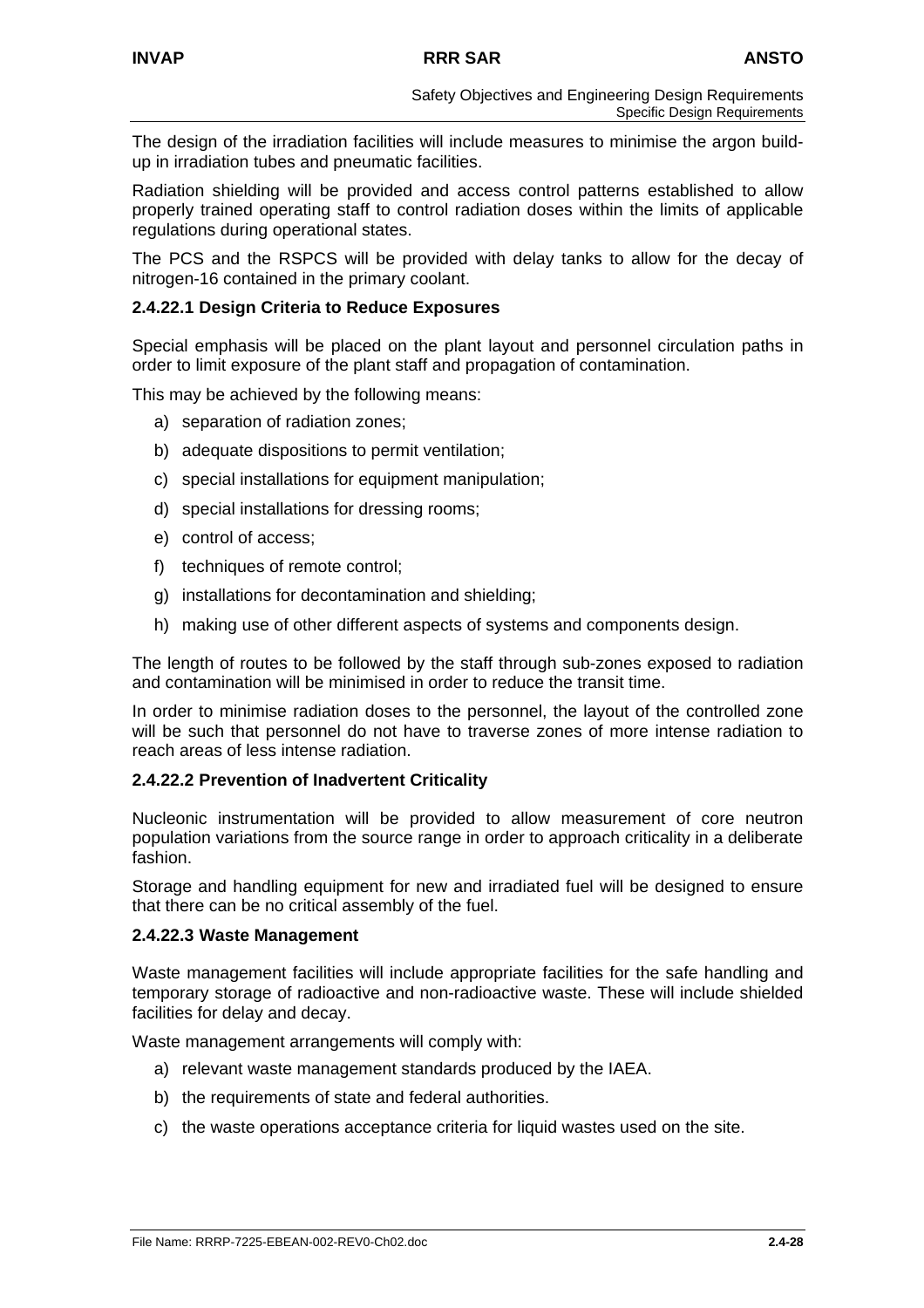The design of the irradiation facilities will include measures to minimise the argon build-up in irradiation tubes and pneumatic facilities.

Radiation shielding will be provided and access control patterns established to allow properly trained operating staff to control radiation doses within the limits of applicable regulations during operational states.

The PCS and the RSPCS will be provided with delay tanks to allow for the decay of nitrogen-16 contained in the primary coolant.

### 2.4.22.1 Design Criteria to Reduce Exposures

Special emphasis will be placed on the plant layout and personnel circulation paths in order to limit exposure of the plant staff and propagation of contamination.

This may be achieved by the following means:

a) separation of radiation zones;

b) adequate dispositions to permit ventilation;

c) special installations for equipment manipulation;

d) special installations for dressing rooms;

e) control of access;

f) techniques of remote control;

g) installations for decontamination and shielding;

h) making use of other different aspects of systems and components design.

The length of routes to be followed by the staff through sub-zones exposed to radiation and contamination will be minimised in order to reduce the transit time.

In order to minimise radiation doses to the personnel, the layout of the controlled zone will be such that personnel do not have to traverse zones of more intense radiation to reach areas of less intense radiation.

### 2.4.22.2 Prevention of Inadvertent Criticality

Nucleonic instrumentation will be provided to allow measurement of core neutron population variations from the source range in order to approach criticality in a deliberate fashion.

Storage and handling equipment for new and irradiated fuel will be designed to ensure that there can be no critical assembly of the fuel.

### 2.4.22.3 Waste Management

Waste management facilities will include appropriate facilities for the safe handling and temporary storage of radioactive and non-radioactive waste. These will include shielded facilities for delay and decay.

Waste management arrangements will comply with:

a) relevant waste management standards produced by the IAEA.

b) the requirements of state and federal authorities.

c) the waste operations acceptance criteria for liquid wastes used on the site.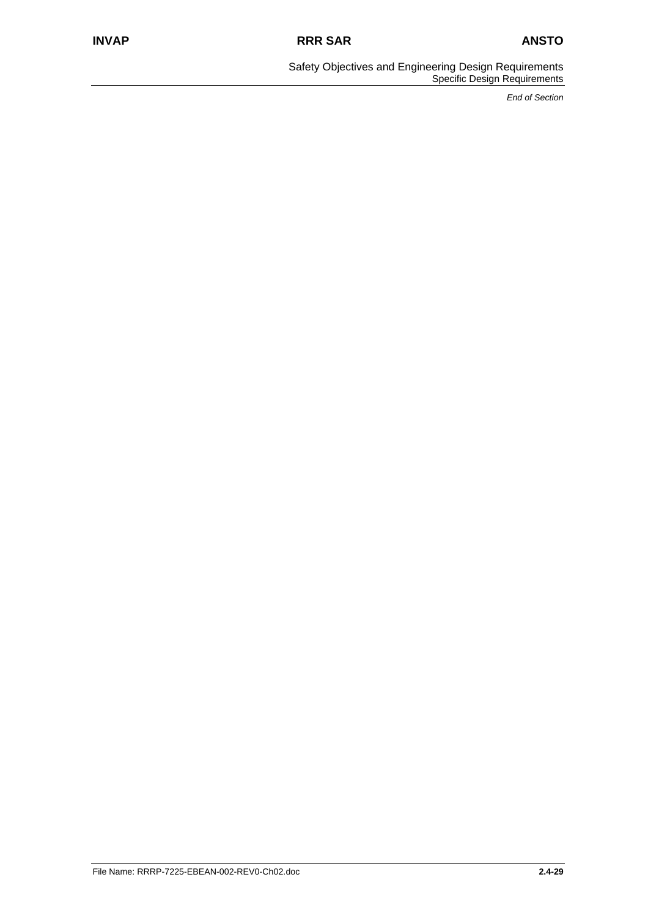*End of Section*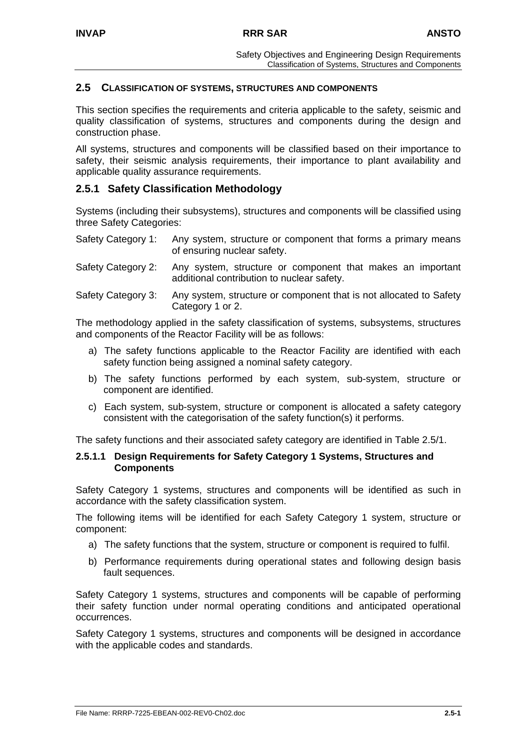## 2.5 CLASSIFICATION OF SYSTEMS, STRUCTURES AND COMPONENTS

This section specifies the requirements and criteria applicable to the safety, seismic and quality classification of systems, structures and components during the design and construction phase.

All systems, structures and components will be classified based on their importance to safety, their seismic analysis requirements, their importance to plant availability and applicable quality assurance requirements.

### 2.5.1 Safety Classification Methodology

Systems (including their subsystems), structures and components will be classified using three Safety Categories:

Safety Category 1: Any system, structure or component that forms a primary means of ensuring nuclear safety.

Safety Category 2: Any system, structure or component that makes an important additional contribution to nuclear safety.

Safety Category 3: Any system, structure or component that is not allocated to Safety Category 1 or 2.

The methodology applied in the safety classification of systems, subsystems, structures and components of the Reactor Facility will be as follows:

a) The safety functions applicable to the Reactor Facility are identified with each safety function being assigned a nominal safety category.

b) The safety functions performed by each system, sub-system, structure or component are identified.

c) Each system, sub-system, structure or component is allocated a safety category consistent with the categorisation of the safety function(s) it performs.

The safety functions and their associated safety category are identified in Table 2.5/1.

#### 2.5.1.1 Design Requirements for Safety Category 1 Systems, Structures and Components

Safety Category 1 systems, structures and components will be identified as such in accordance with the safety classification system.

The following items will be identified for each Safety Category 1 system, structure or component:

a) The safety functions that the system, structure or component is required to fulfil.

b) Performance requirements during operational states and following design basis fault sequences.

Safety Category 1 systems, structures and components will be capable of performing their safety function under normal operating conditions and anticipated operational occurrences.

Safety Category 1 systems, structures and components will be designed in accordance with the applicable codes and standards.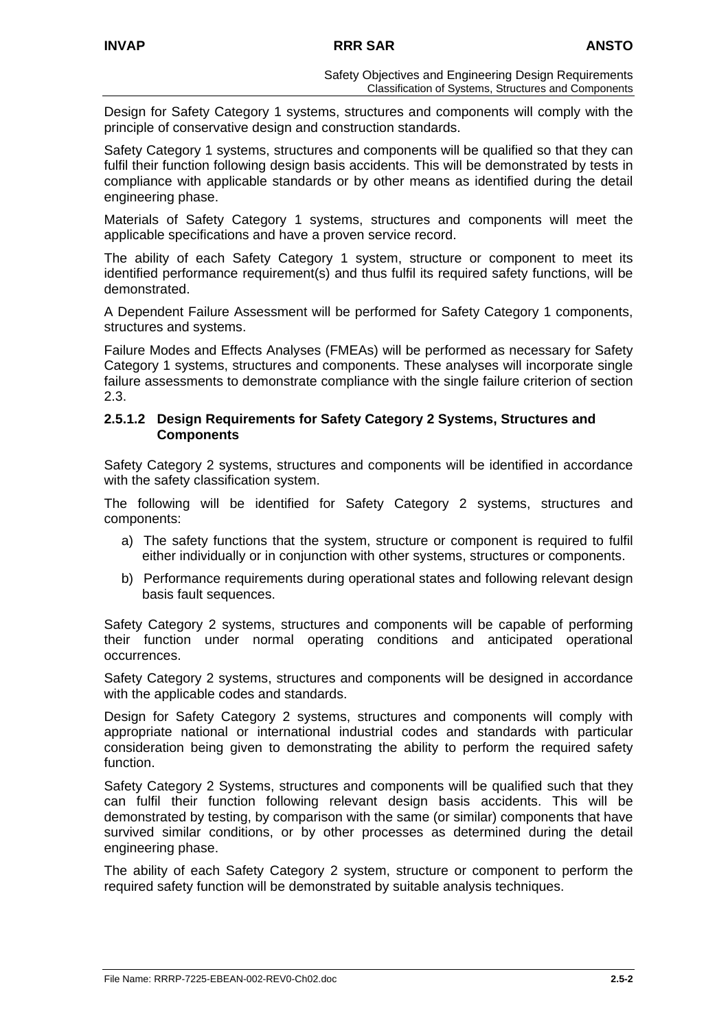Design for Safety Category 1 systems, structures and components will comply with the principle of conservative design and construction standards.

Safety Category 1 systems, structures and components will be qualified so that they can fulfil their function following design basis accidents. This will be demonstrated by tests in compliance with applicable standards or by other means as identified during the detail engineering phase.

Materials of Safety Category 1 systems, structures and components will meet the applicable specifications and have a proven service record.

The ability of each Safety Category 1 system, structure or component to meet its identified performance requirement(s) and thus fulfil its required safety functions, will be demonstrated.

A Dependent Failure Assessment will be performed for Safety Category 1 components, structures and systems.

Failure Modes and Effects Analyses (FMEAs) will be performed as necessary for Safety Category 1 systems, structures and components. These analyses will incorporate single failure assessments to demonstrate compliance with the single failure criterion of section 2.3.

#### 2.5.1.2 Design Requirements for Safety Category 2 Systems, Structures and Components

Safety Category 2 systems, structures and components will be identified in accordance with the safety classification system.

The following will be identified for Safety Category 2 systems, structures and components:

a) The safety functions that the system, structure or component is required to fulfil either individually or in conjunction with other systems, structures or components.

b) Performance requirements during operational states and following relevant design basis fault sequences.

Safety Category 2 systems, structures and components will be capable of performing their function under normal operating conditions and anticipated operational occurrences.

Safety Category 2 systems, structures and components will be designed in accordance with the applicable codes and standards.

Design for Safety Category 2 systems, structures and components will comply with appropriate national or international industrial codes and standards with particular consideration being given to demonstrating the ability to perform the required safety function.

Safety Category 2 Systems, structures and components will be qualified such that they can fulfil their function following relevant design basis accidents. This will be demonstrated by testing, by comparison with the same (or similar) components that have survived similar conditions, or by other processes as determined during the detail engineering phase.

The ability of each Safety Category 2 system, structure or component to perform the required safety function will be demonstrated by suitable analysis techniques.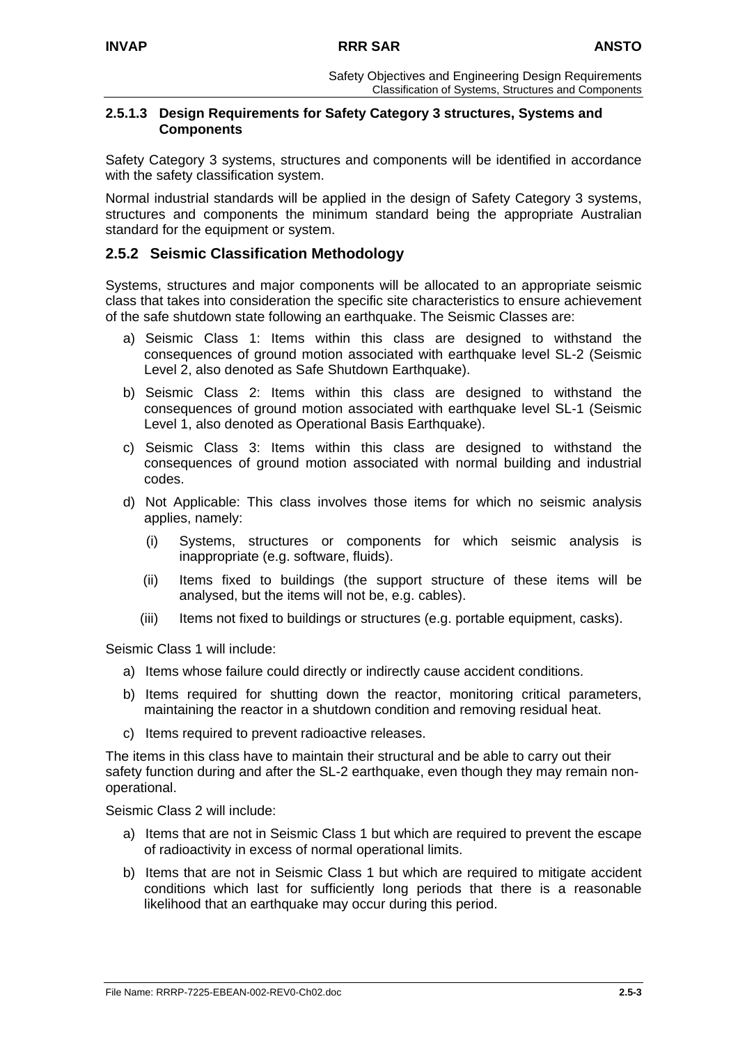#### 2.5.1.3 Design Requirements for Safety Category 3 structures, Systems and Components

Safety Category 3 systems, structures and components will be identified in accordance with the safety classification system.

Normal industrial standards will be applied in the design of Safety Category 3 systems, structures and components the minimum standard being the appropriate Australian standard for the equipment or system.

### 2.5.2 Seismic Classification Methodology

Systems, structures and major components will be allocated to an appropriate seismic class that takes into consideration the specific site characteristics to ensure achievement of the safe shutdown state following an earthquake. The Seismic Classes are:

a) Seismic Class 1: Items within this class are designed to withstand the consequences of ground motion associated with earthquake level SL-2 (Seismic Level 2, also denoted as Safe Shutdown Earthquake).

b) Seismic Class 2: Items within this class are designed to withstand the consequences of ground motion associated with earthquake level SL-1 (Seismic Level 1, also denoted as Operational Basis Earthquake).

c) Seismic Class 3: Items within this class are designed to withstand the consequences of ground motion associated with normal building and industrial codes.

d) Not Applicable: This class involves those items for which no seismic analysis applies, namely:

   (i) Systems, structures or components for which seismic analysis is inappropriate (e.g. software, fluids).

   (ii) Items fixed to buildings (the support structure of these items will be analysed, but the items will not be, e.g. cables).

   (iii) Items not fixed to buildings or structures (e.g. portable equipment, casks).

Seismic Class 1 will include:

a) Items whose failure could directly or indirectly cause accident conditions.

b) Items required for shutting down the reactor, monitoring critical parameters, maintaining the reactor in a shutdown condition and removing residual heat.

c) Items required to prevent radioactive releases.

The items in this class have to maintain their structural and be able to carry out their safety function during and after the SL-2 earthquake, even though they may remain non-operational.

Seismic Class 2 will include:

a) Items that are not in Seismic Class 1 but which are required to prevent the escape of radioactivity in excess of normal operational limits.

b) Items that are not in Seismic Class 1 but which are required to mitigate accident conditions which last for sufficiently long periods that there is a reasonable likelihood that an earthquake may occur during this period.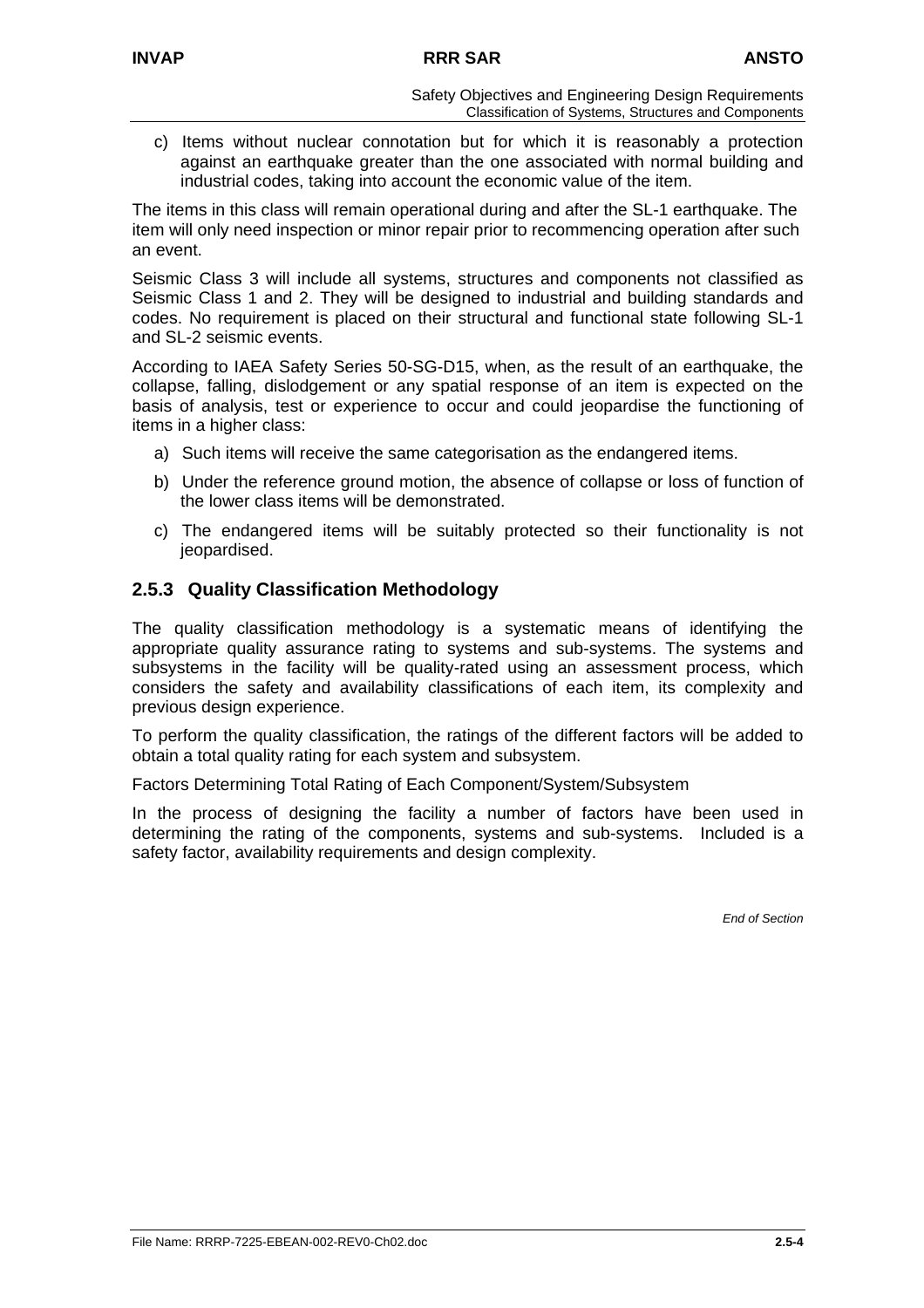c) Items without nuclear connotation but for which it is reasonably a protection against an earthquake greater than the one associated with normal building and industrial codes, taking into account the economic value of the item.

The items in this class will remain operational during and after the SL-1 earthquake. The item will only need inspection or minor repair prior to recommencing operation after such an event.

Seismic Class 3 will include all systems, structures and components not classified as Seismic Class 1 and 2. They will be designed to industrial and building standards and codes. No requirement is placed on their structural and functional state following SL-1 and SL-2 seismic events.

According to IAEA Safety Series 50-SG-D15, when, as the result of an earthquake, the collapse, falling, dislodgement or any spatial response of an item is expected on the basis of analysis, test or experience to occur and could jeopardise the functioning of items in a higher class:

a) Such items will receive the same categorisation as the endangered items.

b) Under the reference ground motion, the absence of collapse or loss of function of the lower class items will be demonstrated.

c) The endangered items will be suitably protected so their functionality is not jeopardised.

### 2.5.3 Quality Classification Methodology

The quality classification methodology is a systematic means of identifying the appropriate quality assurance rating to systems and sub-systems. The systems and subsystems in the facility will be quality-rated using an assessment process, which considers the safety and availability classifications of each item, its complexity and previous design experience.

To perform the quality classification, the ratings of the different factors will be added to obtain a total quality rating for each system and subsystem.

Factors Determining Total Rating of Each Component/System/Subsystem

In the process of designing the facility a number of factors have been used in determining the rating of the components, systems and sub-systems. Included is a safety factor, availability requirements and design complexity.

*End of Section*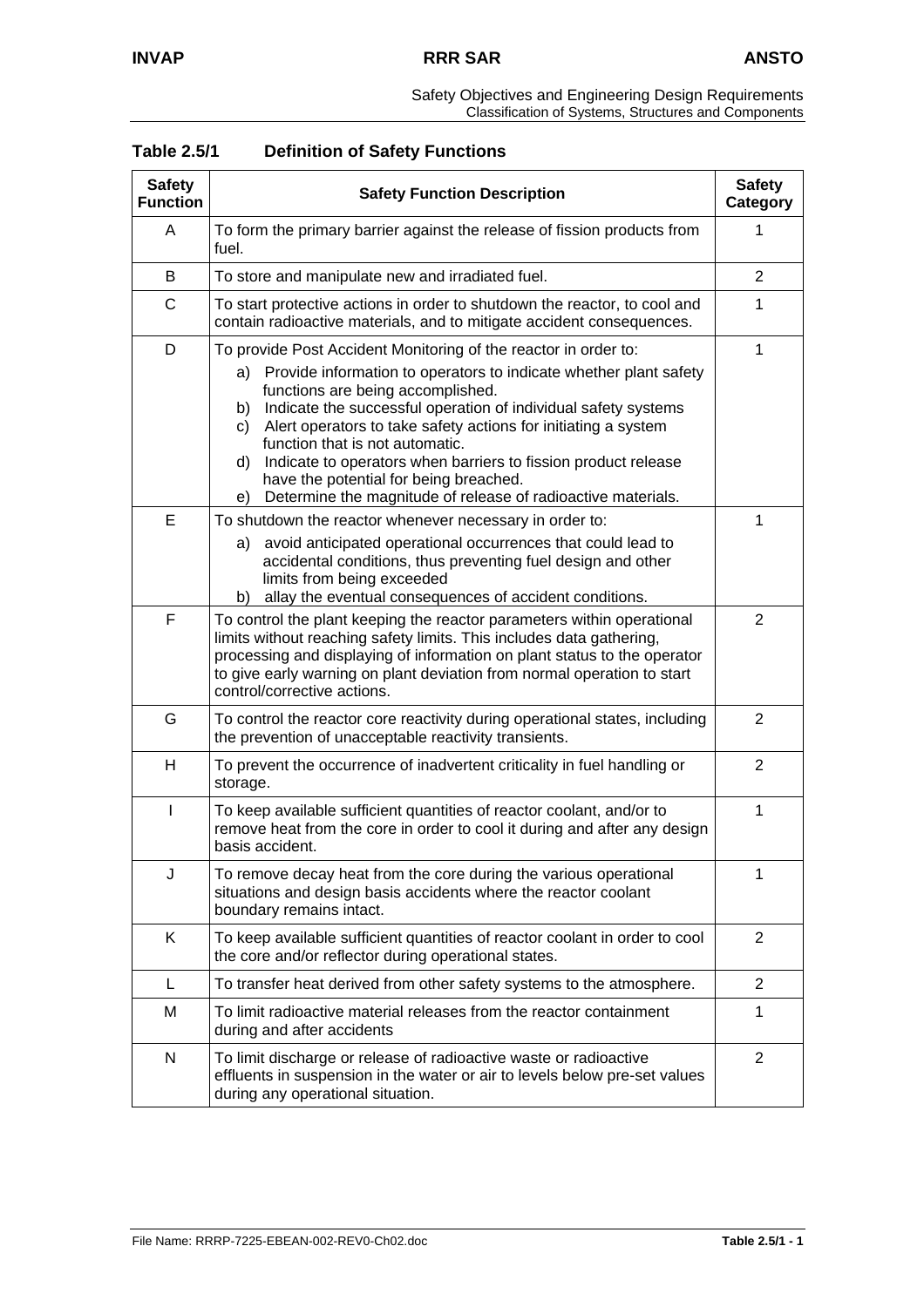## Table 2.5/1 Definition of Safety Functions

| Safety Function | Safety Function Description | Safety Category |
|---|---|---|
| A | To form the primary barrier against the release of fission products from fuel. | 1 |
| B | To store and manipulate new and irradiated fuel. | 2 |
| C | To start protective actions in order to shutdown the reactor, to cool and contain radioactive materials, and to mitigate accident consequences. | 1 |
| D | To provide Post Accident Monitoring of the reactor in order to:<br>a) Provide information to operators to indicate whether plant safety functions are being accomplished.<br>b) Indicate the successful operation of individual safety systems<br>c) Alert operators to take safety actions for initiating a system function that is not automatic.<br>d) Indicate to operators when barriers to fission product release have the potential for being breached.<br>e) Determine the magnitude of release of radioactive materials. | 1 |
| E | To shutdown the reactor whenever necessary in order to:<br>a) avoid anticipated operational occurrences that could lead to accidental conditions, thus preventing fuel design and other limits from being exceeded<br>b) allay the eventual consequences of accident conditions. | 1 |
| F | To control the plant keeping the reactor parameters within operational limits without reaching safety limits. This includes data gathering, processing and displaying of information on plant status to the operator to give early warning on plant deviation from normal operation to start control/corrective actions. | 2 |
| G | To control the reactor core reactivity during operational states, including the prevention of unacceptable reactivity transients. | 2 |
| H | To prevent the occurrence of inadvertent criticality in fuel handling or storage. | 2 |
| I | To keep available sufficient quantities of reactor coolant, and/or to remove heat from the core in order to cool it during and after any design basis accident. | 1 |
| J | To remove decay heat from the core during the various operational situations and design basis accidents where the reactor coolant boundary remains intact. | 1 |
| K | To keep available sufficient quantities of reactor coolant in order to cool the core and/or reflector during operational states. | 2 |
| L | To transfer heat derived from other safety systems to the atmosphere. | 2 |
| M | To limit radioactive material releases from the reactor containment during and after accidents | 1 |
| N | To limit discharge or release of radioactive waste or radioactive effluents in suspension in the water or air to levels below pre-set values during any operational situation. | 2 |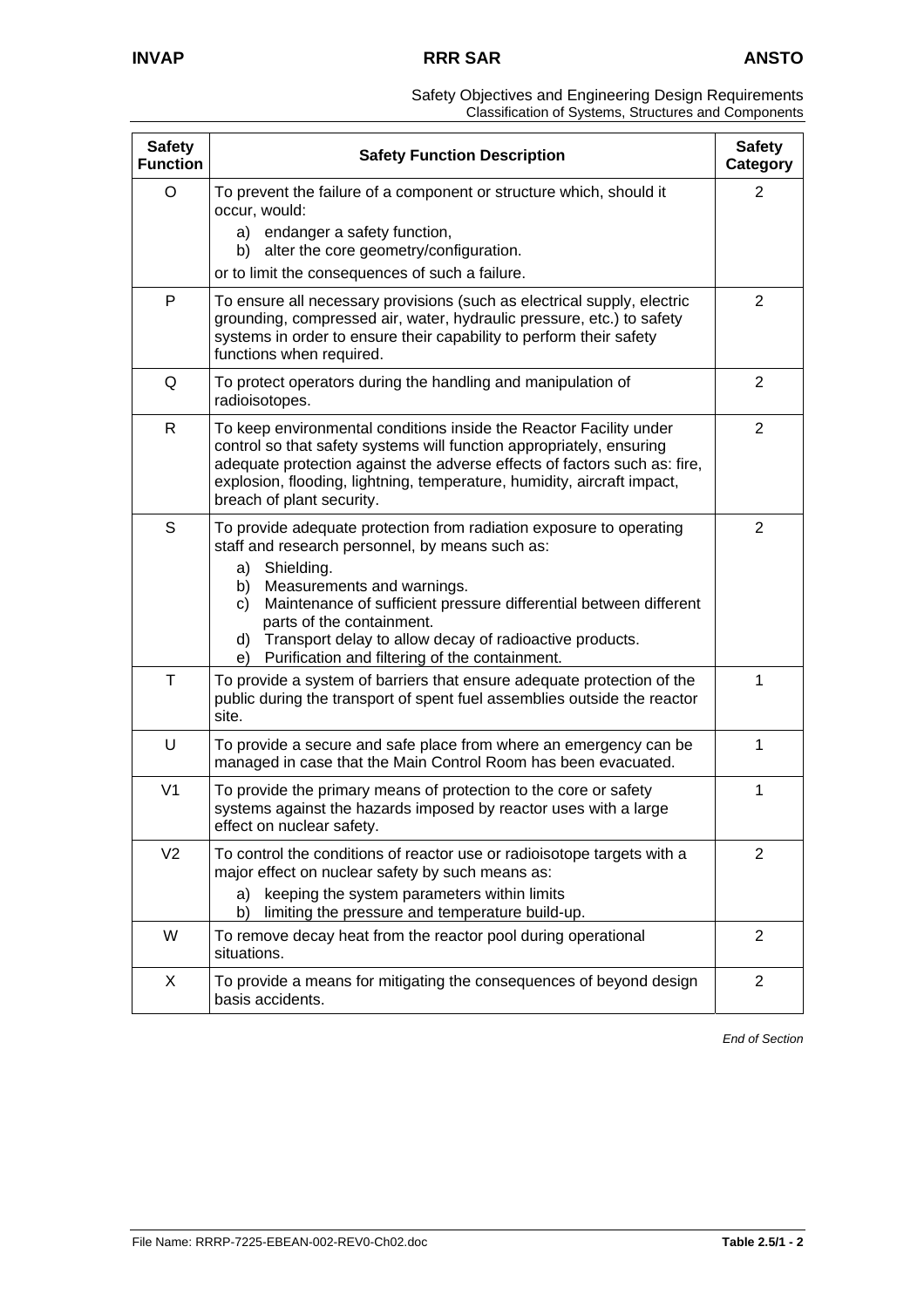| Safety Function | Safety Function Description | Safety Category |
|---|---|---|
| O | To prevent the failure of a component or structure which, should it occur, would:<br>a) endanger a safety function,<br>b) alter the core geometry/configuration.<br>or to limit the consequences of such a failure. | 2 |
| P | To ensure all necessary provisions (such as electrical supply, electric grounding, compressed air, water, hydraulic pressure, etc.) to safety systems in order to ensure their capability to perform their safety functions when required. | 2 |
| Q | To protect operators during the handling and manipulation of radioisotopes. | 2 |
| R | To keep environmental conditions inside the Reactor Facility under control so that safety systems will function appropriately, ensuring adequate protection against the adverse effects of factors such as: fire, explosion, flooding, lightning, temperature, humidity, aircraft impact, breach of plant security. | 2 |
| S | To provide adequate protection from radiation exposure to operating staff and research personnel, by means such as:<br>a) Shielding.<br>b) Measurements and warnings.<br>c) Maintenance of sufficient pressure differential between different parts of the containment.<br>d) Transport delay to allow decay of radioactive products.<br>e) Purification and filtering of the containment. | 2 |
| T | To provide a system of barriers that ensure adequate protection of the public during the transport of spent fuel assemblies outside the reactor site. | 1 |
| U | To provide a secure and safe place from where an emergency can be managed in case that the Main Control Room has been evacuated. | 1 |
| V1 | To provide the primary means of protection to the core or safety systems against the hazards imposed by reactor uses with a large effect on nuclear safety. | 1 |
| V2 | To control the conditions of reactor use or radioisotope targets with a major effect on nuclear safety by such means as:<br>a) keeping the system parameters within limits<br>b) limiting the pressure and temperature build-up. | 2 |
| W | To remove decay heat from the reactor pool during operational situations. | 2 |
| X | To provide a means for mitigating the consequences of beyond design basis accidents. | 2 |

*End of Section*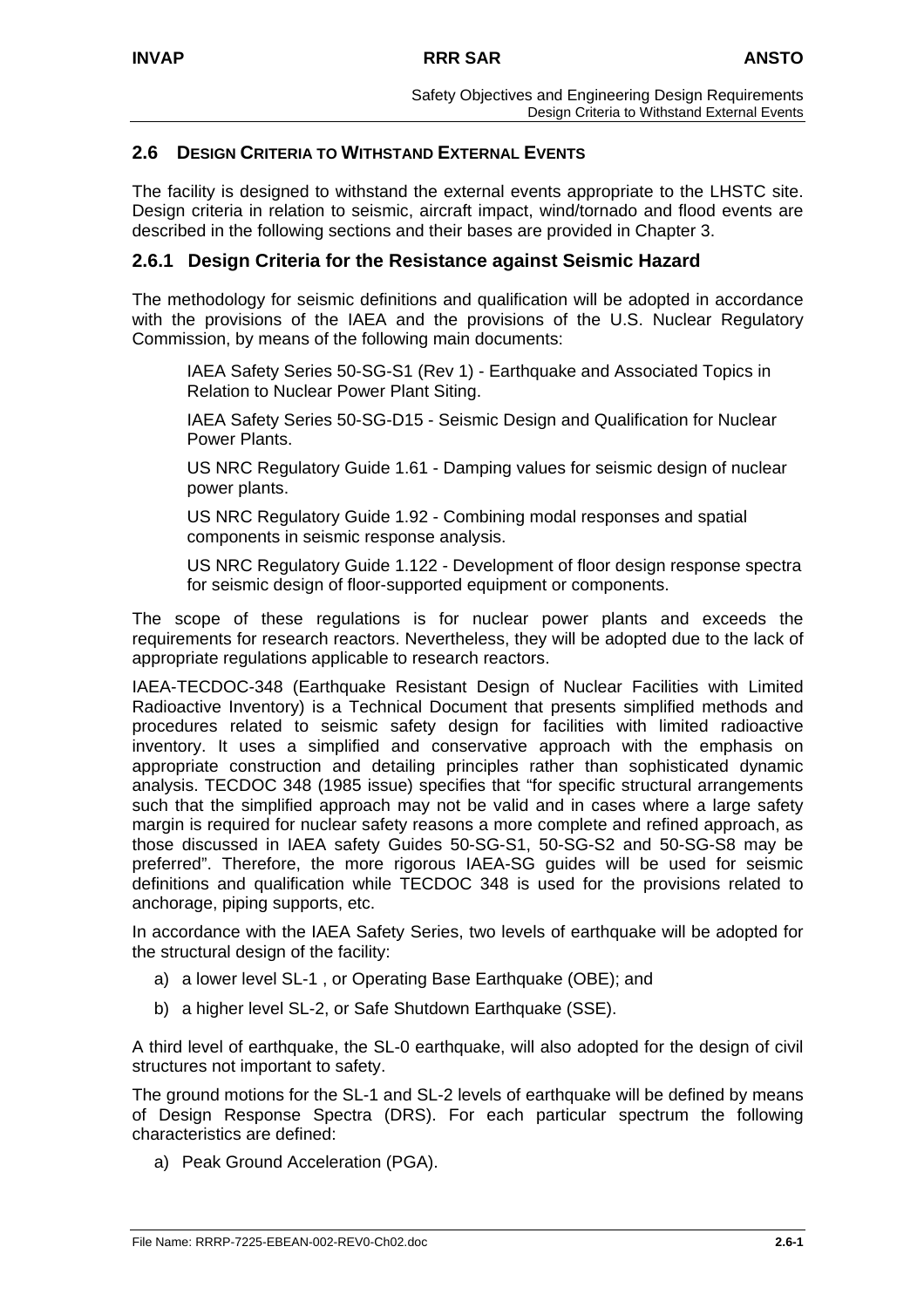## 2.6 DESIGN CRITERIA TO WITHSTAND EXTERNAL EVENTS

The facility is designed to withstand the external events appropriate to the LHSTC site. Design criteria in relation to seismic, aircraft impact, wind/tornado and flood events are described in the following sections and their bases are provided in Chapter 3.

### 2.6.1 Design Criteria for the Resistance against Seismic Hazard

The methodology for seismic definitions and qualification will be adopted in accordance with the provisions of the IAEA and the provisions of the U.S. Nuclear Regulatory Commission, by means of the following main documents:

IAEA Safety Series 50-SG-S1 (Rev 1) - Earthquake and Associated Topics in Relation to Nuclear Power Plant Siting.

IAEA Safety Series 50-SG-D15 - Seismic Design and Qualification for Nuclear Power Plants.

US NRC Regulatory Guide 1.61 - Damping values for seismic design of nuclear power plants.

US NRC Regulatory Guide 1.92 - Combining modal responses and spatial components in seismic response analysis.

US NRC Regulatory Guide 1.122 - Development of floor design response spectra for seismic design of floor-supported equipment or components.

The scope of these regulations is for nuclear power plants and exceeds the requirements for research reactors. Nevertheless, they will be adopted due to the lack of appropriate regulations applicable to research reactors.

IAEA-TECDOC-348 (Earthquake Resistant Design of Nuclear Facilities with Limited Radioactive Inventory) is a Technical Document that presents simplified methods and procedures related to seismic safety design for facilities with limited radioactive inventory. It uses a simplified and conservative approach with the emphasis on appropriate construction and detailing principles rather than sophisticated dynamic analysis. TECDOC 348 (1985 issue) specifies that "for specific structural arrangements such that the simplified approach may not be valid and in cases where a large safety margin is required for nuclear safety reasons a more complete and refined approach, as those discussed in IAEA safety Guides 50-SG-S1, 50-SG-S2 and 50-SG-S8 may be preferred". Therefore, the more rigorous IAEA-SG guides will be used for seismic definitions and qualification while TECDOC 348 is used for the provisions related to anchorage, piping supports, etc.

In accordance with the IAEA Safety Series, two levels of earthquake will be adopted for the structural design of the facility:

a) a lower level SL-1 , or Operating Base Earthquake (OBE); and

b) a higher level SL-2, or Safe Shutdown Earthquake (SSE).

A third level of earthquake, the SL-0 earthquake, will also adopted for the design of civil structures not important to safety.

The ground motions for the SL-1 and SL-2 levels of earthquake will be defined by means of Design Response Spectra (DRS). For each particular spectrum the following characteristics are defined:

a) Peak Ground Acceleration (PGA).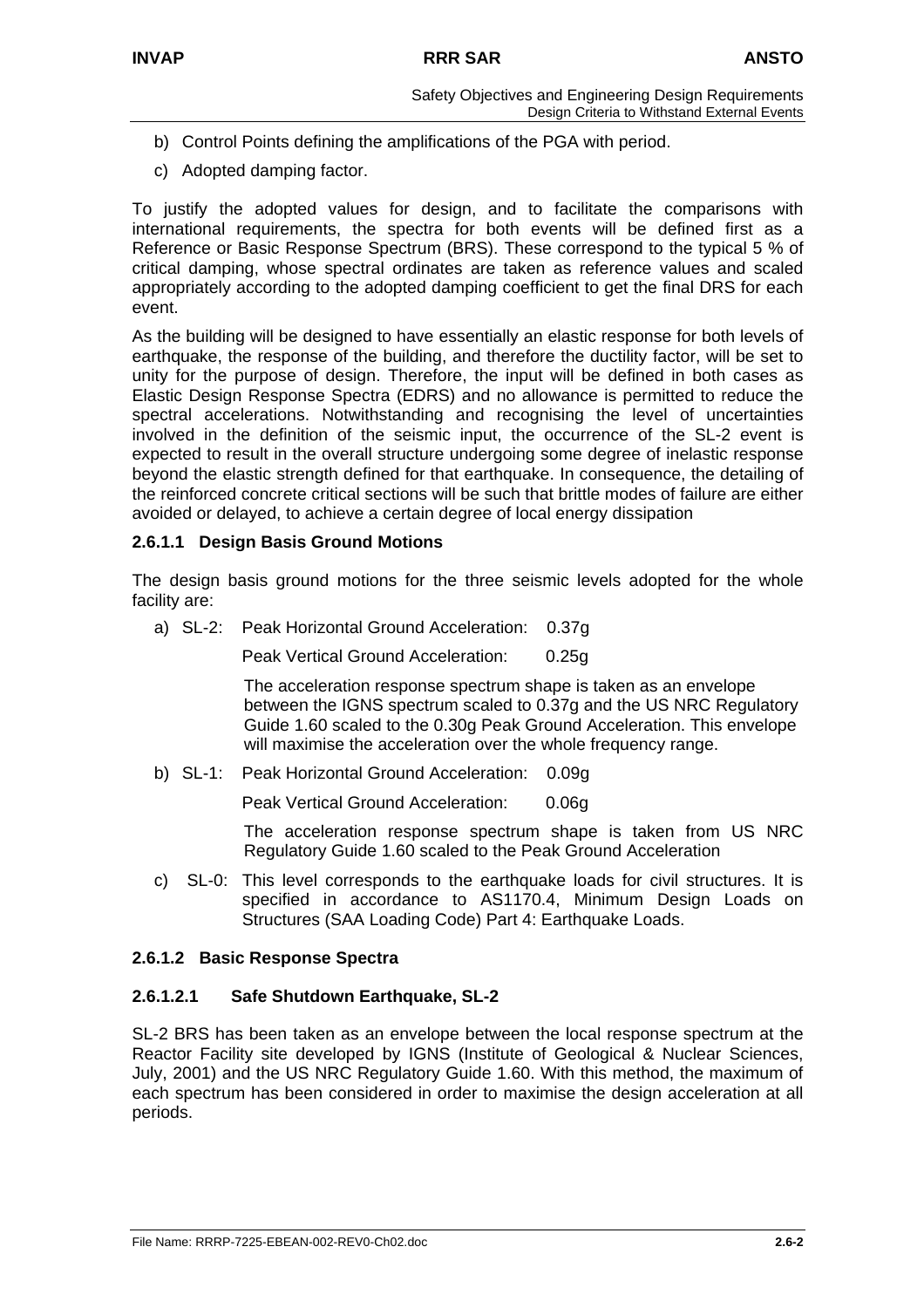b) Control Points defining the amplifications of the PGA with period.

c) Adopted damping factor.

To justify the adopted values for design, and to facilitate the comparisons with international requirements, the spectra for both events will be defined first as a Reference or Basic Response Spectrum (BRS). These correspond to the typical 5 % of critical damping, whose spectral ordinates are taken as reference values and scaled appropriately according to the adopted damping coefficient to get the final DRS for each event.

As the building will be designed to have essentially an elastic response for both levels of earthquake, the response of the building, and therefore the ductility factor, will be set to unity for the purpose of design. Therefore, the input will be defined in both cases as Elastic Design Response Spectra (EDRS) and no allowance is permitted to reduce the spectral accelerations. Notwithstanding and recognising the level of uncertainties involved in the definition of the seismic input, the occurrence of the SL-2 event is expected to result in the overall structure undergoing some degree of inelastic response beyond the elastic strength defined for that earthquake. In consequence, the detailing of the reinforced concrete critical sections will be such that brittle modes of failure are either avoided or delayed, to achieve a certain degree of local energy dissipation

#### 2.6.1.1 Design Basis Ground Motions

The design basis ground motions for the three seismic levels adopted for the whole facility are:

a) SL-2: Peak Horizontal Ground Acceleration: 0.37g

   Peak Vertical Ground Acceleration: 0.25g

   The acceleration response spectrum shape is taken as an envelope between the IGNS spectrum scaled to 0.37g and the US NRC Regulatory Guide 1.60 scaled to the 0.30g Peak Ground Acceleration. This envelope will maximise the acceleration over the whole frequency range.

b) SL-1: Peak Horizontal Ground Acceleration: 0.09g

   Peak Vertical Ground Acceleration: 0.06g

   The acceleration response spectrum shape is taken from US NRC Regulatory Guide 1.60 scaled to the Peak Ground Acceleration

c) SL-0: This level corresponds to the earthquake loads for civil structures. It is specified in accordance to AS1170.4, Minimum Design Loads on Structures (SAA Loading Code) Part 4: Earthquake Loads.

#### 2.6.1.2 Basic Response Spectra

##### 2.6.1.2.1 Safe Shutdown Earthquake, SL-2

SL-2 BRS has been taken as an envelope between the local response spectrum at the Reactor Facility site developed by IGNS (Institute of Geological & Nuclear Sciences, July, 2001) and the US NRC Regulatory Guide 1.60. With this method, the maximum of each spectrum has been considered in order to maximise the design acceleration at all periods.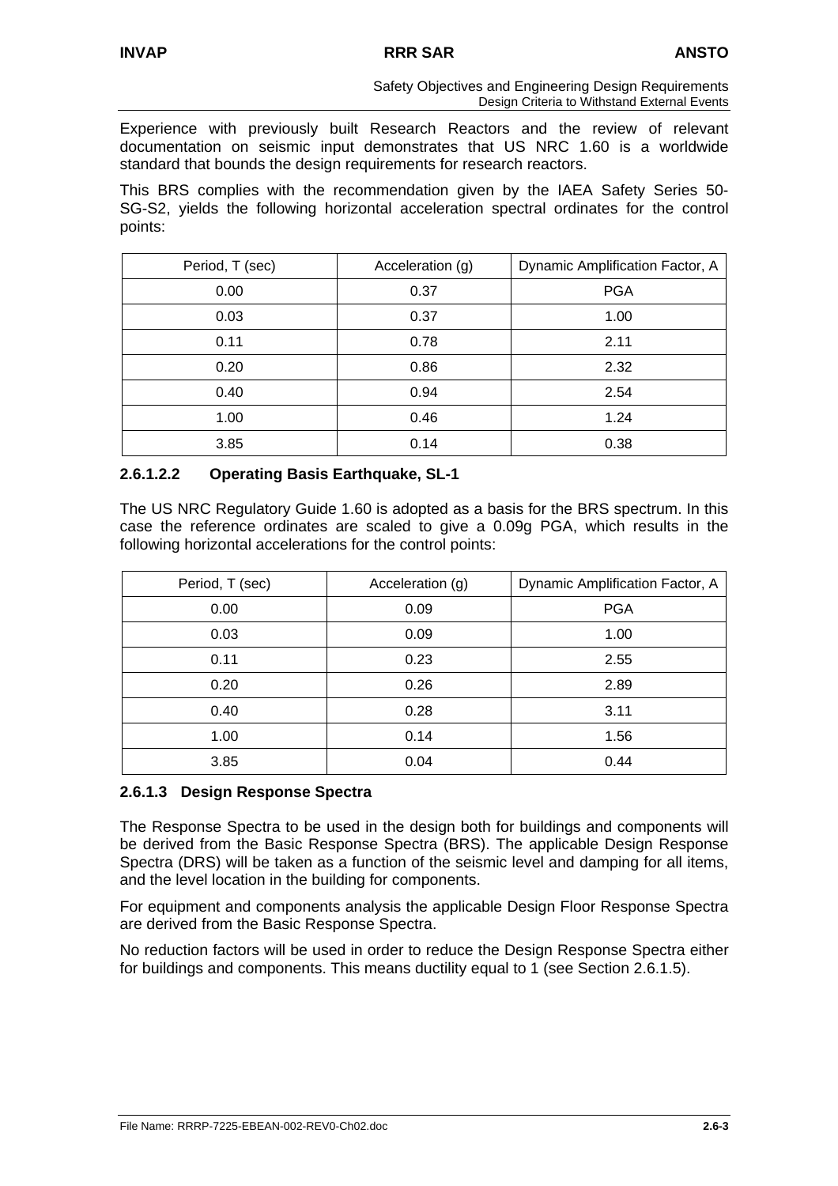Experience with previously built Research Reactors and the review of relevant documentation on seismic input demonstrates that US NRC 1.60 is a worldwide standard that bounds the design requirements for research reactors.

This BRS complies with the recommendation given by the IAEA Safety Series 50-SG-S2, yields the following horizontal acceleration spectral ordinates for the control points:

| Period, T (sec) | Acceleration (g) | Dynamic Amplification Factor, A |
|---|---|---|
| 0.00 | 0.37 | PGA |
| 0.03 | 0.37 | 1.00 |
| 0.11 | 0.78 | 2.11 |
| 0.20 | 0.86 | 2.32 |
| 0.40 | 0.94 | 2.54 |
| 1.00 | 0.46 | 1.24 |
| 3.85 | 0.14 | 0.38 |

#### 2.6.1.2.2 Operating Basis Earthquake, SL-1

The US NRC Regulatory Guide 1.60 is adopted as a basis for the BRS spectrum. In this case the reference ordinates are scaled to give a 0.09g PGA, which results in the following horizontal accelerations for the control points:

| Period, T (sec) | Acceleration (g) | Dynamic Amplification Factor, A |
|---|---|---|
| 0.00 | 0.09 | PGA |
| 0.03 | 0.09 | 1.00 |
| 0.11 | 0.23 | 2.55 |
| 0.20 | 0.26 | 2.89 |
| 0.40 | 0.28 | 3.11 |
| 1.00 | 0.14 | 1.56 |
| 3.85 | 0.04 | 0.44 |

### 2.6.1.3 Design Response Spectra

The Response Spectra to be used in the design both for buildings and components will be derived from the Basic Response Spectra (BRS). The applicable Design Response Spectra (DRS) will be taken as a function of the seismic level and damping for all items, and the level location in the building for components.

For equipment and components analysis the applicable Design Floor Response Spectra are derived from the Basic Response Spectra.

No reduction factors will be used in order to reduce the Design Response Spectra either for buildings and components. This means ductility equal to 1 (see Section 2.6.1.5).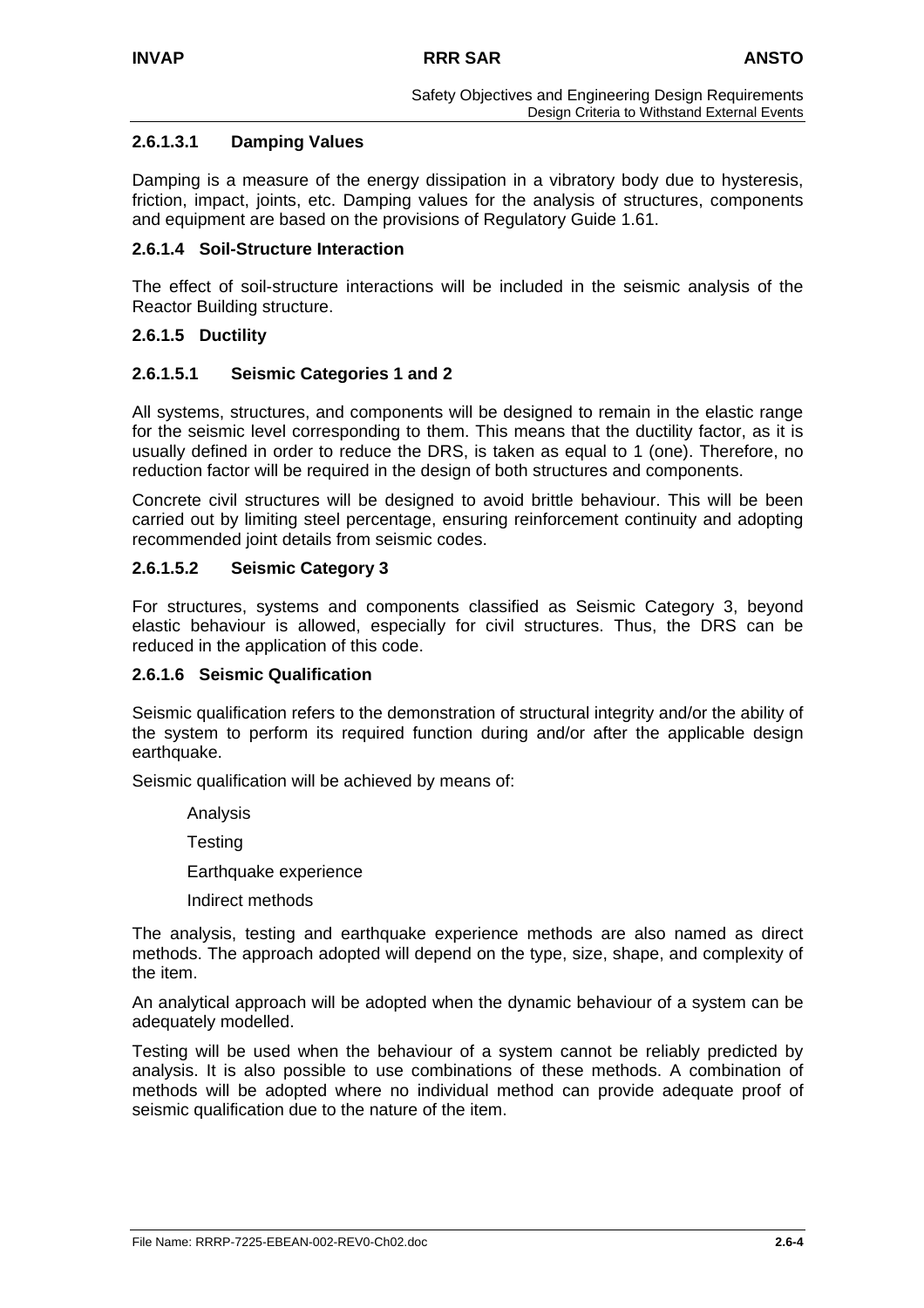#### 2.6.1.3.1 Damping Values

Damping is a measure of the energy dissipation in a vibratory body due to hysteresis, friction, impact, joints, etc. Damping values for the analysis of structures, components and equipment are based on the provisions of Regulatory Guide 1.61.

### 2.6.1.4 Soil-Structure Interaction

The effect of soil-structure interactions will be included in the seismic analysis of the Reactor Building structure.

### 2.6.1.5 Ductility

#### 2.6.1.5.1 Seismic Categories 1 and 2

All systems, structures, and components will be designed to remain in the elastic range for the seismic level corresponding to them. This means that the ductility factor, as it is usually defined in order to reduce the DRS, is taken as equal to 1 (one). Therefore, no reduction factor will be required in the design of both structures and components.

Concrete civil structures will be designed to avoid brittle behaviour. This will be been carried out by limiting steel percentage, ensuring reinforcement continuity and adopting recommended joint details from seismic codes.

#### 2.6.1.5.2 Seismic Category 3

For structures, systems and components classified as Seismic Category 3, beyond elastic behaviour is allowed, especially for civil structures. Thus, the DRS can be reduced in the application of this code.

### 2.6.1.6 Seismic Qualification

Seismic qualification refers to the demonstration of structural integrity and/or the ability of the system to perform its required function during and/or after the applicable design earthquake.

Seismic qualification will be achieved by means of:

- Analysis
- Testing
- Earthquake experience
- Indirect methods

The analysis, testing and earthquake experience methods are also named as direct methods. The approach adopted will depend on the type, size, shape, and complexity of the item.

An analytical approach will be adopted when the dynamic behaviour of a system can be adequately modelled.

Testing will be used when the behaviour of a system cannot be reliably predicted by analysis. It is also possible to use combinations of these methods. A combination of methods will be adopted where no individual method can provide adequate proof of seismic qualification due to the nature of the item.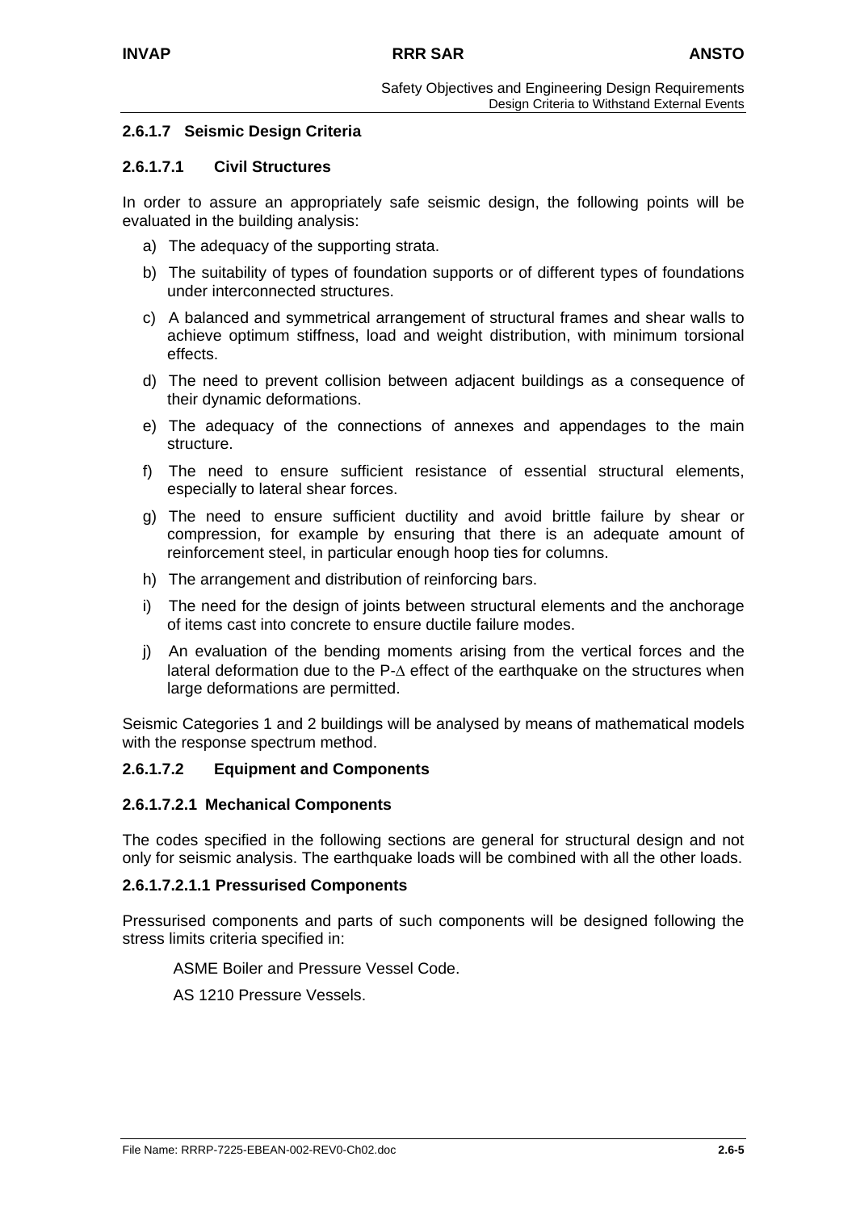### 2.6.1.7 Seismic Design Criteria

#### 2.6.1.7.1 Civil Structures

In order to assure an appropriately safe seismic design, the following points will be evaluated in the building analysis:

a) The adequacy of the supporting strata.

b) The suitability of types of foundation supports or of different types of foundations under interconnected structures.

c) A balanced and symmetrical arrangement of structural frames and shear walls to achieve optimum stiffness, load and weight distribution, with minimum torsional effects.

d) The need to prevent collision between adjacent buildings as a consequence of their dynamic deformations.

e) The adequacy of the connections of annexes and appendages to the main structure.

f) The need to ensure sufficient resistance of essential structural elements, especially to lateral shear forces.

g) The need to ensure sufficient ductility and avoid brittle failure by shear or compression, for example by ensuring that there is an adequate amount of reinforcement steel, in particular enough hoop ties for columns.

h) The arrangement and distribution of reinforcing bars.

i) The need for the design of joints between structural elements and the anchorage of items cast into concrete to ensure ductile failure modes.

j) An evaluation of the bending moments arising from the vertical forces and the lateral deformation due to the P-$\Delta$ effect of the earthquake on the structures when large deformations are permitted.

Seismic Categories 1 and 2 buildings will be analysed by means of mathematical models with the response spectrum method.

#### 2.6.1.7.2 Equipment and Components

##### 2.6.1.7.2.1 Mechanical Components

The codes specified in the following sections are general for structural design and not only for seismic analysis. The earthquake loads will be combined with all the other loads.

##### 2.6.1.7.2.1.1 Pressurised Components

Pressurised components and parts of such components will be designed following the stress limits criteria specified in:

ASME Boiler and Pressure Vessel Code.

AS 1210 Pressure Vessels.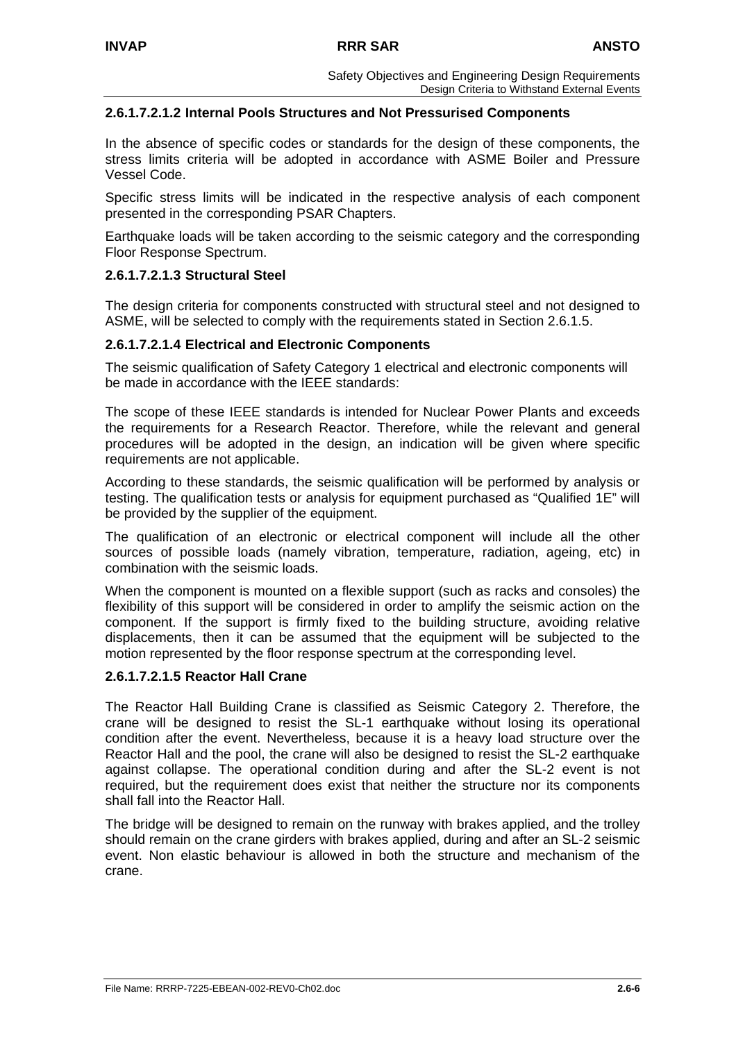#### 2.6.1.7.2.1.2 Internal Pools Structures and Not Pressurised Components

In the absence of specific codes or standards for the design of these components, the stress limits criteria will be adopted in accordance with ASME Boiler and Pressure Vessel Code.

Specific stress limits will be indicated in the respective analysis of each component presented in the corresponding PSAR Chapters.

Earthquake loads will be taken according to the seismic category and the corresponding Floor Response Spectrum.

#### 2.6.1.7.2.1.3 Structural Steel

The design criteria for components constructed with structural steel and not designed to ASME, will be selected to comply with the requirements stated in Section 2.6.1.5.

#### 2.6.1.7.2.1.4 Electrical and Electronic Components

The seismic qualification of Safety Category 1 electrical and electronic components will be made in accordance with the IEEE standards:

The scope of these IEEE standards is intended for Nuclear Power Plants and exceeds the requirements for a Research Reactor. Therefore, while the relevant and general procedures will be adopted in the design, an indication will be given where specific requirements are not applicable.

According to these standards, the seismic qualification will be performed by analysis or testing. The qualification tests or analysis for equipment purchased as "Qualified 1E" will be provided by the supplier of the equipment.

The qualification of an electronic or electrical component will include all the other sources of possible loads (namely vibration, temperature, radiation, ageing, etc) in combination with the seismic loads.

When the component is mounted on a flexible support (such as racks and consoles) the flexibility of this support will be considered in order to amplify the seismic action on the component. If the support is firmly fixed to the building structure, avoiding relative displacements, then it can be assumed that the equipment will be subjected to the motion represented by the floor response spectrum at the corresponding level.

#### 2.6.1.7.2.1.5 Reactor Hall Crane

The Reactor Hall Building Crane is classified as Seismic Category 2. Therefore, the crane will be designed to resist the SL-1 earthquake without losing its operational condition after the event. Nevertheless, because it is a heavy load structure over the Reactor Hall and the pool, the crane will also be designed to resist the SL-2 earthquake against collapse. The operational condition during and after the SL-2 event is not required, but the requirement does exist that neither the structure nor its components shall fall into the Reactor Hall.

The bridge will be designed to remain on the runway with brakes applied, and the trolley should remain on the crane girders with brakes applied, during and after an SL-2 seismic event. Non elastic behaviour is allowed in both the structure and mechanism of the crane.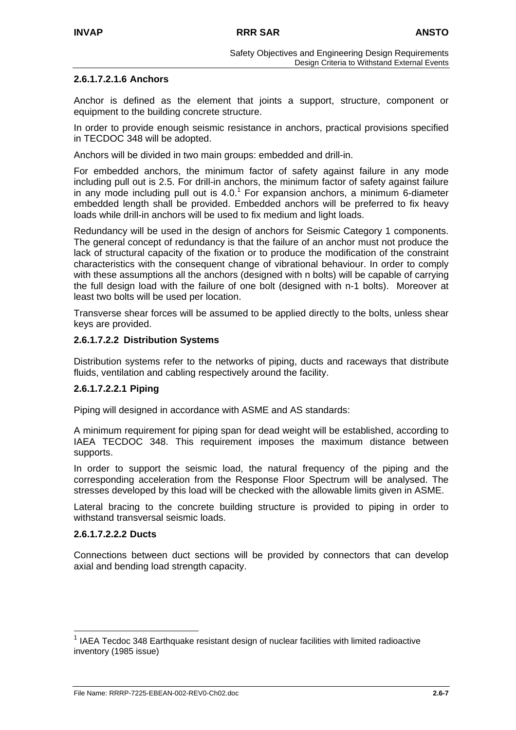#### 2.6.1.7.2.1.6 Anchors

Anchor is defined as the element that joints a support, structure, component or equipment to the building concrete structure.

In order to provide enough seismic resistance in anchors, practical provisions specified in TECDOC 348 will be adopted.

Anchors will be divided in two main groups: embedded and drill-in.

For embedded anchors, the minimum factor of safety against failure in any mode including pull out is 2.5. For drill-in anchors, the minimum factor of safety against failure in any mode including pull out is 4.0.[1] For expansion anchors, a minimum 6-diameter embedded length shall be provided. Embedded anchors will be preferred to fix heavy loads while drill-in anchors will be used to fix medium and light loads.

Redundancy will be used in the design of anchors for Seismic Category 1 components. The general concept of redundancy is that the failure of an anchor must not produce the lack of structural capacity of the fixation or to produce the modification of the constraint characteristics with the consequent change of vibrational behaviour. In order to comply with these assumptions all the anchors (designed with n bolts) will be capable of carrying the full design load with the failure of one bolt (designed with n-1 bolts). Moreover at least two bolts will be used per location.

Transverse shear forces will be assumed to be applied directly to the bolts, unless shear keys are provided.

#### 2.6.1.7.2.2 Distribution Systems

Distribution systems refer to the networks of piping, ducts and raceways that distribute fluids, ventilation and cabling respectively around the facility.

#### 2.6.1.7.2.2.1 Piping

Piping will designed in accordance with ASME and AS standards:

A minimum requirement for piping span for dead weight will be established, according to IAEA TECDOC 348. This requirement imposes the maximum distance between supports.

In order to support the seismic load, the natural frequency of the piping and the corresponding acceleration from the Response Floor Spectrum will be analysed. The stresses developed by this load will be checked with the allowable limits given in ASME.

Lateral bracing to the concrete building structure is provided to piping in order to withstand transversal seismic loads.

#### 2.6.1.7.2.2.2 Ducts

Connections between duct sections will be provided by connectors that can develop axial and bending load strength capacity.

---

[1] IAEA Tecdoc 348 Earthquake resistant design of nuclear facilities with limited radioactive inventory (1985 issue)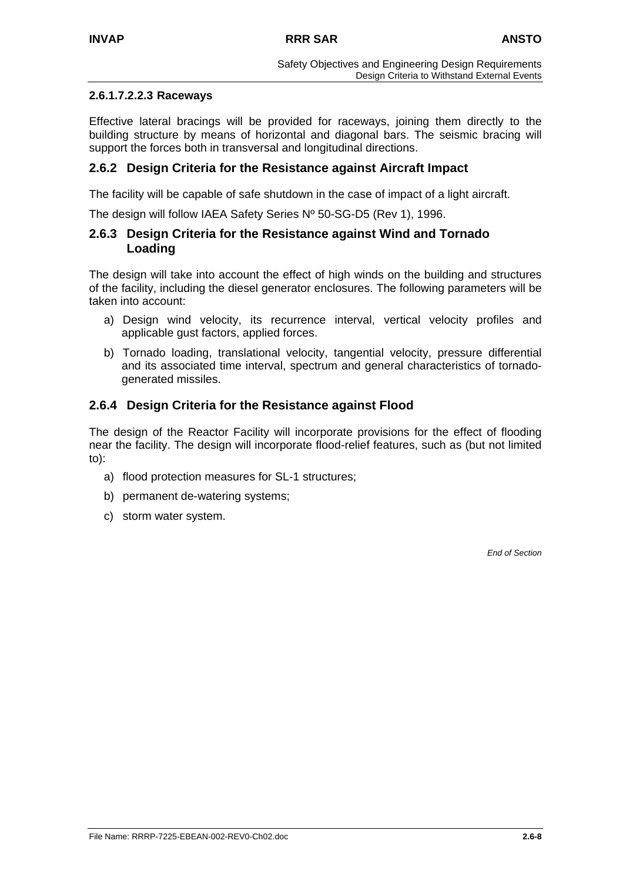#### 2.6.1.7.2.2.3 Raceways

Effective lateral bracings will be provided for raceways, joining them directly to the building structure by means of horizontal and diagonal bars. The seismic bracing will support the forces both in transversal and longitudinal directions.

### 2.6.2 Design Criteria for the Resistance against Aircraft Impact

The facility will be capable of safe shutdown in the case of impact of a light aircraft.

The design will follow IAEA Safety Series Nº 50-SG-D5 (Rev 1), 1996.

### 2.6.3 Design Criteria for the Resistance against Wind and Tornado Loading

The design will take into account the effect of high winds on the building and structures of the facility, including the diesel generator enclosures. The following parameters will be taken into account:

a) Design wind velocity, its recurrence interval, vertical velocity profiles and applicable gust factors, applied forces.

b) Tornado loading, translational velocity, tangential velocity, pressure differential and its associated time interval, spectrum and general characteristics of tornado-generated missiles.

### 2.6.4 Design Criteria for the Resistance against Flood

The design of the Reactor Facility will incorporate provisions for the effect of flooding near the facility. The design will incorporate flood-relief features, such as (but not limited to):

a) flood protection measures for SL-1 structures;

b) permanent de-watering systems;

c) storm water system.

*End of Section*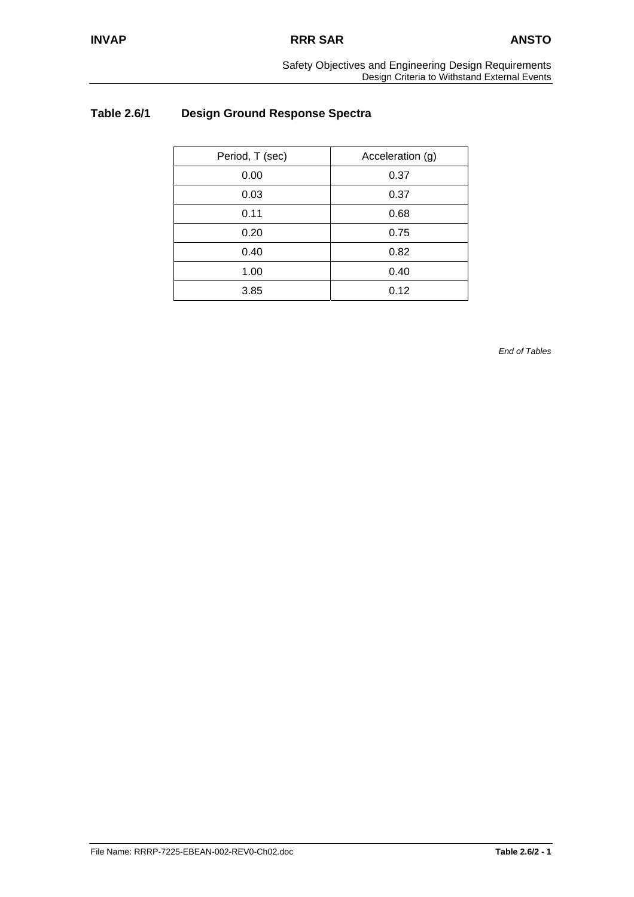## Table 2.6/1 Design Ground Response Spectra

| Period, T (sec) | Acceleration (g) |
|---|---|
| 0.00 | 0.37 |
| 0.03 | 0.37 |
| 0.11 | 0.68 |
| 0.20 | 0.75 |
| 0.40 | 0.82 |
| 1.00 | 0.40 |
| 3.85 | 0.12 |

*End of Tables*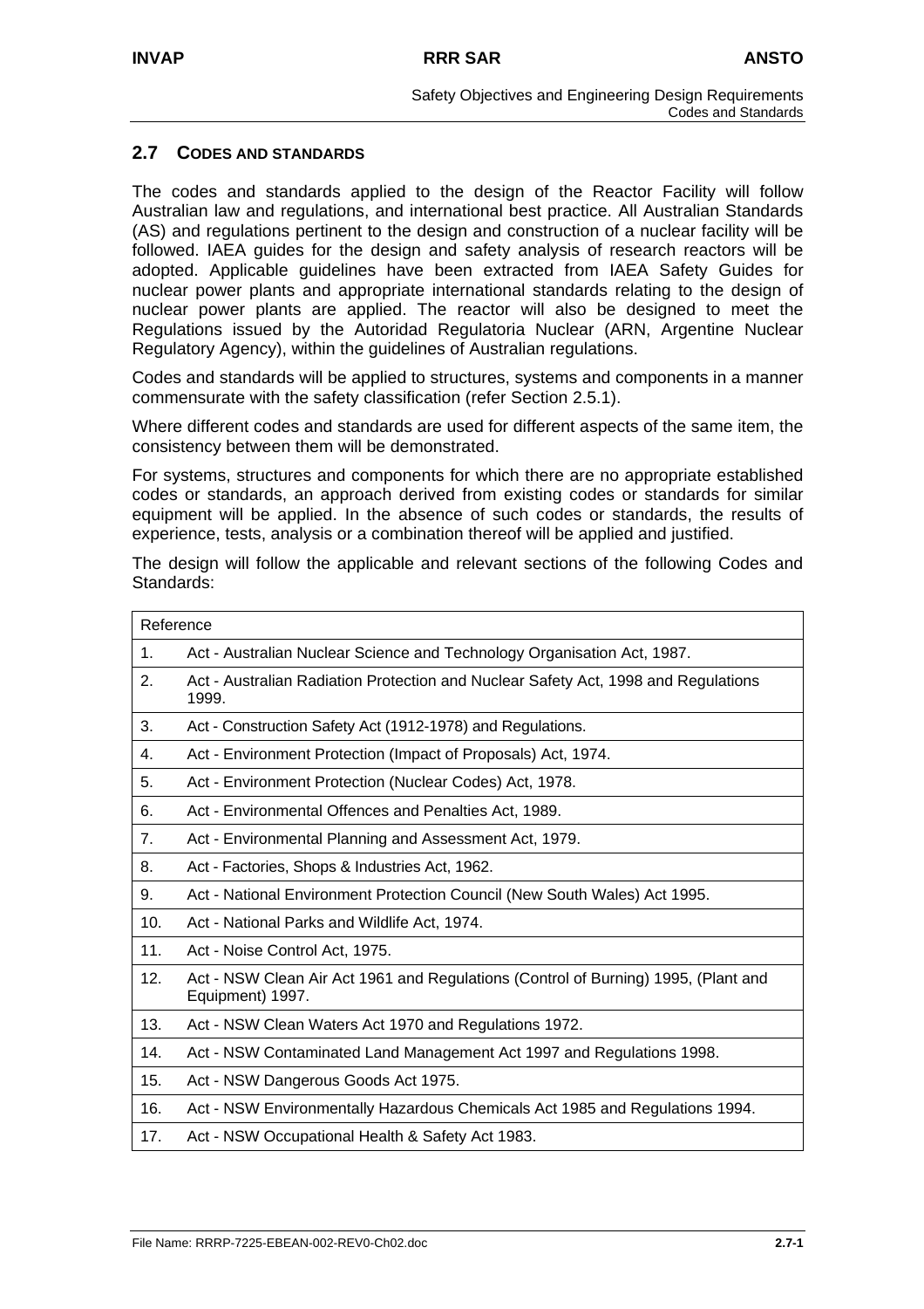## 2.7 CODES AND STANDARDS

The codes and standards applied to the design of the Reactor Facility will follow Australian law and regulations, and international best practice. All Australian Standards (AS) and regulations pertinent to the design and construction of a nuclear facility will be followed. IAEA guides for the design and safety analysis of research reactors will be adopted. Applicable guidelines have been extracted from IAEA Safety Guides for nuclear power plants and appropriate international standards relating to the design of nuclear power plants are applied. The reactor will also be designed to meet the Regulations issued by the Autoridad Regulatoria Nuclear (ARN, Argentine Nuclear Regulatory Agency), within the guidelines of Australian regulations.

Codes and standards will be applied to structures, systems and components in a manner commensurate with the safety classification (refer Section 2.5.1).

Where different codes and standards are used for different aspects of the same item, the consistency between them will be demonstrated.

For systems, structures and components for which there are no appropriate established codes or standards, an approach derived from existing codes or standards for similar equipment will be applied. In the absence of such codes or standards, the results of experience, tests, analysis or a combination thereof will be applied and justified.

The design will follow the applicable and relevant sections of the following Codes and Standards:

| Reference | |
|---|---|
| 1. | Act - Australian Nuclear Science and Technology Organisation Act, 1987. |
| 2. | Act - Australian Radiation Protection and Nuclear Safety Act, 1998 and Regulations 1999. |
| 3. | Act - Construction Safety Act (1912-1978) and Regulations. |
| 4. | Act - Environment Protection (Impact of Proposals) Act, 1974. |
| 5. | Act - Environment Protection (Nuclear Codes) Act, 1978. |
| 6. | Act - Environmental Offences and Penalties Act, 1989. |
| 7. | Act - Environmental Planning and Assessment Act, 1979. |
| 8. | Act - Factories, Shops & Industries Act, 1962. |
| 9. | Act - National Environment Protection Council (New South Wales) Act 1995. |
| 10. | Act - National Parks and Wildlife Act, 1974. |
| 11. | Act - Noise Control Act, 1975. |
| 12. | Act - NSW Clean Air Act 1961 and Regulations (Control of Burning) 1995, (Plant and Equipment) 1997. |
| 13. | Act - NSW Clean Waters Act 1970 and Regulations 1972. |
| 14. | Act - NSW Contaminated Land Management Act 1997 and Regulations 1998. |
| 15. | Act - NSW Dangerous Goods Act 1975. |
| 16. | Act - NSW Environmentally Hazardous Chemicals Act 1985 and Regulations 1994. |
| 17. | Act - NSW Occupational Health & Safety Act 1983. |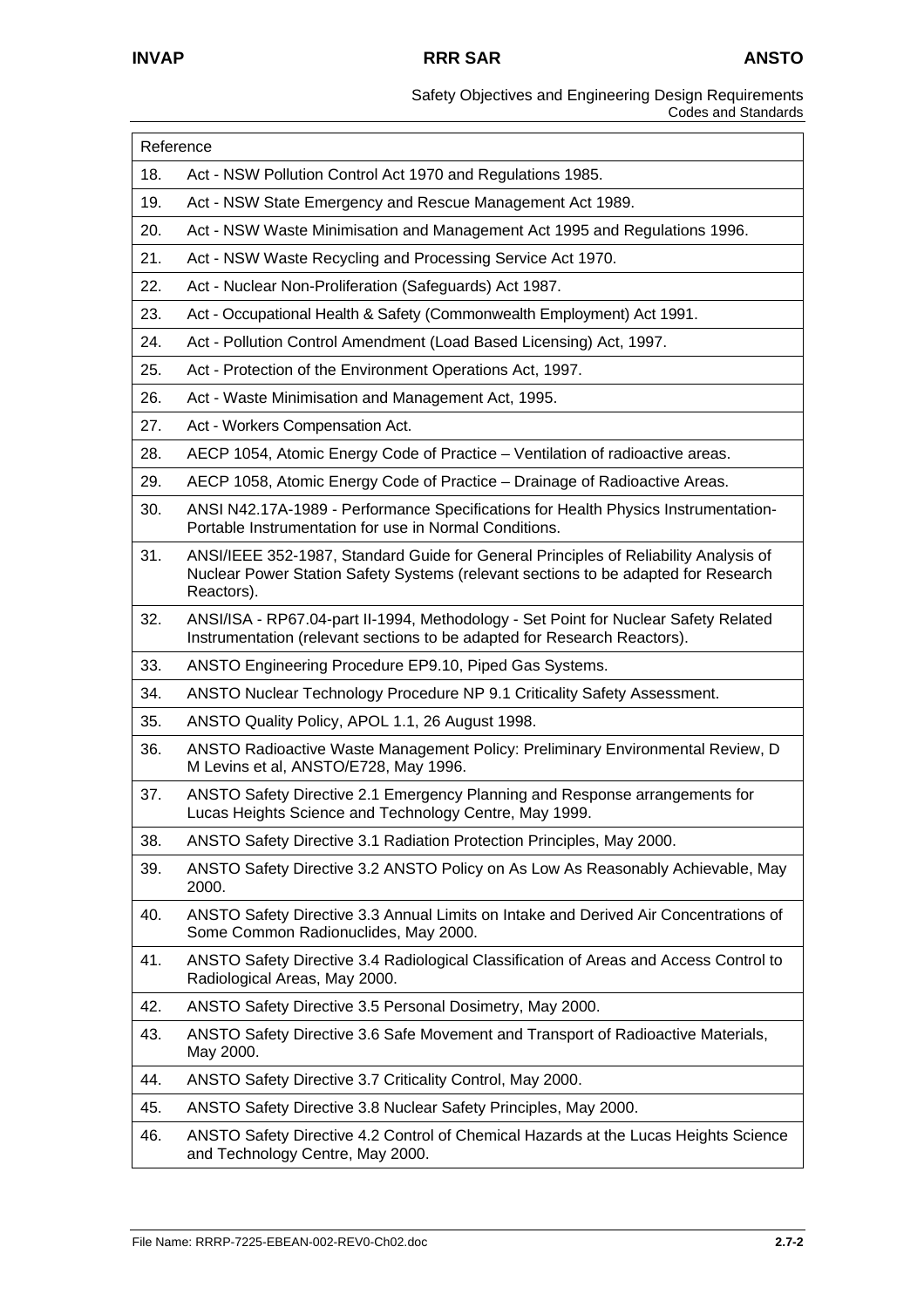| Reference | |
|---|---|
| 18. | Act - NSW Pollution Control Act 1970 and Regulations 1985. |
| 19. | Act - NSW State Emergency and Rescue Management Act 1989. |
| 20. | Act - NSW Waste Minimisation and Management Act 1995 and Regulations 1996. |
| 21. | Act - NSW Waste Recycling and Processing Service Act 1970. |
| 22. | Act - Nuclear Non-Proliferation (Safeguards) Act 1987. |
| 23. | Act - Occupational Health & Safety (Commonwealth Employment) Act 1991. |
| 24. | Act - Pollution Control Amendment (Load Based Licensing) Act, 1997. |
| 25. | Act - Protection of the Environment Operations Act, 1997. |
| 26. | Act - Waste Minimisation and Management Act, 1995. |
| 27. | Act - Workers Compensation Act. |
| 28. | AECP 1054, Atomic Energy Code of Practice – Ventilation of radioactive areas. |
| 29. | AECP 1058, Atomic Energy Code of Practice – Drainage of Radioactive Areas. |
| 30. | ANSI N42.17A-1989 - Performance Specifications for Health Physics Instrumentation-Portable Instrumentation for use in Normal Conditions. |
| 31. | ANSI/IEEE 352-1987, Standard Guide for General Principles of Reliability Analysis of Nuclear Power Station Safety Systems (relevant sections to be adapted for Research Reactors). |
| 32. | ANSI/ISA - RP67.04-part II-1994, Methodology - Set Point for Nuclear Safety Related Instrumentation (relevant sections to be adapted for Research Reactors). |
| 33. | ANSTO Engineering Procedure EP9.10, Piped Gas Systems. |
| 34. | ANSTO Nuclear Technology Procedure NP 9.1 Criticality Safety Assessment. |
| 35. | ANSTO Quality Policy, APOL 1.1, 26 August 1998. |
| 36. | ANSTO Radioactive Waste Management Policy: Preliminary Environmental Review, D M Levins et al, ANSTO/E728, May 1996. |
| 37. | ANSTO Safety Directive 2.1 Emergency Planning and Response arrangements for Lucas Heights Science and Technology Centre, May 1999. |
| 38. | ANSTO Safety Directive 3.1 Radiation Protection Principles, May 2000. |
| 39. | ANSTO Safety Directive 3.2 ANSTO Policy on As Low As Reasonably Achievable, May 2000. |
| 40. | ANSTO Safety Directive 3.3 Annual Limits on Intake and Derived Air Concentrations of Some Common Radionuclides, May 2000. |
| 41. | ANSTO Safety Directive 3.4 Radiological Classification of Areas and Access Control to Radiological Areas, May 2000. |
| 42. | ANSTO Safety Directive 3.5 Personal Dosimetry, May 2000. |
| 43. | ANSTO Safety Directive 3.6 Safe Movement and Transport of Radioactive Materials, May 2000. |
| 44. | ANSTO Safety Directive 3.7 Criticality Control, May 2000. |
| 45. | ANSTO Safety Directive 3.8 Nuclear Safety Principles, May 2000. |
| 46. | ANSTO Safety Directive 4.2 Control of Chemical Hazards at the Lucas Heights Science and Technology Centre, May 2000. |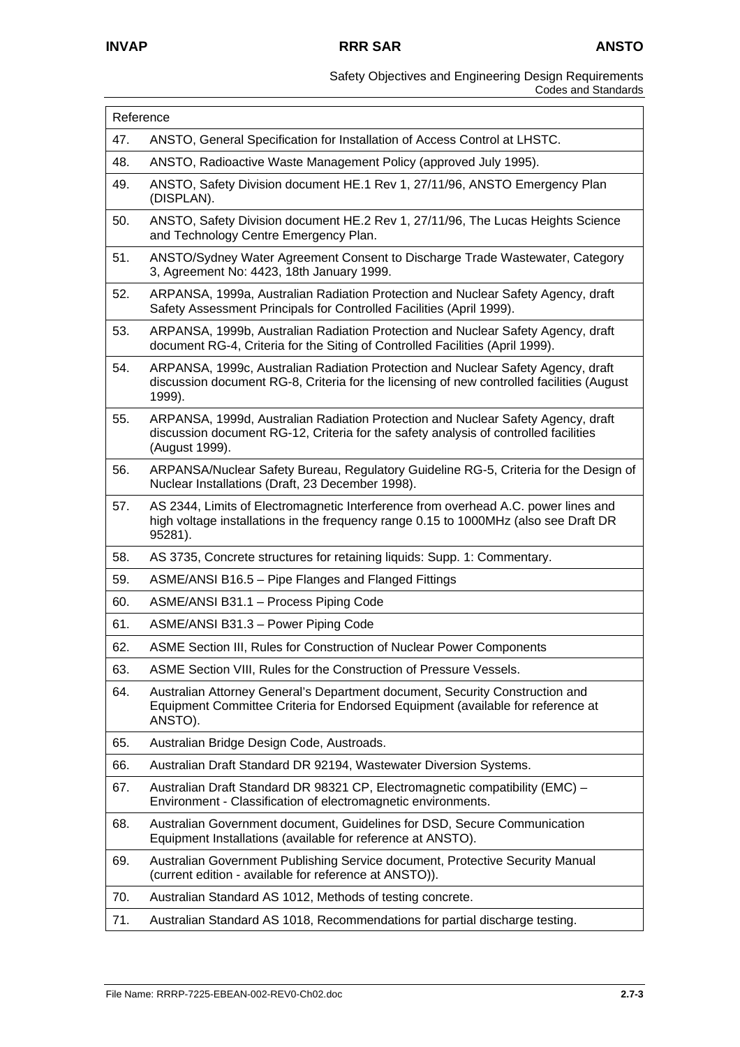| Reference | |
|---|---|
| 47. | ANSTO, General Specification for Installation of Access Control at LHSTC. |
| 48. | ANSTO, Radioactive Waste Management Policy (approved July 1995). |
| 49. | ANSTO, Safety Division document HE.1 Rev 1, 27/11/96, ANSTO Emergency Plan (DISPLAN). |
| 50. | ANSTO, Safety Division document HE.2 Rev 1, 27/11/96, The Lucas Heights Science and Technology Centre Emergency Plan. |
| 51. | ANSTO/Sydney Water Agreement Consent to Discharge Trade Wastewater, Category 3, Agreement No: 4423, 18th January 1999. |
| 52. | ARPANSA, 1999a, Australian Radiation Protection and Nuclear Safety Agency, draft Safety Assessment Principals for Controlled Facilities (April 1999). |
| 53. | ARPANSA, 1999b, Australian Radiation Protection and Nuclear Safety Agency, draft document RG-4, Criteria for the Siting of Controlled Facilities (April 1999). |
| 54. | ARPANSA, 1999c, Australian Radiation Protection and Nuclear Safety Agency, draft discussion document RG-8, Criteria for the licensing of new controlled facilities (August 1999). |
| 55. | ARPANSA, 1999d, Australian Radiation Protection and Nuclear Safety Agency, draft discussion document RG-12, Criteria for the safety analysis of controlled facilities (August 1999). |
| 56. | ARPANSA/Nuclear Safety Bureau, Regulatory Guideline RG-5, Criteria for the Design of Nuclear Installations (Draft, 23 December 1998). |
| 57. | AS 2344, Limits of Electromagnetic Interference from overhead A.C. power lines and high voltage installations in the frequency range 0.15 to 1000MHz (also see Draft DR 95281). |
| 58. | AS 3735, Concrete structures for retaining liquids: Supp. 1: Commentary. |
| 59. | ASME/ANSI B16.5 – Pipe Flanges and Flanged Fittings |
| 60. | ASME/ANSI B31.1 – Process Piping Code |
| 61. | ASME/ANSI B31.3 – Power Piping Code |
| 62. | ASME Section III, Rules for Construction of Nuclear Power Components |
| 63. | ASME Section VIII, Rules for the Construction of Pressure Vessels. |
| 64. | Australian Attorney General's Department document, Security Construction and Equipment Committee Criteria for Endorsed Equipment (available for reference at ANSTO). |
| 65. | Australian Bridge Design Code, Austroads. |
| 66. | Australian Draft Standard DR 92194, Wastewater Diversion Systems. |
| 67. | Australian Draft Standard DR 98321 CP, Electromagnetic compatibility (EMC) – Environment - Classification of electromagnetic environments. |
| 68. | Australian Government document, Guidelines for DSD, Secure Communication Equipment Installations (available for reference at ANSTO). |
| 69. | Australian Government Publishing Service document, Protective Security Manual (current edition - available for reference at ANSTO)). |
| 70. | Australian Standard AS 1012, Methods of testing concrete. |
| 71. | Australian Standard AS 1018, Recommendations for partial discharge testing. |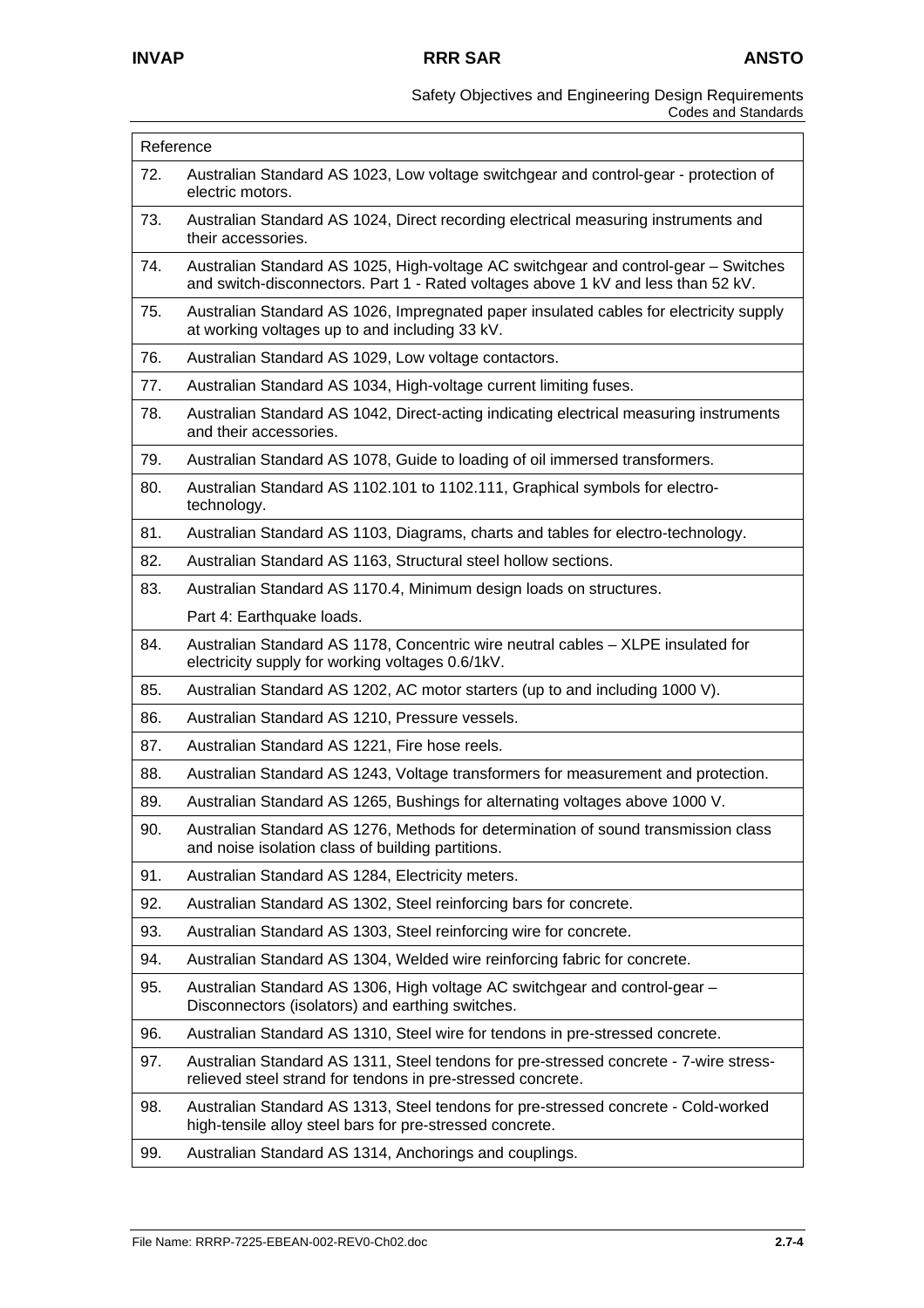| Reference | |
|---|---|
| 72. | Australian Standard AS 1023, Low voltage switchgear and control-gear - protection of electric motors. |
| 73. | Australian Standard AS 1024, Direct recording electrical measuring instruments and their accessories. |
| 74. | Australian Standard AS 1025, High-voltage AC switchgear and control-gear – Switches and switch-disconnectors. Part 1 - Rated voltages above 1 kV and less than 52 kV. |
| 75. | Australian Standard AS 1026, Impregnated paper insulated cables for electricity supply at working voltages up to and including 33 kV. |
| 76. | Australian Standard AS 1029, Low voltage contactors. |
| 77. | Australian Standard AS 1034, High-voltage current limiting fuses. |
| 78. | Australian Standard AS 1042, Direct-acting indicating electrical measuring instruments and their accessories. |
| 79. | Australian Standard AS 1078, Guide to loading of oil immersed transformers. |
| 80. | Australian Standard AS 1102.101 to 1102.111, Graphical symbols for electro-technology. |
| 81. | Australian Standard AS 1103, Diagrams, charts and tables for electro-technology. |
| 82. | Australian Standard AS 1163, Structural steel hollow sections. |
| 83. | Australian Standard AS 1170.4, Minimum design loads on structures. Part 4: Earthquake loads. |
| 84. | Australian Standard AS 1178, Concentric wire neutral cables – XLPE insulated for electricity supply for working voltages 0.6/1kV. |
| 85. | Australian Standard AS 1202, AC motor starters (up to and including 1000 V). |
| 86. | Australian Standard AS 1210, Pressure vessels. |
| 87. | Australian Standard AS 1221, Fire hose reels. |
| 88. | Australian Standard AS 1243, Voltage transformers for measurement and protection. |
| 89. | Australian Standard AS 1265, Bushings for alternating voltages above 1000 V. |
| 90. | Australian Standard AS 1276, Methods for determination of sound transmission class and noise isolation class of building partitions. |
| 91. | Australian Standard AS 1284, Electricity meters. |
| 92. | Australian Standard AS 1302, Steel reinforcing bars for concrete. |
| 93. | Australian Standard AS 1303, Steel reinforcing wire for concrete. |
| 94. | Australian Standard AS 1304, Welded wire reinforcing fabric for concrete. |
| 95. | Australian Standard AS 1306, High voltage AC switchgear and control-gear – Disconnectors (isolators) and earthing switches. |
| 96. | Australian Standard AS 1310, Steel wire for tendons in pre-stressed concrete. |
| 97. | Australian Standard AS 1311, Steel tendons for pre-stressed concrete - 7-wire stress-relieved steel strand for tendons in pre-stressed concrete. |
| 98. | Australian Standard AS 1313, Steel tendons for pre-stressed concrete - Cold-worked high-tensile alloy steel bars for pre-stressed concrete. |
| 99. | Australian Standard AS 1314, Anchorings and couplings. |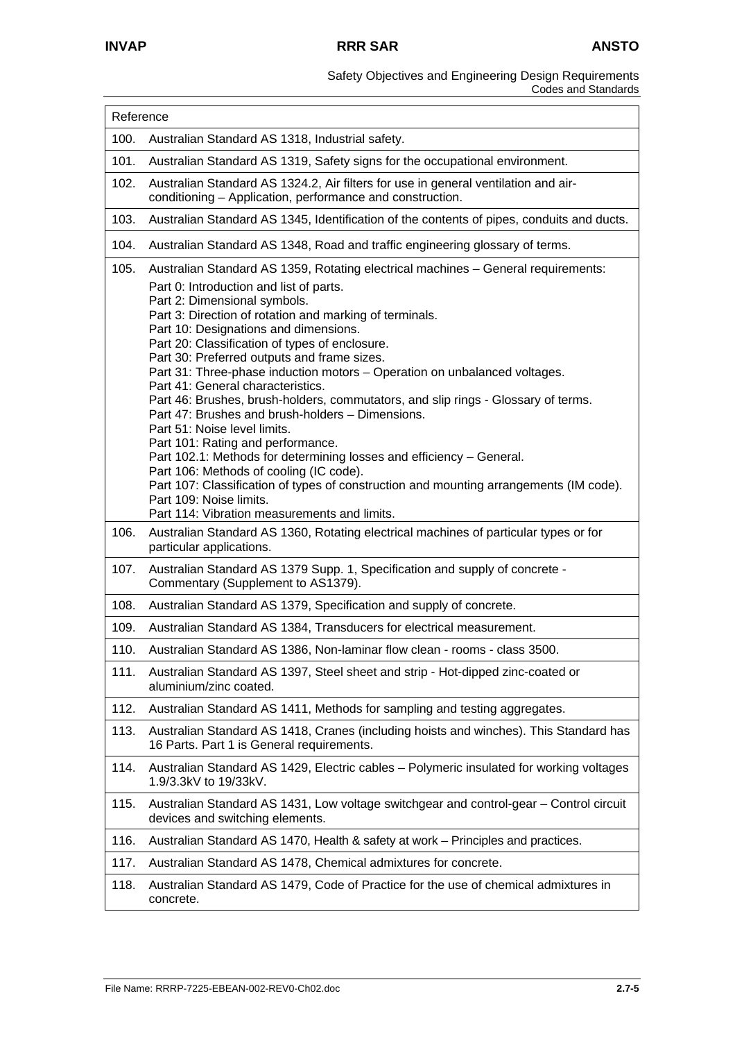| Reference | |
|---|---|
| 100. | Australian Standard AS 1318, Industrial safety. |
| 101. | Australian Standard AS 1319, Safety signs for the occupational environment. |
| 102. | Australian Standard AS 1324.2, Air filters for use in general ventilation and air-conditioning – Application, performance and construction. |
| 103. | Australian Standard AS 1345, Identification of the contents of pipes, conduits and ducts. |
| 104. | Australian Standard AS 1348, Road and traffic engineering glossary of terms. |
| 105. | Australian Standard AS 1359, Rotating electrical machines – General requirements:<br>Part 0: Introduction and list of parts.<br>Part 2: Dimensional symbols.<br>Part 3: Direction of rotation and marking of terminals.<br>Part 10: Designations and dimensions.<br>Part 20: Classification of types of enclosure.<br>Part 30: Preferred outputs and frame sizes.<br>Part 31: Three-phase induction motors – Operation on unbalanced voltages.<br>Part 41: General characteristics.<br>Part 46: Brushes, brush-holders, commutators, and slip rings - Glossary of terms.<br>Part 47: Brushes and brush-holders – Dimensions.<br>Part 51: Noise level limits.<br>Part 101: Rating and performance.<br>Part 102.1: Methods for determining losses and efficiency – General.<br>Part 106: Methods of cooling (IC code).<br>Part 107: Classification of types of construction and mounting arrangements (IM code).<br>Part 109: Noise limits.<br>Part 114: Vibration measurements and limits. |
| 106. | Australian Standard AS 1360, Rotating electrical machines of particular types or for particular applications. |
| 107. | Australian Standard AS 1379 Supp. 1, Specification and supply of concrete - Commentary (Supplement to AS1379). |
| 108. | Australian Standard AS 1379, Specification and supply of concrete. |
| 109. | Australian Standard AS 1384, Transducers for electrical measurement. |
| 110. | Australian Standard AS 1386, Non-laminar flow clean - rooms - class 3500. |
| 111. | Australian Standard AS 1397, Steel sheet and strip - Hot-dipped zinc-coated or aluminium/zinc coated. |
| 112. | Australian Standard AS 1411, Methods for sampling and testing aggregates. |
| 113. | Australian Standard AS 1418, Cranes (including hoists and winches). This Standard has 16 Parts. Part 1 is General requirements. |
| 114. | Australian Standard AS 1429, Electric cables – Polymeric insulated for working voltages 1.9/3.3kV to 19/33kV. |
| 115. | Australian Standard AS 1431, Low voltage switchgear and control-gear – Control circuit devices and switching elements. |
| 116. | Australian Standard AS 1470, Health & safety at work – Principles and practices. |
| 117. | Australian Standard AS 1478, Chemical admixtures for concrete. |
| 118. | Australian Standard AS 1479, Code of Practice for the use of chemical admixtures in concrete. |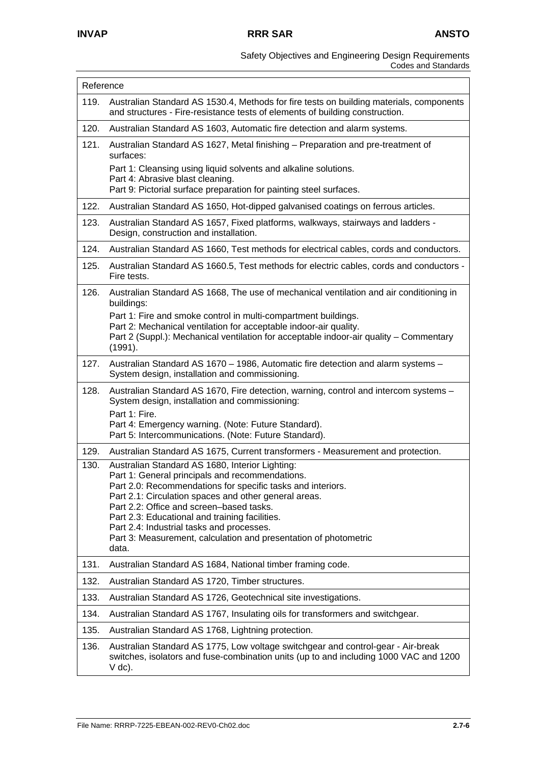| Reference | |
|---|---|
| 119. | Australian Standard AS 1530.4, Methods for fire tests on building materials, components and structures - Fire-resistance tests of elements of building construction. |
| 120. | Australian Standard AS 1603, Automatic fire detection and alarm systems. |
| 121. | Australian Standard AS 1627, Metal finishing – Preparation and pre-treatment of surfaces:<br>Part 1: Cleansing using liquid solvents and alkaline solutions.<br>Part 4: Abrasive blast cleaning.<br>Part 9: Pictorial surface preparation for painting steel surfaces. |
| 122. | Australian Standard AS 1650, Hot-dipped galvanised coatings on ferrous articles. |
| 123. | Australian Standard AS 1657, Fixed platforms, walkways, stairways and ladders - Design, construction and installation. |
| 124. | Australian Standard AS 1660, Test methods for electrical cables, cords and conductors. |
| 125. | Australian Standard AS 1660.5, Test methods for electric cables, cords and conductors - Fire tests. |
| 126. | Australian Standard AS 1668, The use of mechanical ventilation and air conditioning in buildings:<br>Part 1: Fire and smoke control in multi-compartment buildings.<br>Part 2: Mechanical ventilation for acceptable indoor-air quality.<br>Part 2 (Suppl.): Mechanical ventilation for acceptable indoor-air quality – Commentary (1991). |
| 127. | Australian Standard AS 1670 – 1986, Automatic fire detection and alarm systems – System design, installation and commissioning. |
| 128. | Australian Standard AS 1670, Fire detection, warning, control and intercom systems – System design, installation and commissioning:<br>Part 1: Fire.<br>Part 4: Emergency warning. (Note: Future Standard).<br>Part 5: Intercommunications. (Note: Future Standard). |
| 129. | Australian Standard AS 1675, Current transformers - Measurement and protection. |
| 130. | Australian Standard AS 1680, Interior Lighting:<br>Part 1: General principals and recommendations.<br>Part 2.0: Recommendations for specific tasks and interiors.<br>Part 2.1: Circulation spaces and other general areas.<br>Part 2.2: Office and screen–based tasks.<br>Part 2.3: Educational and training facilities.<br>Part 2.4: Industrial tasks and processes.<br>Part 3: Measurement, calculation and presentation of photometric data. |
| 131. | Australian Standard AS 1684, National timber framing code. |
| 132. | Australian Standard AS 1720, Timber structures. |
| 133. | Australian Standard AS 1726, Geotechnical site investigations. |
| 134. | Australian Standard AS 1767, Insulating oils for transformers and switchgear. |
| 135. | Australian Standard AS 1768, Lightning protection. |
| 136. | Australian Standard AS 1775, Low voltage switchgear and control-gear - Air-break switches, isolators and fuse-combination units (up to and including 1000 VAC and 1200 V dc). |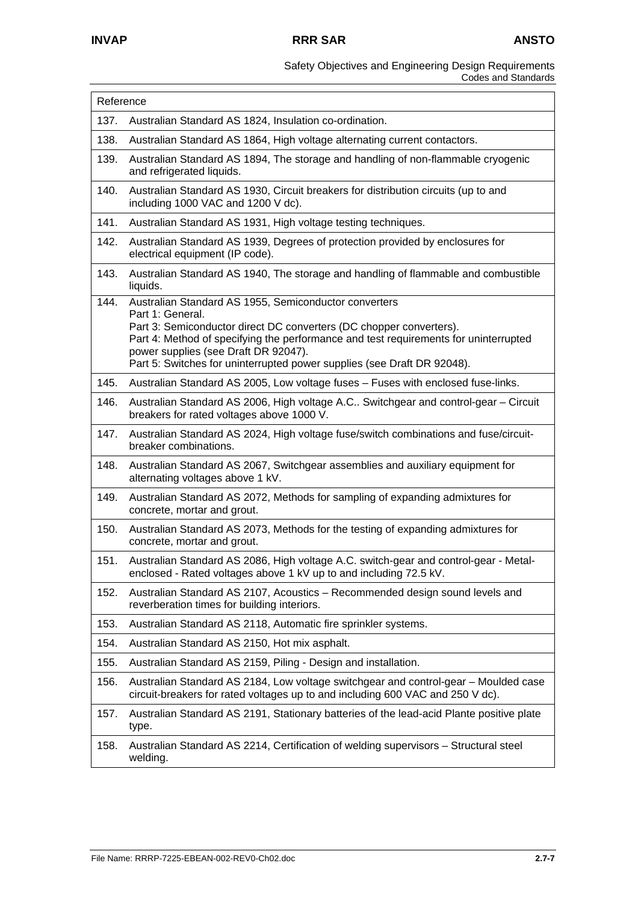| Reference | |
|---|---|
| 137. | Australian Standard AS 1824, Insulation co-ordination. |
| 138. | Australian Standard AS 1864, High voltage alternating current contactors. |
| 139. | Australian Standard AS 1894, The storage and handling of non-flammable cryogenic and refrigerated liquids. |
| 140. | Australian Standard AS 1930, Circuit breakers for distribution circuits (up to and including 1000 VAC and 1200 V dc). |
| 141. | Australian Standard AS 1931, High voltage testing techniques. |
| 142. | Australian Standard AS 1939, Degrees of protection provided by enclosures for electrical equipment (IP code). |
| 143. | Australian Standard AS 1940, The storage and handling of flammable and combustible liquids. |
| 144. | Australian Standard AS 1955, Semiconductor converters<br>Part 1: General.<br>Part 3: Semiconductor direct DC converters (DC chopper converters).<br>Part 4: Method of specifying the performance and test requirements for uninterrupted power supplies (see Draft DR 92047).<br>Part 5: Switches for uninterrupted power supplies (see Draft DR 92048). |
| 145. | Australian Standard AS 2005, Low voltage fuses – Fuses with enclosed fuse-links. |
| 146. | Australian Standard AS 2006, High voltage A.C.. Switchgear and control-gear – Circuit breakers for rated voltages above 1000 V. |
| 147. | Australian Standard AS 2024, High voltage fuse/switch combinations and fuse/circuit-breaker combinations. |
| 148. | Australian Standard AS 2067, Switchgear assemblies and auxiliary equipment for alternating voltages above 1 kV. |
| 149. | Australian Standard AS 2072, Methods for sampling of expanding admixtures for concrete, mortar and grout. |
| 150. | Australian Standard AS 2073, Methods for the testing of expanding admixtures for concrete, mortar and grout. |
| 151. | Australian Standard AS 2086, High voltage A.C. switch-gear and control-gear - Metal-enclosed - Rated voltages above 1 kV up to and including 72.5 kV. |
| 152. | Australian Standard AS 2107, Acoustics – Recommended design sound levels and reverberation times for building interiors. |
| 153. | Australian Standard AS 2118, Automatic fire sprinkler systems. |
| 154. | Australian Standard AS 2150, Hot mix asphalt. |
| 155. | Australian Standard AS 2159, Piling - Design and installation. |
| 156. | Australian Standard AS 2184, Low voltage switchgear and control-gear – Moulded case circuit-breakers for rated voltages up to and including 600 VAC and 250 V dc). |
| 157. | Australian Standard AS 2191, Stationary batteries of the lead-acid Plante positive plate type. |
| 158. | Australian Standard AS 2214, Certification of welding supervisors – Structural steel welding. |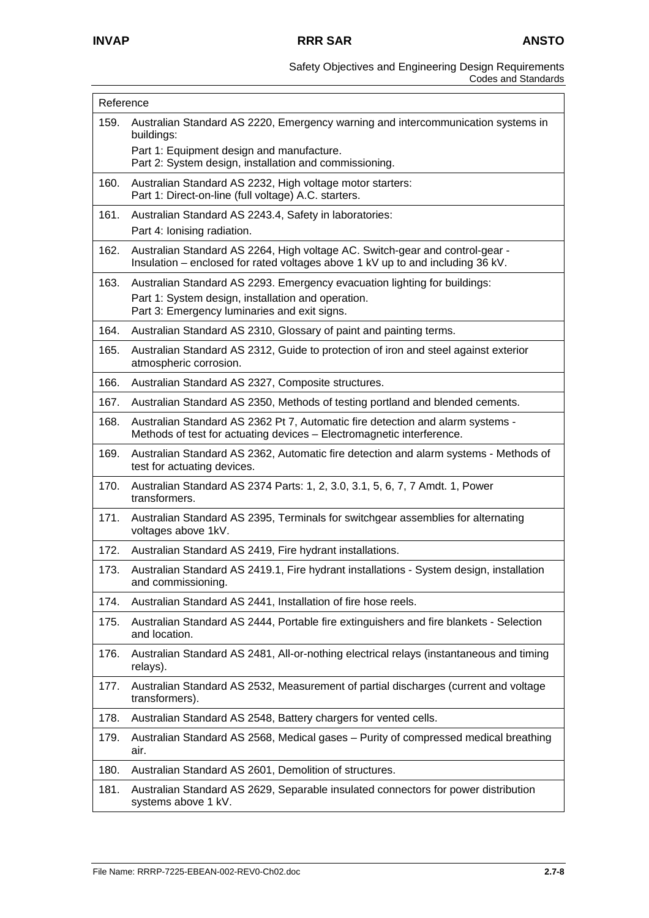| Reference | |
|---|---|
| 159. | Australian Standard AS 2220, Emergency warning and intercommunication systems in buildings:<br>Part 1: Equipment design and manufacture.<br>Part 2: System design, installation and commissioning. |
| 160. | Australian Standard AS 2232, High voltage motor starters:<br>Part 1: Direct-on-line (full voltage) A.C. starters. |
| 161. | Australian Standard AS 2243.4, Safety in laboratories:<br>Part 4: Ionising radiation. |
| 162. | Australian Standard AS 2264, High voltage AC. Switch-gear and control-gear - Insulation – enclosed for rated voltages above 1 kV up to and including 36 kV. |
| 163. | Australian Standard AS 2293. Emergency evacuation lighting for buildings:<br>Part 1: System design, installation and operation.<br>Part 3: Emergency luminaries and exit signs. |
| 164. | Australian Standard AS 2310, Glossary of paint and painting terms. |
| 165. | Australian Standard AS 2312, Guide to protection of iron and steel against exterior atmospheric corrosion. |
| 166. | Australian Standard AS 2327, Composite structures. |
| 167. | Australian Standard AS 2350, Methods of testing portland and blended cements. |
| 168. | Australian Standard AS 2362 Pt 7, Automatic fire detection and alarm systems - Methods of test for actuating devices – Electromagnetic interference. |
| 169. | Australian Standard AS 2362, Automatic fire detection and alarm systems - Methods of test for actuating devices. |
| 170. | Australian Standard AS 2374 Parts: 1, 2, 3.0, 3.1, 5, 6, 7, 7 Amdt. 1, Power transformers. |
| 171. | Australian Standard AS 2395, Terminals for switchgear assemblies for alternating voltages above 1kV. |
| 172. | Australian Standard AS 2419, Fire hydrant installations. |
| 173. | Australian Standard AS 2419.1, Fire hydrant installations - System design, installation and commissioning. |
| 174. | Australian Standard AS 2441, Installation of fire hose reels. |
| 175. | Australian Standard AS 2444, Portable fire extinguishers and fire blankets - Selection and location. |
| 176. | Australian Standard AS 2481, All-or-nothing electrical relays (instantaneous and timing relays). |
| 177. | Australian Standard AS 2532, Measurement of partial discharges (current and voltage transformers). |
| 178. | Australian Standard AS 2548, Battery chargers for vented cells. |
| 179. | Australian Standard AS 2568, Medical gases – Purity of compressed medical breathing air. |
| 180. | Australian Standard AS 2601, Demolition of structures. |
| 181. | Australian Standard AS 2629, Separable insulated connectors for power distribution systems above 1 kV. |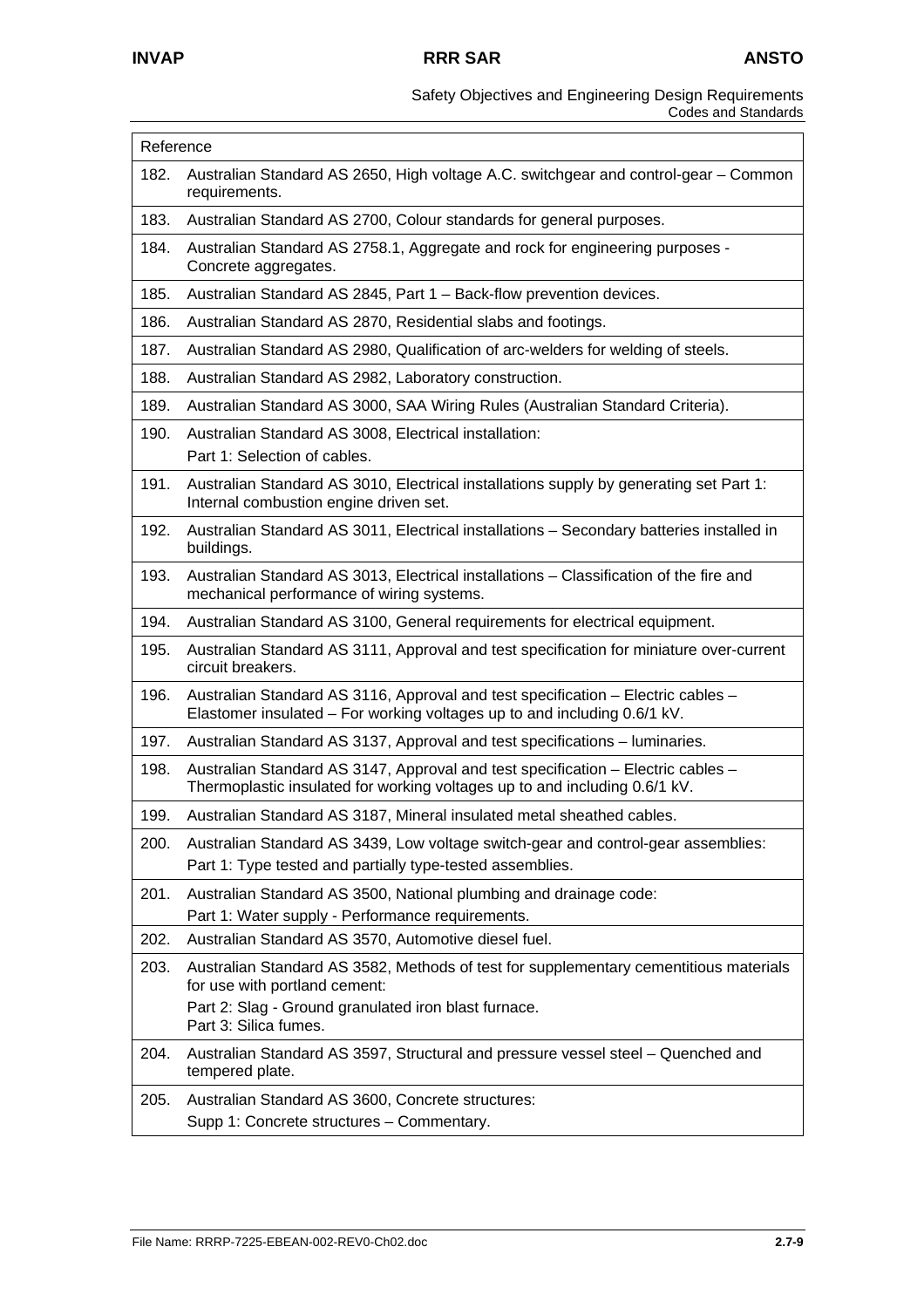| Reference | |
|---|---|
| 182. | Australian Standard AS 2650, High voltage A.C. switchgear and control-gear – Common requirements. |
| 183. | Australian Standard AS 2700, Colour standards for general purposes. |
| 184. | Australian Standard AS 2758.1, Aggregate and rock for engineering purposes - Concrete aggregates. |
| 185. | Australian Standard AS 2845, Part 1 – Back-flow prevention devices. |
| 186. | Australian Standard AS 2870, Residential slabs and footings. |
| 187. | Australian Standard AS 2980, Qualification of arc-welders for welding of steels. |
| 188. | Australian Standard AS 2982, Laboratory construction. |
| 189. | Australian Standard AS 3000, SAA Wiring Rules (Australian Standard Criteria). |
| 190. | Australian Standard AS 3008, Electrical installation:<br>Part 1: Selection of cables. |
| 191. | Australian Standard AS 3010, Electrical installations supply by generating set Part 1: Internal combustion engine driven set. |
| 192. | Australian Standard AS 3011, Electrical installations – Secondary batteries installed in buildings. |
| 193. | Australian Standard AS 3013, Electrical installations – Classification of the fire and mechanical performance of wiring systems. |
| 194. | Australian Standard AS 3100, General requirements for electrical equipment. |
| 195. | Australian Standard AS 3111, Approval and test specification for miniature over-current circuit breakers. |
| 196. | Australian Standard AS 3116, Approval and test specification – Electric cables – Elastomer insulated – For working voltages up to and including 0.6/1 kV. |
| 197. | Australian Standard AS 3137, Approval and test specifications – luminaries. |
| 198. | Australian Standard AS 3147, Approval and test specification – Electric cables – Thermoplastic insulated for working voltages up to and including 0.6/1 kV. |
| 199. | Australian Standard AS 3187, Mineral insulated metal sheathed cables. |
| 200. | Australian Standard AS 3439, Low voltage switch-gear and control-gear assemblies:<br>Part 1: Type tested and partially type-tested assemblies. |
| 201. | Australian Standard AS 3500, National plumbing and drainage code:<br>Part 1: Water supply - Performance requirements. |
| 202. | Australian Standard AS 3570, Automotive diesel fuel. |
| 203. | Australian Standard AS 3582, Methods of test for supplementary cementitious materials for use with portland cement:<br>Part 2: Slag - Ground granulated iron blast furnace.<br>Part 3: Silica fumes. |
| 204. | Australian Standard AS 3597, Structural and pressure vessel steel – Quenched and tempered plate. |
| 205. | Australian Standard AS 3600, Concrete structures:<br>Supp 1: Concrete structures – Commentary. |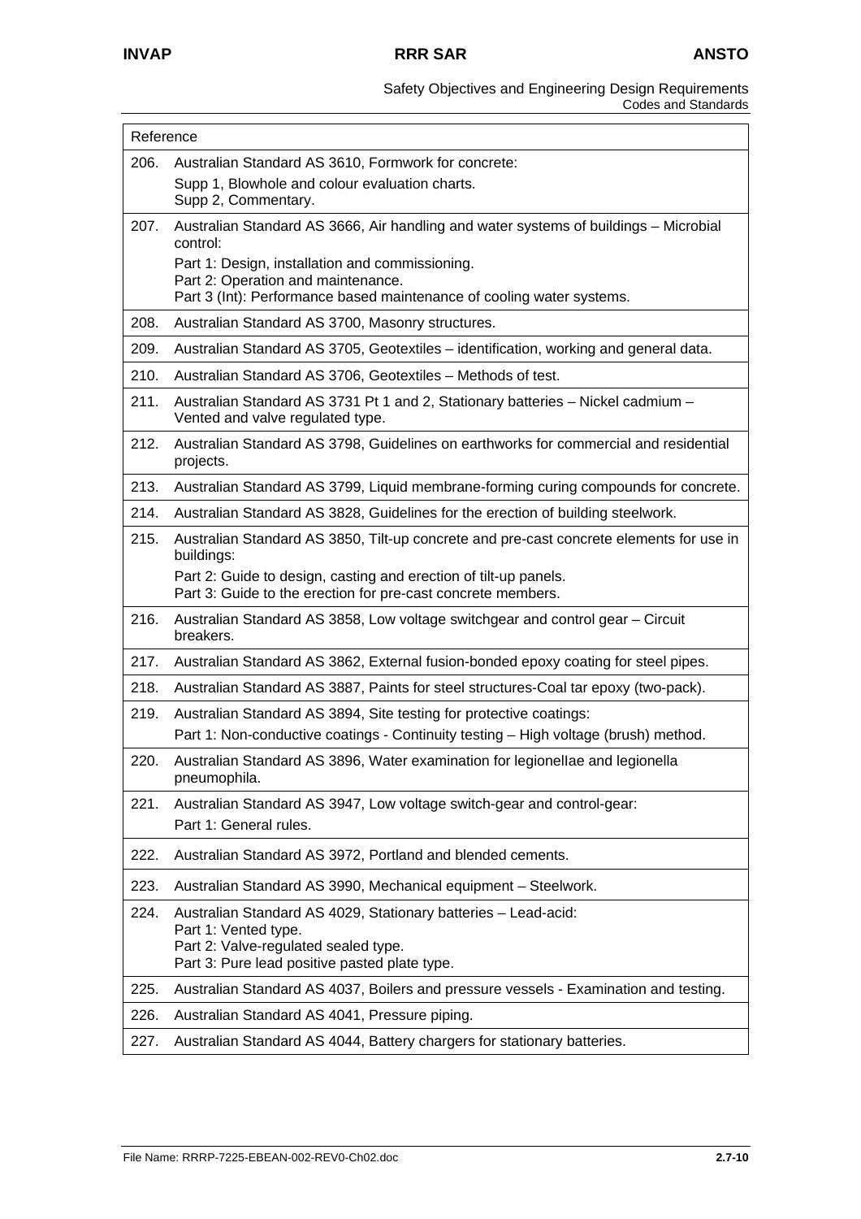| Reference | |
|---|---|
| 206. | Australian Standard AS 3610, Formwork for concrete:<br>Supp 1, Blowhole and colour evaluation charts.<br>Supp 2, Commentary. |
| 207. | Australian Standard AS 3666, Air handling and water systems of buildings – Microbial control:<br>Part 1: Design, installation and commissioning.<br>Part 2: Operation and maintenance.<br>Part 3 (Int): Performance based maintenance of cooling water systems. |
| 208. | Australian Standard AS 3700, Masonry structures. |
| 209. | Australian Standard AS 3705, Geotextiles – identification, working and general data. |
| 210. | Australian Standard AS 3706, Geotextiles – Methods of test. |
| 211. | Australian Standard AS 3731 Pt 1 and 2, Stationary batteries – Nickel cadmium – Vented and valve regulated type. |
| 212. | Australian Standard AS 3798, Guidelines on earthworks for commercial and residential projects. |
| 213. | Australian Standard AS 3799, Liquid membrane-forming curing compounds for concrete. |
| 214. | Australian Standard AS 3828, Guidelines for the erection of building steelwork. |
| 215. | Australian Standard AS 3850, Tilt-up concrete and pre-cast concrete elements for use in buildings:<br>Part 2: Guide to design, casting and erection of tilt-up panels.<br>Part 3: Guide to the erection for pre-cast concrete members. |
| 216. | Australian Standard AS 3858, Low voltage switchgear and control gear – Circuit breakers. |
| 217. | Australian Standard AS 3862, External fusion-bonded epoxy coating for steel pipes. |
| 218. | Australian Standard AS 3887, Paints for steel structures-Coal tar epoxy (two-pack). |
| 219. | Australian Standard AS 3894, Site testing for protective coatings:<br>Part 1: Non-conductive coatings - Continuity testing – High voltage (brush) method. |
| 220. | Australian Standard AS 3896, Water examination for legionellae and legionella pneumophila. |
| 221. | Australian Standard AS 3947, Low voltage switch-gear and control-gear:<br>Part 1: General rules. |
| 222. | Australian Standard AS 3972, Portland and blended cements. |
| 223. | Australian Standard AS 3990, Mechanical equipment – Steelwork. |
| 224. | Australian Standard AS 4029, Stationary batteries – Lead-acid:<br>Part 1: Vented type.<br>Part 2: Valve-regulated sealed type.<br>Part 3: Pure lead positive pasted plate type. |
| 225. | Australian Standard AS 4037, Boilers and pressure vessels - Examination and testing. |
| 226. | Australian Standard AS 4041, Pressure piping. |
| 227. | Australian Standard AS 4044, Battery chargers for stationary batteries. |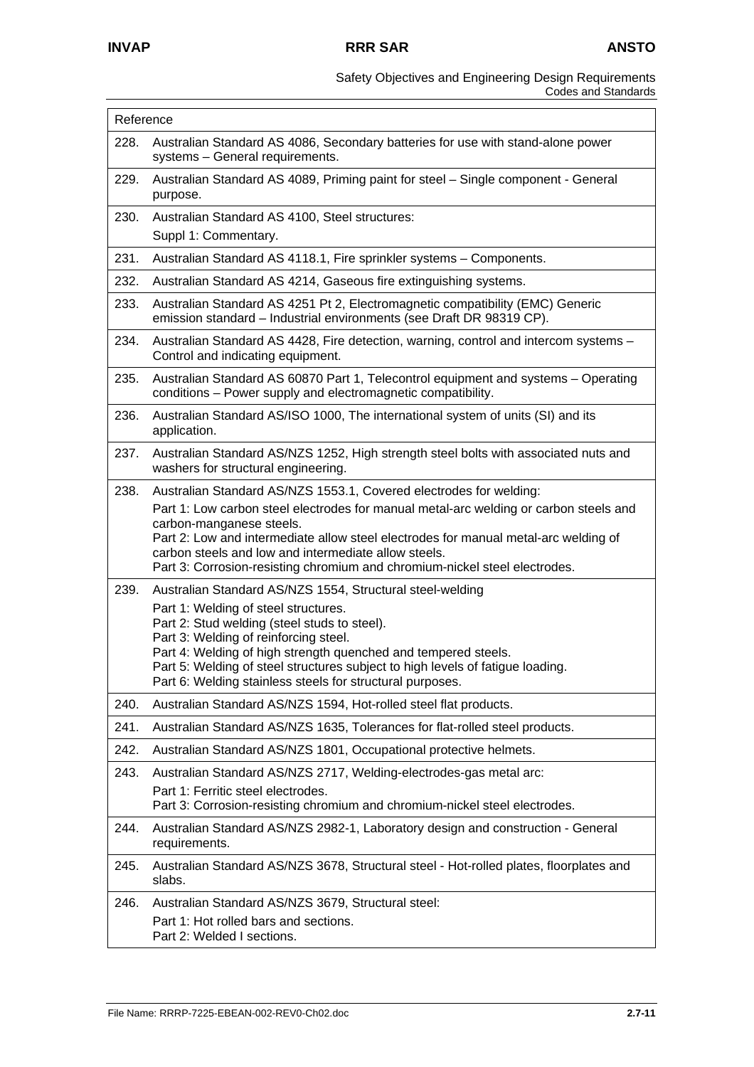| Reference | |
|---|---|
| 228. | Australian Standard AS 4086, Secondary batteries for use with stand-alone power systems – General requirements. |
| 229. | Australian Standard AS 4089, Priming paint for steel – Single component - General purpose. |
| 230. | Australian Standard AS 4100, Steel structures:<br>Suppl 1: Commentary. |
| 231. | Australian Standard AS 4118.1, Fire sprinkler systems – Components. |
| 232. | Australian Standard AS 4214, Gaseous fire extinguishing systems. |
| 233. | Australian Standard AS 4251 Pt 2, Electromagnetic compatibility (EMC) Generic emission standard – Industrial environments (see Draft DR 98319 CP). |
| 234. | Australian Standard AS 4428, Fire detection, warning, control and intercom systems – Control and indicating equipment. |
| 235. | Australian Standard AS 60870 Part 1, Telecontrol equipment and systems – Operating conditions – Power supply and electromagnetic compatibility. |
| 236. | Australian Standard AS/ISO 1000, The international system of units (SI) and its application. |
| 237. | Australian Standard AS/NZS 1252, High strength steel bolts with associated nuts and washers for structural engineering. |
| 238. | Australian Standard AS/NZS 1553.1, Covered electrodes for welding:<br>Part 1: Low carbon steel electrodes for manual metal-arc welding or carbon steels and carbon-manganese steels.<br>Part 2: Low and intermediate allow steel electrodes for manual metal-arc welding of carbon steels and low and intermediate allow steels.<br>Part 3: Corrosion-resisting chromium and chromium-nickel steel electrodes. |
| 239. | Australian Standard AS/NZS 1554, Structural steel-welding<br>Part 1: Welding of steel structures.<br>Part 2: Stud welding (steel studs to steel).<br>Part 3: Welding of reinforcing steel.<br>Part 4: Welding of high strength quenched and tempered steels.<br>Part 5: Welding of steel structures subject to high levels of fatigue loading.<br>Part 6: Welding stainless steels for structural purposes. |
| 240. | Australian Standard AS/NZS 1594, Hot-rolled steel flat products. |
| 241. | Australian Standard AS/NZS 1635, Tolerances for flat-rolled steel products. |
| 242. | Australian Standard AS/NZS 1801, Occupational protective helmets. |
| 243. | Australian Standard AS/NZS 2717, Welding-electrodes-gas metal arc:<br>Part 1: Ferritic steel electrodes.<br>Part 3: Corrosion-resisting chromium and chromium-nickel steel electrodes. |
| 244. | Australian Standard AS/NZS 2982-1, Laboratory design and construction - General requirements. |
| 245. | Australian Standard AS/NZS 3678, Structural steel - Hot-rolled plates, floorplates and slabs. |
| 246. | Australian Standard AS/NZS 3679, Structural steel:<br>Part 1: Hot rolled bars and sections.<br>Part 2: Welded I sections. |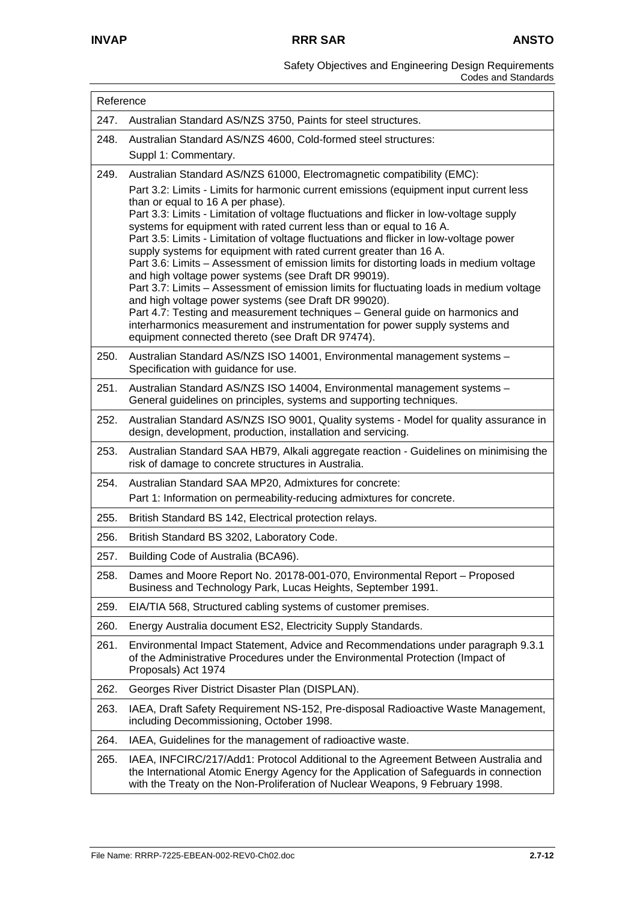| Reference | |
|---|---|
| 247. | Australian Standard AS/NZS 3750, Paints for steel structures. |
| 248. | Australian Standard AS/NZS 4600, Cold-formed steel structures:<br>Suppl 1: Commentary. |
| 249. | Australian Standard AS/NZS 61000, Electromagnetic compatibility (EMC):<br>Part 3.2: Limits - Limits for harmonic current emissions (equipment input current less than or equal to 16 A per phase).<br>Part 3.3: Limits - Limitation of voltage fluctuations and flicker in low-voltage supply systems for equipment with rated current less than or equal to 16 A.<br>Part 3.5: Limits - Limitation of voltage fluctuations and flicker in low-voltage power supply systems for equipment with rated current greater than 16 A.<br>Part 3.6: Limits – Assessment of emission limits for distorting loads in medium voltage and high voltage power systems (see Draft DR 99019).<br>Part 3.7: Limits – Assessment of emission limits for fluctuating loads in medium voltage and high voltage power systems (see Draft DR 99020).<br>Part 4.7: Testing and measurement techniques – General guide on harmonics and interharmonics measurement and instrumentation for power supply systems and equipment connected thereto (see Draft DR 97474). |
| 250. | Australian Standard AS/NZS ISO 14001, Environmental management systems – Specification with guidance for use. |
| 251. | Australian Standard AS/NZS ISO 14004, Environmental management systems – General guidelines on principles, systems and supporting techniques. |
| 252. | Australian Standard AS/NZS ISO 9001, Quality systems - Model for quality assurance in design, development, production, installation and servicing. |
| 253. | Australian Standard SAA HB79, Alkali aggregate reaction - Guidelines on minimising the risk of damage to concrete structures in Australia. |
| 254. | Australian Standard SAA MP20, Admixtures for concrete:<br>Part 1: Information on permeability-reducing admixtures for concrete. |
| 255. | British Standard BS 142, Electrical protection relays. |
| 256. | British Standard BS 3202, Laboratory Code. |
| 257. | Building Code of Australia (BCA96). |
| 258. | Dames and Moore Report No. 20178-001-070, Environmental Report – Proposed Business and Technology Park, Lucas Heights, September 1991. |
| 259. | EIA/TIA 568, Structured cabling systems of customer premises. |
| 260. | Energy Australia document ES2, Electricity Supply Standards. |
| 261. | Environmental Impact Statement, Advice and Recommendations under paragraph 9.3.1 of the Administrative Procedures under the Environmental Protection (Impact of Proposals) Act 1974 |
| 262. | Georges River District Disaster Plan (DISPLAN). |
| 263. | IAEA, Draft Safety Requirement NS-152, Pre-disposal Radioactive Waste Management, including Decommissioning, October 1998. |
| 264. | IAEA, Guidelines for the management of radioactive waste. |
| 265. | IAEA, INFCIRC/217/Add1: Protocol Additional to the Agreement Between Australia and the International Atomic Energy Agency for the Application of Safeguards in connection with the Treaty on the Non-Proliferation of Nuclear Weapons, 9 February 1998. |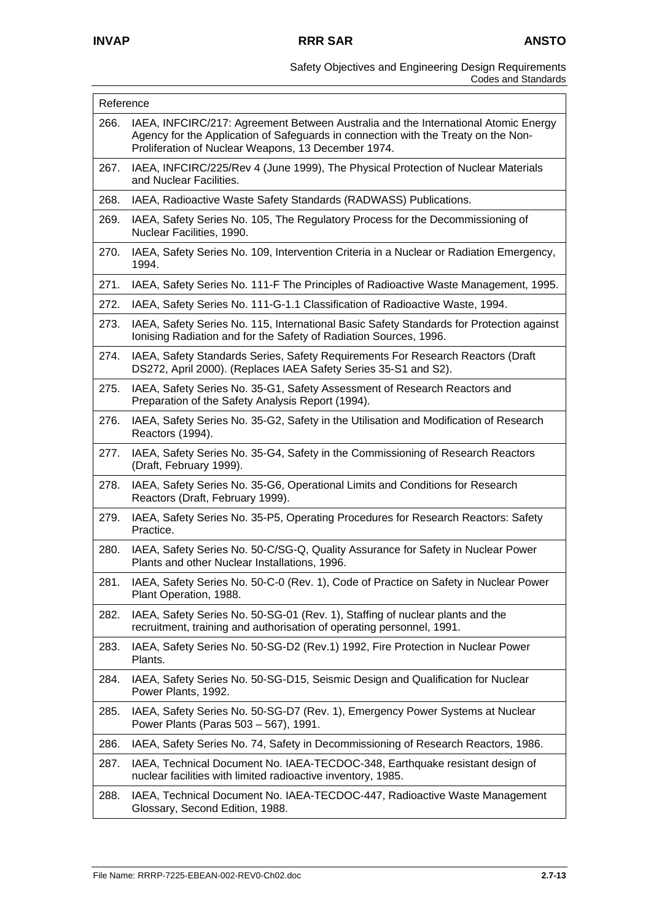| Reference | |
|---|---|
| 266. | IAEA, INFCIRC/217: Agreement Between Australia and the International Atomic Energy Agency for the Application of Safeguards in connection with the Treaty on the Non-Proliferation of Nuclear Weapons, 13 December 1974. |
| 267. | IAEA, INFCIRC/225/Rev 4 (June 1999), The Physical Protection of Nuclear Materials and Nuclear Facilities. |
| 268. | IAEA, Radioactive Waste Safety Standards (RADWASS) Publications. |
| 269. | IAEA, Safety Series No. 105, The Regulatory Process for the Decommissioning of Nuclear Facilities, 1990. |
| 270. | IAEA, Safety Series No. 109, Intervention Criteria in a Nuclear or Radiation Emergency, 1994. |
| 271. | IAEA, Safety Series No. 111-F The Principles of Radioactive Waste Management, 1995. |
| 272. | IAEA, Safety Series No. 111-G-1.1 Classification of Radioactive Waste, 1994. |
| 273. | IAEA, Safety Series No. 115, International Basic Safety Standards for Protection against Ionising Radiation and for the Safety of Radiation Sources, 1996. |
| 274. | IAEA, Safety Standards Series, Safety Requirements For Research Reactors (Draft DS272, April 2000). (Replaces IAEA Safety Series 35-S1 and S2). |
| 275. | IAEA, Safety Series No. 35-G1, Safety Assessment of Research Reactors and Preparation of the Safety Analysis Report (1994). |
| 276. | IAEA, Safety Series No. 35-G2, Safety in the Utilisation and Modification of Research Reactors (1994). |
| 277. | IAEA, Safety Series No. 35-G4, Safety in the Commissioning of Research Reactors (Draft, February 1999). |
| 278. | IAEA, Safety Series No. 35-G6, Operational Limits and Conditions for Research Reactors (Draft, February 1999). |
| 279. | IAEA, Safety Series No. 35-P5, Operating Procedures for Research Reactors: Safety Practice. |
| 280. | IAEA, Safety Series No. 50-C/SG-Q, Quality Assurance for Safety in Nuclear Power Plants and other Nuclear Installations, 1996. |
| 281. | IAEA, Safety Series No. 50-C-0 (Rev. 1), Code of Practice on Safety in Nuclear Power Plant Operation, 1988. |
| 282. | IAEA, Safety Series No. 50-SG-01 (Rev. 1), Staffing of nuclear plants and the recruitment, training and authorisation of operating personnel, 1991. |
| 283. | IAEA, Safety Series No. 50-SG-D2 (Rev.1) 1992, Fire Protection in Nuclear Power Plants. |
| 284. | IAEA, Safety Series No. 50-SG-D15, Seismic Design and Qualification for Nuclear Power Plants, 1992. |
| 285. | IAEA, Safety Series No. 50-SG-D7 (Rev. 1), Emergency Power Systems at Nuclear Power Plants (Paras 503 – 567), 1991. |
| 286. | IAEA, Safety Series No. 74, Safety in Decommissioning of Research Reactors, 1986. |
| 287. | IAEA, Technical Document No. IAEA-TECDOC-348, Earthquake resistant design of nuclear facilities with limited radioactive inventory, 1985. |
| 288. | IAEA, Technical Document No. IAEA-TECDOC-447, Radioactive Waste Management Glossary, Second Edition, 1988. |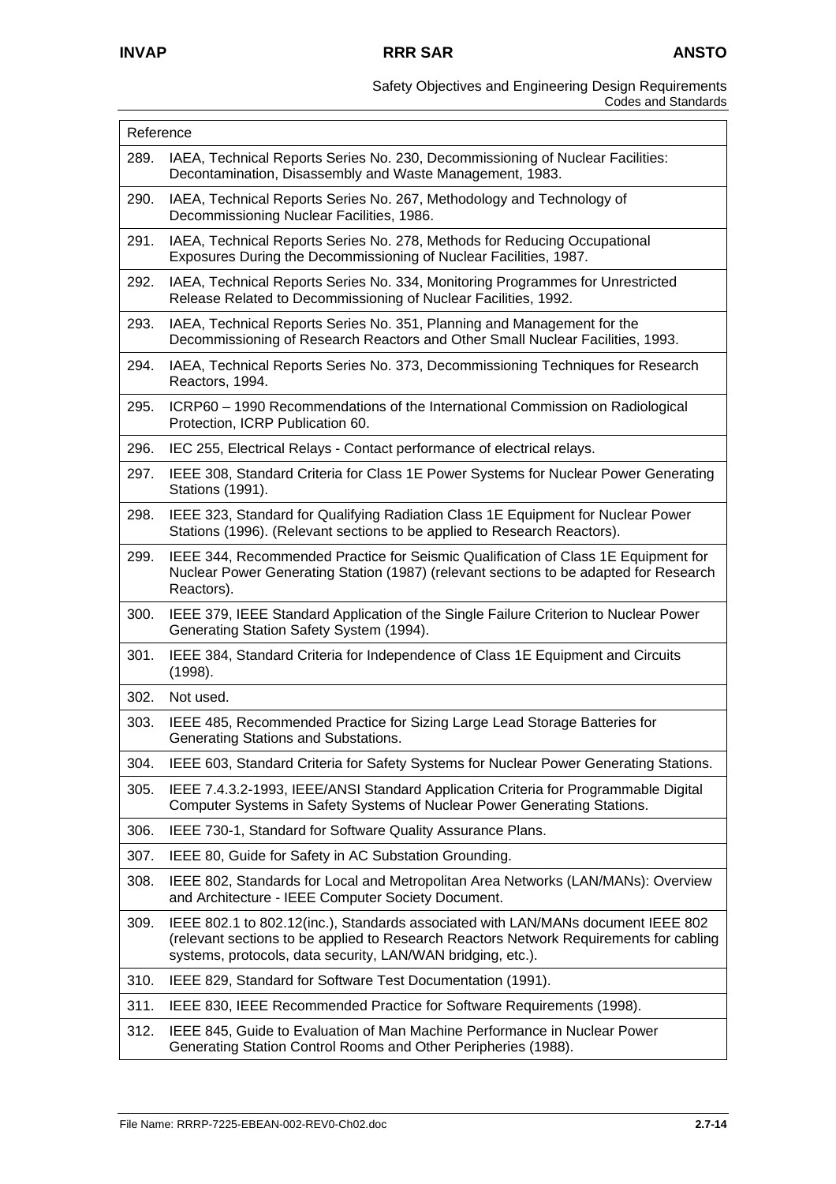| Reference |
|---|
| 289. IAEA, Technical Reports Series No. 230, Decommissioning of Nuclear Facilities: Decontamination, Disassembly and Waste Management, 1983. |
| 290. IAEA, Technical Reports Series No. 267, Methodology and Technology of Decommissioning Nuclear Facilities, 1986. |
| 291. IAEA, Technical Reports Series No. 278, Methods for Reducing Occupational Exposures During the Decommissioning of Nuclear Facilities, 1987. |
| 292. IAEA, Technical Reports Series No. 334, Monitoring Programmes for Unrestricted Release Related to Decommissioning of Nuclear Facilities, 1992. |
| 293. IAEA, Technical Reports Series No. 351, Planning and Management for the Decommissioning of Research Reactors and Other Small Nuclear Facilities, 1993. |
| 294. IAEA, Technical Reports Series No. 373, Decommissioning Techniques for Research Reactors, 1994. |
| 295. ICRP60 – 1990 Recommendations of the International Commission on Radiological Protection, ICRP Publication 60. |
| 296. IEC 255, Electrical Relays - Contact performance of electrical relays. |
| 297. IEEE 308, Standard Criteria for Class 1E Power Systems for Nuclear Power Generating Stations (1991). |
| 298. IEEE 323, Standard for Qualifying Radiation Class 1E Equipment for Nuclear Power Stations (1996). (Relevant sections to be applied to Research Reactors). |
| 299. IEEE 344, Recommended Practice for Seismic Qualification of Class 1E Equipment for Nuclear Power Generating Station (1987) (relevant sections to be adapted for Research Reactors). |
| 300. IEEE 379, IEEE Standard Application of the Single Failure Criterion to Nuclear Power Generating Station Safety System (1994). |
| 301. IEEE 384, Standard Criteria for Independence of Class 1E Equipment and Circuits (1998). |
| 302. Not used. |
| 303. IEEE 485, Recommended Practice for Sizing Large Lead Storage Batteries for Generating Stations and Substations. |
| 304. IEEE 603, Standard Criteria for Safety Systems for Nuclear Power Generating Stations. |
| 305. IEEE 7.4.3.2-1993, IEEE/ANSI Standard Application Criteria for Programmable Digital Computer Systems in Safety Systems of Nuclear Power Generating Stations. |
| 306. IEEE 730-1, Standard for Software Quality Assurance Plans. |
| 307. IEEE 80, Guide for Safety in AC Substation Grounding. |
| 308. IEEE 802, Standards for Local and Metropolitan Area Networks (LAN/MANs): Overview and Architecture - IEEE Computer Society Document. |
| 309. IEEE 802.1 to 802.12(inc.), Standards associated with LAN/MANs document IEEE 802 (relevant sections to be applied to Research Reactors Network Requirements for cabling systems, protocols, data security, LAN/WAN bridging, etc.). |
| 310. IEEE 829, Standard for Software Test Documentation (1991). |
| 311. IEEE 830, IEEE Recommended Practice for Software Requirements (1998). |
| 312. IEEE 845, Guide to Evaluation of Man Machine Performance in Nuclear Power Generating Station Control Rooms and Other Peripheries (1988). |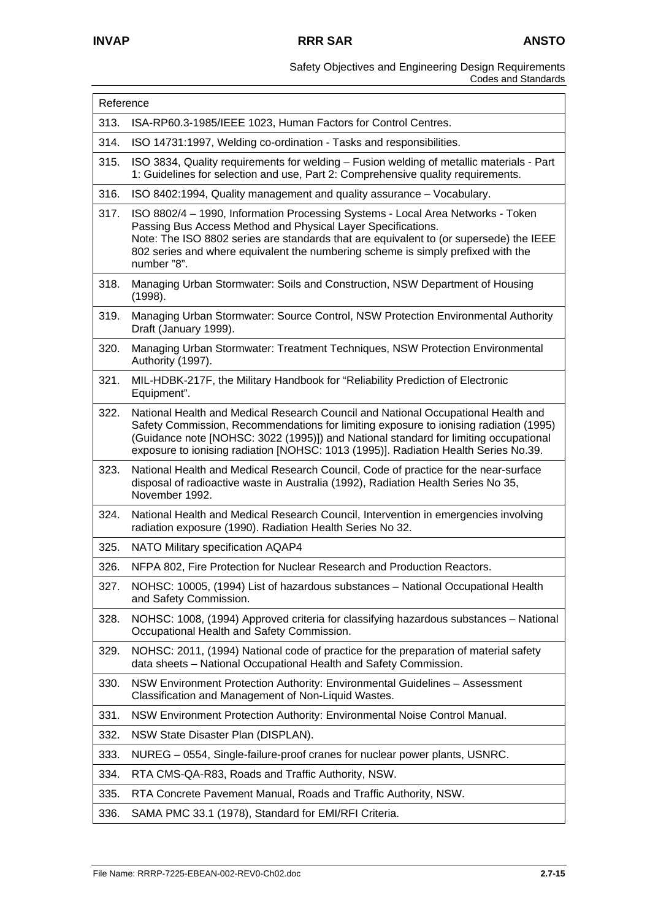| Reference | |
|---|---|
| 313. | ISA-RP60.3-1985/IEEE 1023, Human Factors for Control Centres. |
| 314. | ISO 14731:1997, Welding co-ordination - Tasks and responsibilities. |
| 315. | ISO 3834, Quality requirements for welding – Fusion welding of metallic materials - Part 1: Guidelines for selection and use, Part 2: Comprehensive quality requirements. |
| 316. | ISO 8402:1994, Quality management and quality assurance – Vocabulary. |
| 317. | ISO 8802/4 – 1990, Information Processing Systems - Local Area Networks - Token Passing Bus Access Method and Physical Layer Specifications. Note: The ISO 8802 series are standards that are equivalent to (or supersede) the IEEE 802 series and where equivalent the numbering scheme is simply prefixed with the number "8". |
| 318. | Managing Urban Stormwater: Soils and Construction, NSW Department of Housing (1998). |
| 319. | Managing Urban Stormwater: Source Control, NSW Protection Environmental Authority Draft (January 1999). |
| 320. | Managing Urban Stormwater: Treatment Techniques, NSW Protection Environmental Authority (1997). |
| 321. | MIL-HDBK-217F, the Military Handbook for "Reliability Prediction of Electronic Equipment". |
| 322. | National Health and Medical Research Council and National Occupational Health and Safety Commission, Recommendations for limiting exposure to ionising radiation (1995) (Guidance note [NOHSC: 3022 (1995)]) and National standard for limiting occupational exposure to ionising radiation [NOHSC: 1013 (1995)]. Radiation Health Series No.39. |
| 323. | National Health and Medical Research Council, Code of practice for the near-surface disposal of radioactive waste in Australia (1992), Radiation Health Series No 35, November 1992. |
| 324. | National Health and Medical Research Council, Intervention in emergencies involving radiation exposure (1990). Radiation Health Series No 32. |
| 325. | NATO Military specification AQAP4 |
| 326. | NFPA 802, Fire Protection for Nuclear Research and Production Reactors. |
| 327. | NOHSC: 10005, (1994) List of hazardous substances – National Occupational Health and Safety Commission. |
| 328. | NOHSC: 1008, (1994) Approved criteria for classifying hazardous substances – National Occupational Health and Safety Commission. |
| 329. | NOHSC: 2011, (1994) National code of practice for the preparation of material safety data sheets – National Occupational Health and Safety Commission. |
| 330. | NSW Environment Protection Authority: Environmental Guidelines – Assessment Classification and Management of Non-Liquid Wastes. |
| 331. | NSW Environment Protection Authority: Environmental Noise Control Manual. |
| 332. | NSW State Disaster Plan (DISPLAN). |
| 333. | NUREG – 0554, Single-failure-proof cranes for nuclear power plants, USNRC. |
| 334. | RTA CMS-QA-R83, Roads and Traffic Authority, NSW. |
| 335. | RTA Concrete Pavement Manual, Roads and Traffic Authority, NSW. |
| 336. | SAMA PMC 33.1 (1978), Standard for EMI/RFI Criteria. |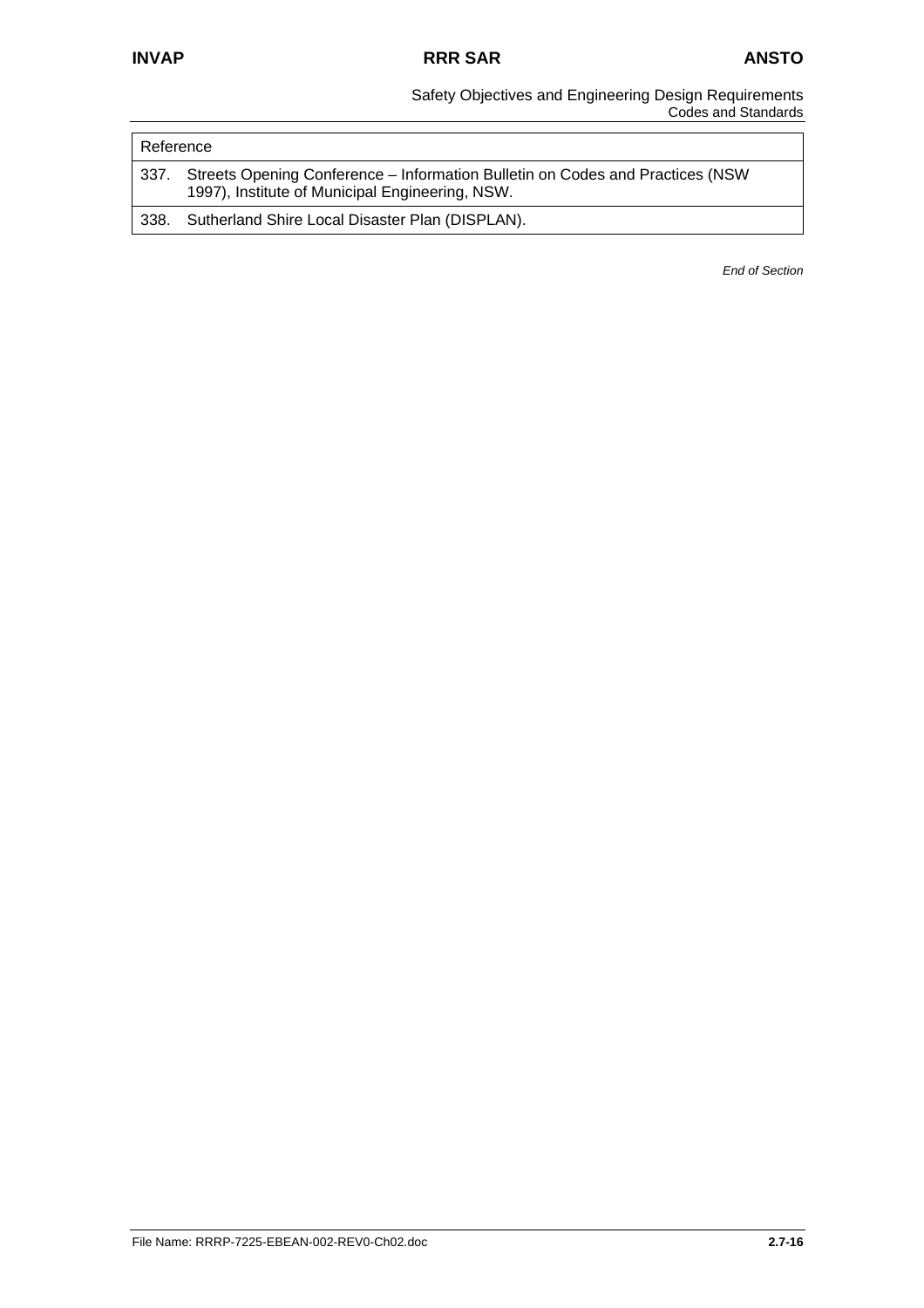| Reference |
| --- |
| 337. Streets Opening Conference – Information Bulletin on Codes and Practices (NSW 1997), Institute of Municipal Engineering, NSW. |
| 338. Sutherland Shire Local Disaster Plan (DISPLAN). |

*End of Section*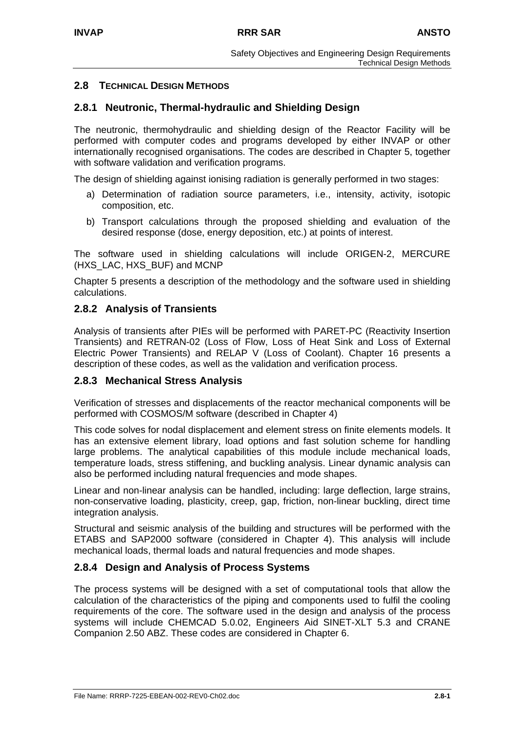## 2.8 TECHNICAL DESIGN METHODS

### 2.8.1 Neutronic, Thermal-hydraulic and Shielding Design

The neutronic, thermohydraulic and shielding design of the Reactor Facility will be performed with computer codes and programs developed by either INVAP or other internationally recognised organisations. The codes are described in Chapter 5, together with software validation and verification programs.

The design of shielding against ionising radiation is generally performed in two stages:

a) Determination of radiation source parameters, i.e., intensity, activity, isotopic composition, etc.

b) Transport calculations through the proposed shielding and evaluation of the desired response (dose, energy deposition, etc.) at points of interest.

The software used in shielding calculations will include ORIGEN-2, MERCURE (HXS_LAC, HXS_BUF) and MCNP

Chapter 5 presents a description of the methodology and the software used in shielding calculations.

### 2.8.2 Analysis of Transients

Analysis of transients after PIEs will be performed with PARET-PC (Reactivity Insertion Transients) and RETRAN-02 (Loss of Flow, Loss of Heat Sink and Loss of External Electric Power Transients) and RELAP V (Loss of Coolant). Chapter 16 presents a description of these codes, as well as the validation and verification process.

### 2.8.3 Mechanical Stress Analysis

Verification of stresses and displacements of the reactor mechanical components will be performed with COSMOS/M software (described in Chapter 4)

This code solves for nodal displacement and element stress on finite elements models. It has an extensive element library, load options and fast solution scheme for handling large problems. The analytical capabilities of this module include mechanical loads, temperature loads, stress stiffening, and buckling analysis. Linear dynamic analysis can also be performed including natural frequencies and mode shapes.

Linear and non-linear analysis can be handled, including: large deflection, large strains, non-conservative loading, plasticity, creep, gap, friction, non-linear buckling, direct time integration analysis.

Structural and seismic analysis of the building and structures will be performed with the ETABS and SAP2000 software (considered in Chapter 4). This analysis will include mechanical loads, thermal loads and natural frequencies and mode shapes.

### 2.8.4 Design and Analysis of Process Systems

The process systems will be designed with a set of computational tools that allow the calculation of the characteristics of the piping and components used to fulfil the cooling requirements of the core. The software used in the design and analysis of the process systems will include CHEMCAD 5.0.02, Engineers Aid SINET-XLT 5.3 and CRANE Companion 2.50 ABZ. These codes are considered in Chapter 6.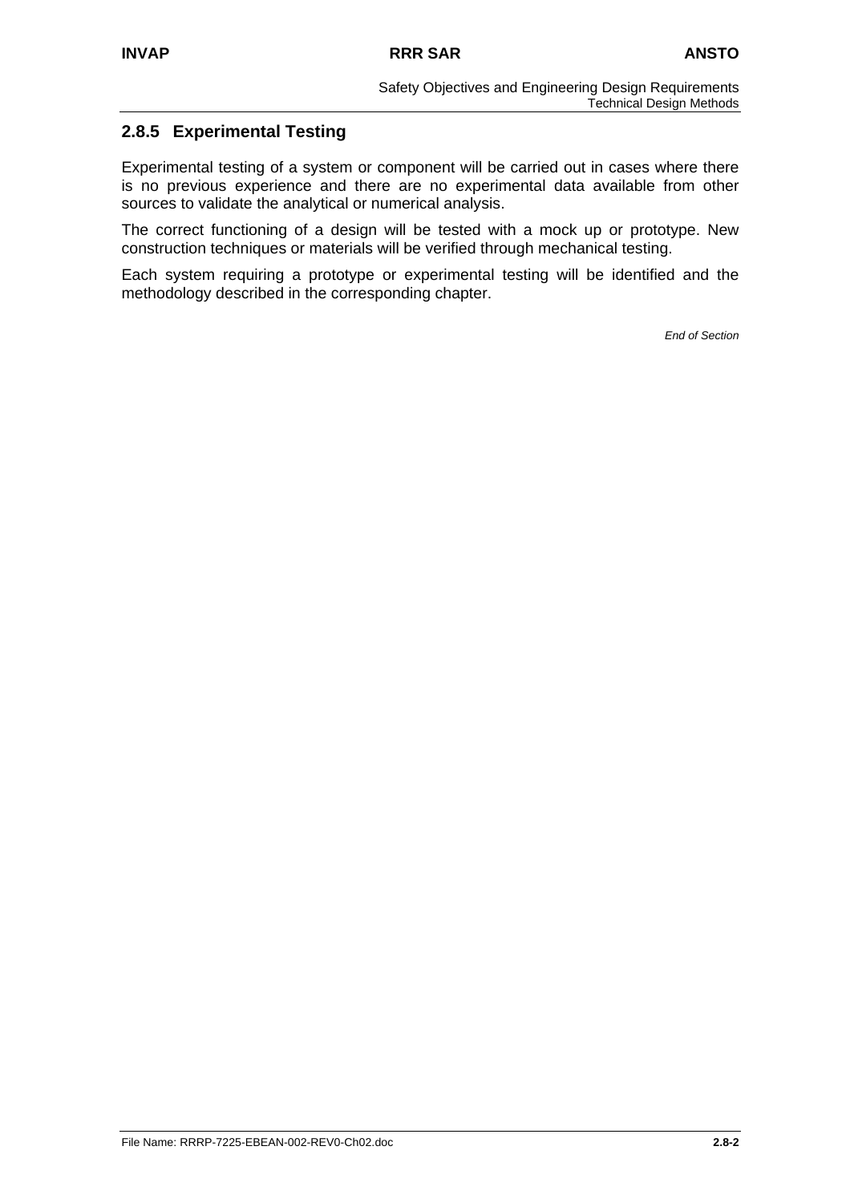### 2.8.5 Experimental Testing

Experimental testing of a system or component will be carried out in cases where there is no previous experience and there are no experimental data available from other sources to validate the analytical or numerical analysis.

The correct functioning of a design will be tested with a mock up or prototype. New construction techniques or materials will be verified through mechanical testing.

Each system requiring a prototype or experimental testing will be identified and the methodology described in the corresponding chapter.

*End of Section*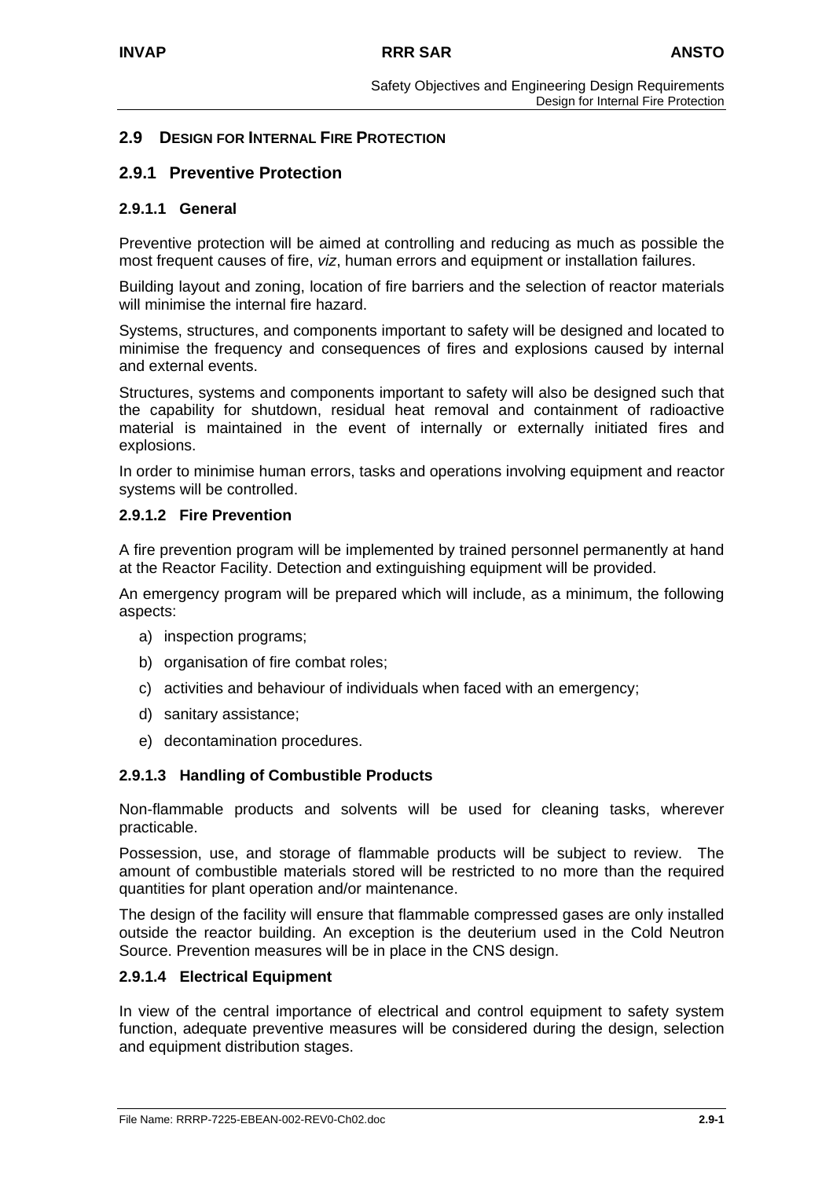## 2.9 DESIGN FOR INTERNAL FIRE PROTECTION

### 2.9.1 Preventive Protection

#### 2.9.1.1 General

Preventive protection will be aimed at controlling and reducing as much as possible the most frequent causes of fire, *viz*, human errors and equipment or installation failures.

Building layout and zoning, location of fire barriers and the selection of reactor materials will minimise the internal fire hazard.

Systems, structures, and components important to safety will be designed and located to minimise the frequency and consequences of fires and explosions caused by internal and external events.

Structures, systems and components important to safety will also be designed such that the capability for shutdown, residual heat removal and containment of radioactive material is maintained in the event of internally or externally initiated fires and explosions.

In order to minimise human errors, tasks and operations involving equipment and reactor systems will be controlled.

#### 2.9.1.2 Fire Prevention

A fire prevention program will be implemented by trained personnel permanently at hand at the Reactor Facility. Detection and extinguishing equipment will be provided.

An emergency program will be prepared which will include, as a minimum, the following aspects:

a) inspection programs;
b) organisation of fire combat roles;
c) activities and behaviour of individuals when faced with an emergency;
d) sanitary assistance;
e) decontamination procedures.

#### 2.9.1.3 Handling of Combustible Products

Non-flammable products and solvents will be used for cleaning tasks, wherever practicable.

Possession, use, and storage of flammable products will be subject to review. The amount of combustible materials stored will be restricted to no more than the required quantities for plant operation and/or maintenance.

The design of the facility will ensure that flammable compressed gases are only installed outside the reactor building. An exception is the deuterium used in the Cold Neutron Source. Prevention measures will be in place in the CNS design.

#### 2.9.1.4 Electrical Equipment

In view of the central importance of electrical and control equipment to safety system function, adequate preventive measures will be considered during the design, selection and equipment distribution stages.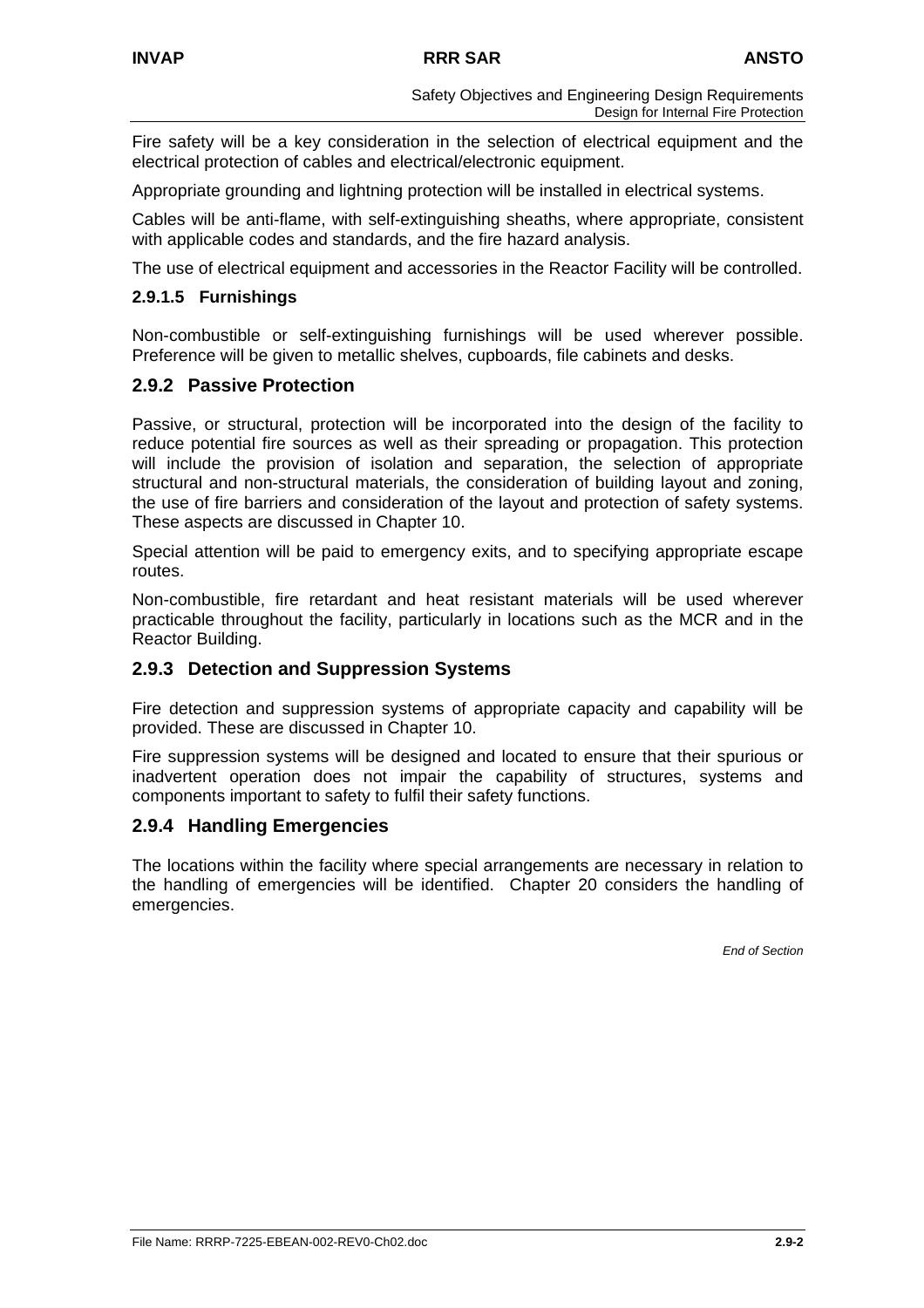Fire safety will be a key consideration in the selection of electrical equipment and the electrical protection of cables and electrical/electronic equipment.

Appropriate grounding and lightning protection will be installed in electrical systems.

Cables will be anti-flame, with self-extinguishing sheaths, where appropriate, consistent with applicable codes and standards, and the fire hazard analysis.

The use of electrical equipment and accessories in the Reactor Facility will be controlled.

#### 2.9.1.5 Furnishings

Non-combustible or self-extinguishing furnishings will be used wherever possible. Preference will be given to metallic shelves, cupboards, file cabinets and desks.

### 2.9.2 Passive Protection

Passive, or structural, protection will be incorporated into the design of the facility to reduce potential fire sources as well as their spreading or propagation. This protection will include the provision of isolation and separation, the selection of appropriate structural and non-structural materials, the consideration of building layout and zoning, the use of fire barriers and consideration of the layout and protection of safety systems. These aspects are discussed in Chapter 10.

Special attention will be paid to emergency exits, and to specifying appropriate escape routes.

Non-combustible, fire retardant and heat resistant materials will be used wherever practicable throughout the facility, particularly in locations such as the MCR and in the Reactor Building.

### 2.9.3 Detection and Suppression Systems

Fire detection and suppression systems of appropriate capacity and capability will be provided. These are discussed in Chapter 10.

Fire suppression systems will be designed and located to ensure that their spurious or inadvertent operation does not impair the capability of structures, systems and components important to safety to fulfil their safety functions.

### 2.9.4 Handling Emergencies

The locations within the facility where special arrangements are necessary in relation to the handling of emergencies will be identified. Chapter 20 considers the handling of emergencies.

*End of Section*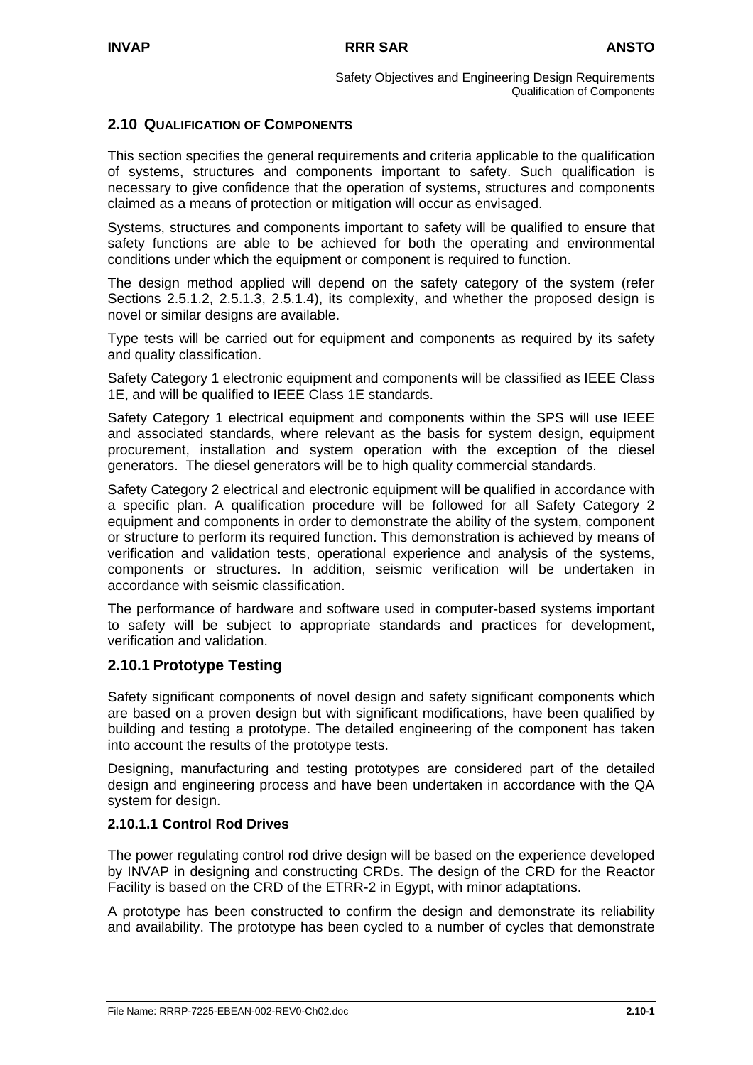## 2.10 QUALIFICATION OF COMPONENTS

This section specifies the general requirements and criteria applicable to the qualification of systems, structures and components important to safety. Such qualification is necessary to give confidence that the operation of systems, structures and components claimed as a means of protection or mitigation will occur as envisaged.

Systems, structures and components important to safety will be qualified to ensure that safety functions are able to be achieved for both the operating and environmental conditions under which the equipment or component is required to function.

The design method applied will depend on the safety category of the system (refer Sections 2.5.1.2, 2.5.1.3, 2.5.1.4), its complexity, and whether the proposed design is novel or similar designs are available.

Type tests will be carried out for equipment and components as required by its safety and quality classification.

Safety Category 1 electronic equipment and components will be classified as IEEE Class 1E, and will be qualified to IEEE Class 1E standards.

Safety Category 1 electrical equipment and components within the SPS will use IEEE and associated standards, where relevant as the basis for system design, equipment procurement, installation and system operation with the exception of the diesel generators. The diesel generators will be to high quality commercial standards.

Safety Category 2 electrical and electronic equipment will be qualified in accordance with a specific plan. A qualification procedure will be followed for all Safety Category 2 equipment and components in order to demonstrate the ability of the system, component or structure to perform its required function. This demonstration is achieved by means of verification and validation tests, operational experience and analysis of the systems, components or structures. In addition, seismic verification will be undertaken in accordance with seismic classification.

The performance of hardware and software used in computer-based systems important to safety will be subject to appropriate standards and practices for development, verification and validation.

### 2.10.1 Prototype Testing

Safety significant components of novel design and safety significant components which are based on a proven design but with significant modifications, have been qualified by building and testing a prototype. The detailed engineering of the component has taken into account the results of the prototype tests.

Designing, manufacturing and testing prototypes are considered part of the detailed design and engineering process and have been undertaken in accordance with the QA system for design.

#### 2.10.1.1 Control Rod Drives

The power regulating control rod drive design will be based on the experience developed by INVAP in designing and constructing CRDs. The design of the CRD for the Reactor Facility is based on the CRD of the ETRR-2 in Egypt, with minor adaptations.

A prototype has been constructed to confirm the design and demonstrate its reliability and availability. The prototype has been cycled to a number of cycles that demonstrate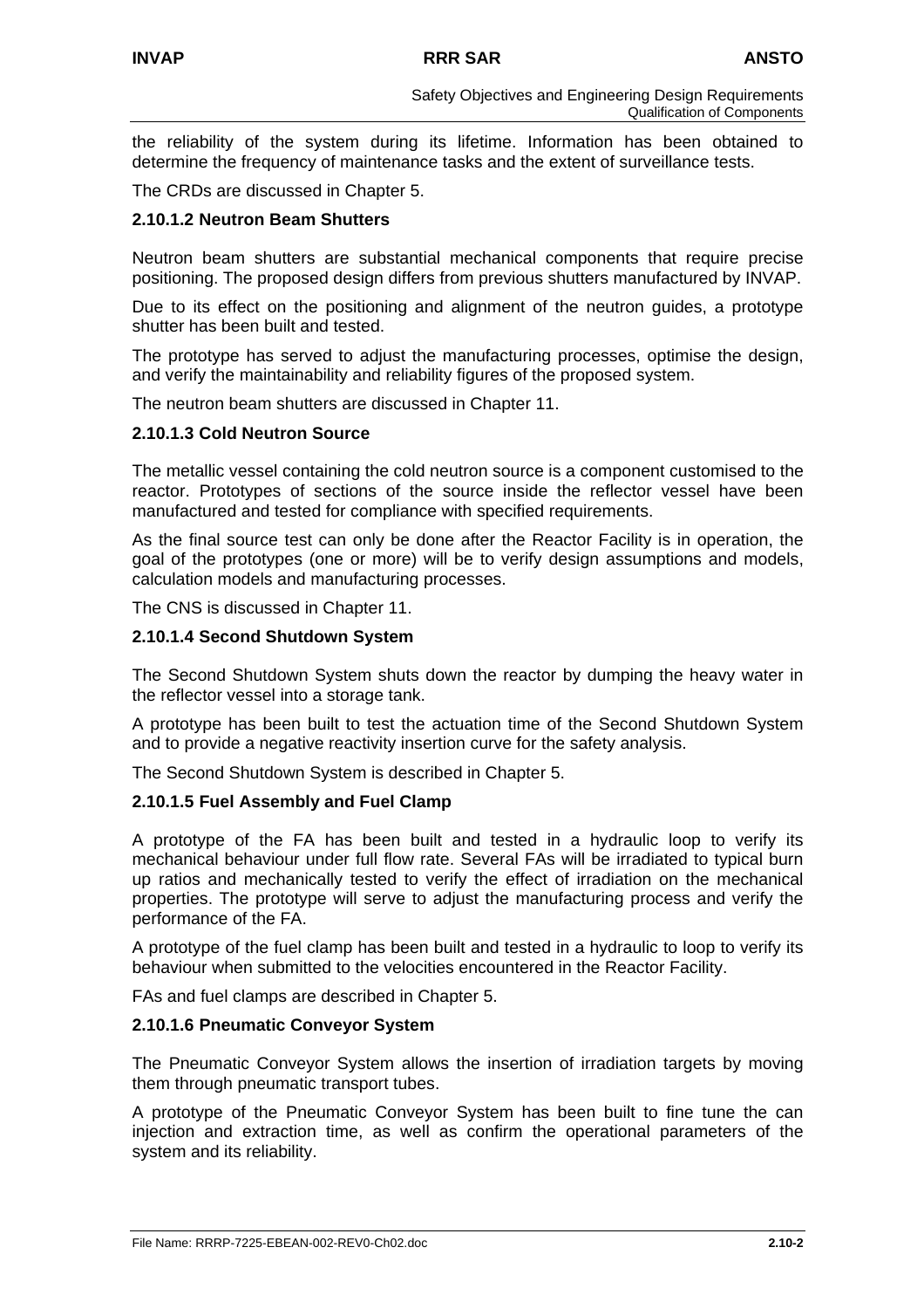the reliability of the system during its lifetime. Information has been obtained to determine the frequency of maintenance tasks and the extent of surveillance tests.

The CRDs are discussed in Chapter 5.

### 2.10.1.2 Neutron Beam Shutters

Neutron beam shutters are substantial mechanical components that require precise positioning. The proposed design differs from previous shutters manufactured by INVAP.

Due to its effect on the positioning and alignment of the neutron guides, a prototype shutter has been built and tested.

The prototype has served to adjust the manufacturing processes, optimise the design, and verify the maintainability and reliability figures of the proposed system.

The neutron beam shutters are discussed in Chapter 11.

### 2.10.1.3 Cold Neutron Source

The metallic vessel containing the cold neutron source is a component customised to the reactor. Prototypes of sections of the source inside the reflector vessel have been manufactured and tested for compliance with specified requirements.

As the final source test can only be done after the Reactor Facility is in operation, the goal of the prototypes (one or more) will be to verify design assumptions and models, calculation models and manufacturing processes.

The CNS is discussed in Chapter 11.

### 2.10.1.4 Second Shutdown System

The Second Shutdown System shuts down the reactor by dumping the heavy water in the reflector vessel into a storage tank.

A prototype has been built to test the actuation time of the Second Shutdown System and to provide a negative reactivity insertion curve for the safety analysis.

The Second Shutdown System is described in Chapter 5.

### 2.10.1.5 Fuel Assembly and Fuel Clamp

A prototype of the FA has been built and tested in a hydraulic loop to verify its mechanical behaviour under full flow rate. Several FAs will be irradiated to typical burn up ratios and mechanically tested to verify the effect of irradiation on the mechanical properties. The prototype will serve to adjust the manufacturing process and verify the performance of the FA.

A prototype of the fuel clamp has been built and tested in a hydraulic to loop to verify its behaviour when submitted to the velocities encountered in the Reactor Facility.

FAs and fuel clamps are described in Chapter 5.

### 2.10.1.6 Pneumatic Conveyor System

The Pneumatic Conveyor System allows the insertion of irradiation targets by moving them through pneumatic transport tubes.

A prototype of the Pneumatic Conveyor System has been built to fine tune the can injection and extraction time, as well as confirm the operational parameters of the system and its reliability.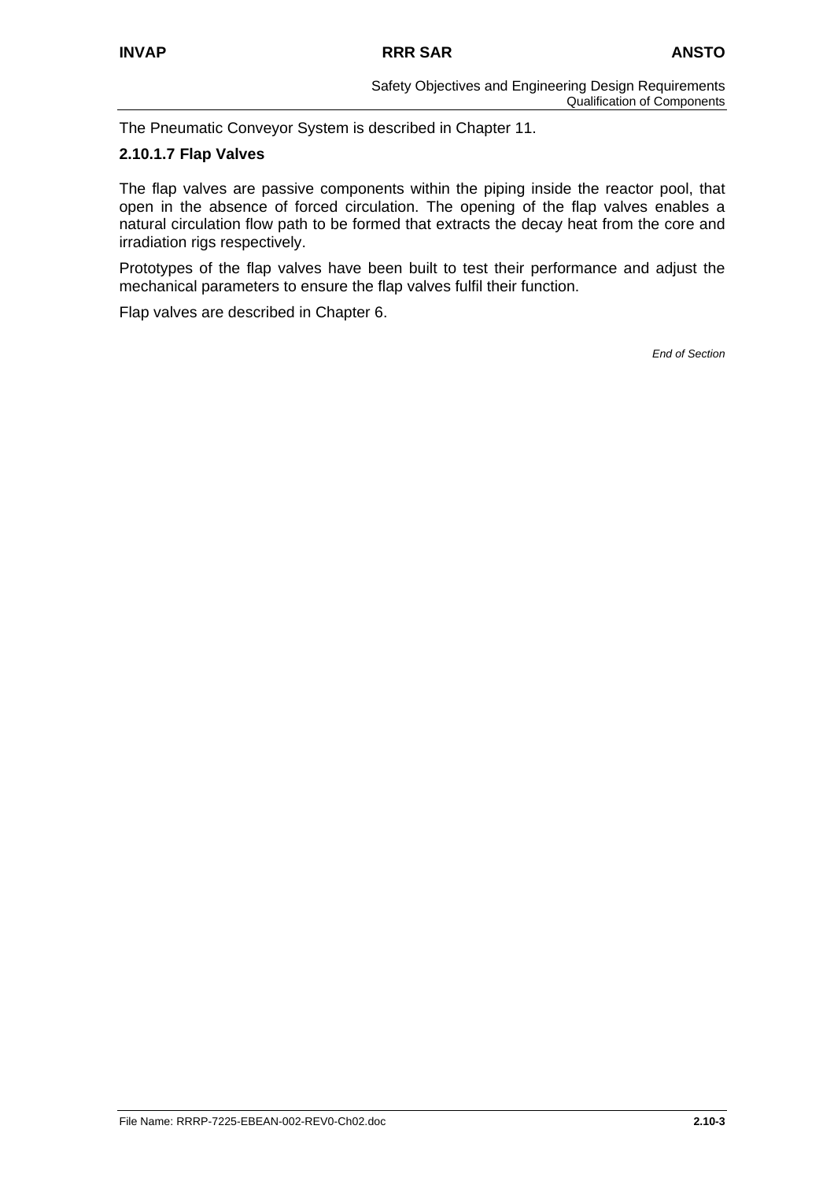The Pneumatic Conveyor System is described in Chapter 11.

### 2.10.1.7 Flap Valves

The flap valves are passive components within the piping inside the reactor pool, that open in the absence of forced circulation. The opening of the flap valves enables a natural circulation flow path to be formed that extracts the decay heat from the core and irradiation rigs respectively.

Prototypes of the flap valves have been built to test their performance and adjust the mechanical parameters to ensure the flap valves fulfil their function.

Flap valves are described in Chapter 6.

*End of Section*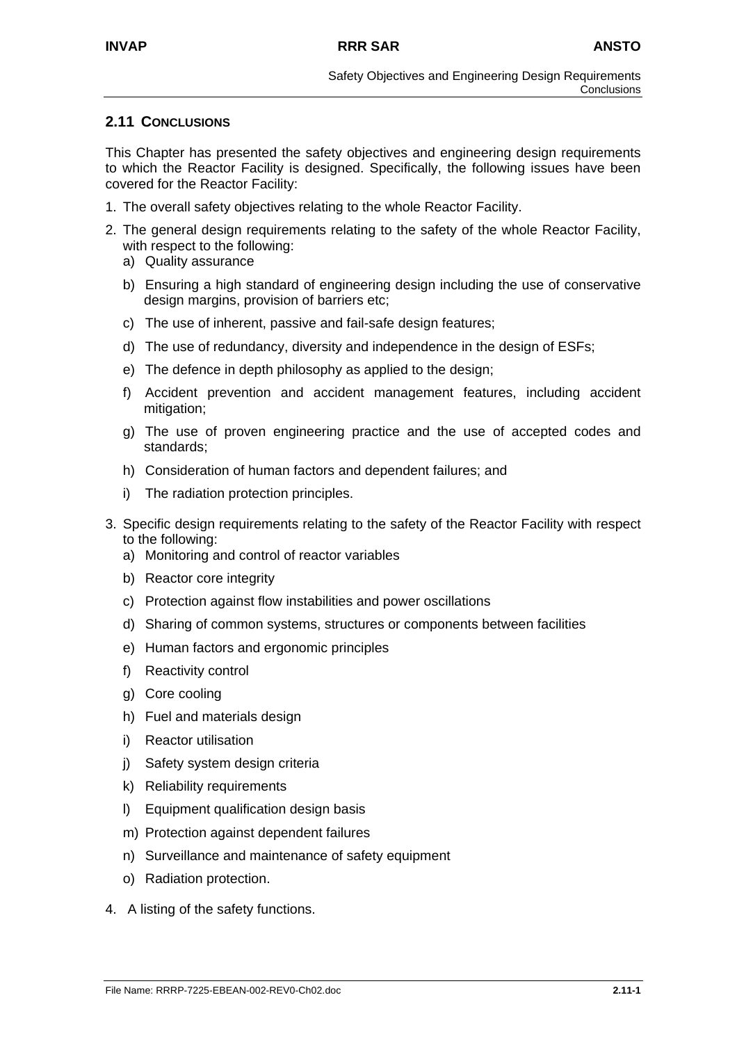## 2.11 CONCLUSIONS

This Chapter has presented the safety objectives and engineering design requirements to which the Reactor Facility is designed. Specifically, the following issues have been covered for the Reactor Facility:

1. The overall safety objectives relating to the whole Reactor Facility.
2. The general design requirements relating to the safety of the whole Reactor Facility, with respect to the following:
   a) Quality assurance
   b) Ensuring a high standard of engineering design including the use of conservative design margins, provision of barriers etc;
   c) The use of inherent, passive and fail-safe design features;
   d) The use of redundancy, diversity and independence in the design of ESFs;
   e) The defence in depth philosophy as applied to the design;
   f) Accident prevention and accident management features, including accident mitigation;
   g) The use of proven engineering practice and the use of accepted codes and standards;
   h) Consideration of human factors and dependent failures; and
   i) The radiation protection principles.
3. Specific design requirements relating to the safety of the Reactor Facility with respect to the following:
   a) Monitoring and control of reactor variables
   b) Reactor core integrity
   c) Protection against flow instabilities and power oscillations
   d) Sharing of common systems, structures or components between facilities
   e) Human factors and ergonomic principles
   f) Reactivity control
   g) Core cooling
   h) Fuel and materials design
   i) Reactor utilisation
   j) Safety system design criteria
   k) Reliability requirements
   l) Equipment qualification design basis
   m) Protection against dependent failures
   n) Surveillance and maintenance of safety equipment
   o) Radiation protection.
4. A listing of the safety functions.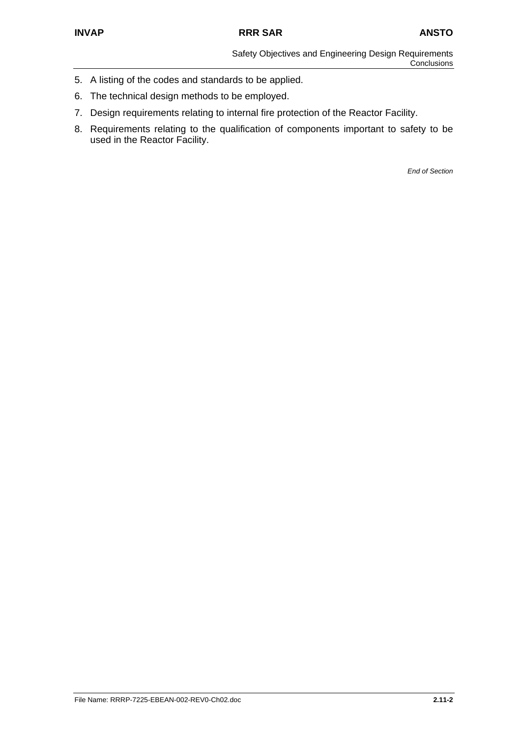5. A listing of the codes and standards to be applied.
6. The technical design methods to be employed.
7. Design requirements relating to internal fire protection of the Reactor Facility.
8. Requirements relating to the qualification of components important to safety to be used in the Reactor Facility.

*End of Section*